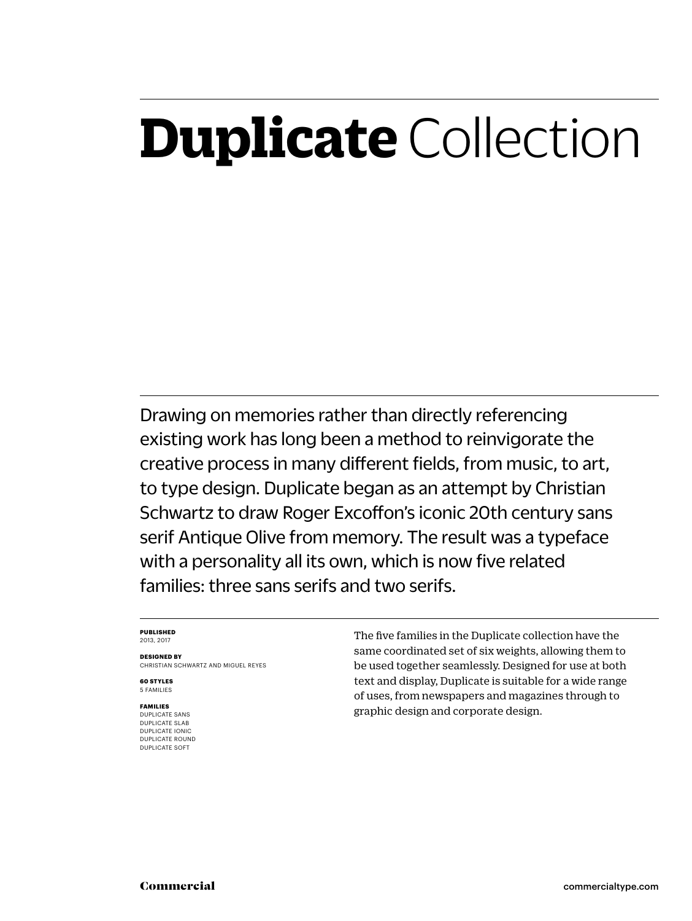# **Duplicate** Collection

Drawing on memories rather than directly referencing existing work has long been a method to reinvigorate the creative process in many different fields, from music, to art, to type design. Duplicate began as an attempt by Christian Schwartz to draw Roger Excoffon's iconic 20th century sans serif Antique Olive from memory. The result was a typeface with a personality all its own, which is now five related families: three sans serifs and two serifs.

**PUBLISHED**
2013, 2017

**DESIGNED BY**
CHRISTIAN SCHWARTZ AND MIGUEL REYES

**60 STYLES**
5 FAMILIES

**FAMILIES**
DUPLICATE SANS
DUPLICATE SLAB
DUPLICATE IONIC
DUPLICATE ROUND
DUPLICATE SOFT

The five families in the Duplicate collection have the same coordinated set of six weights, allowing them to be used together seamlessly. Designed for use at both text and display, Duplicate is suitable for a wide range of uses, from newspapers and magazines through to graphic design and corporate design.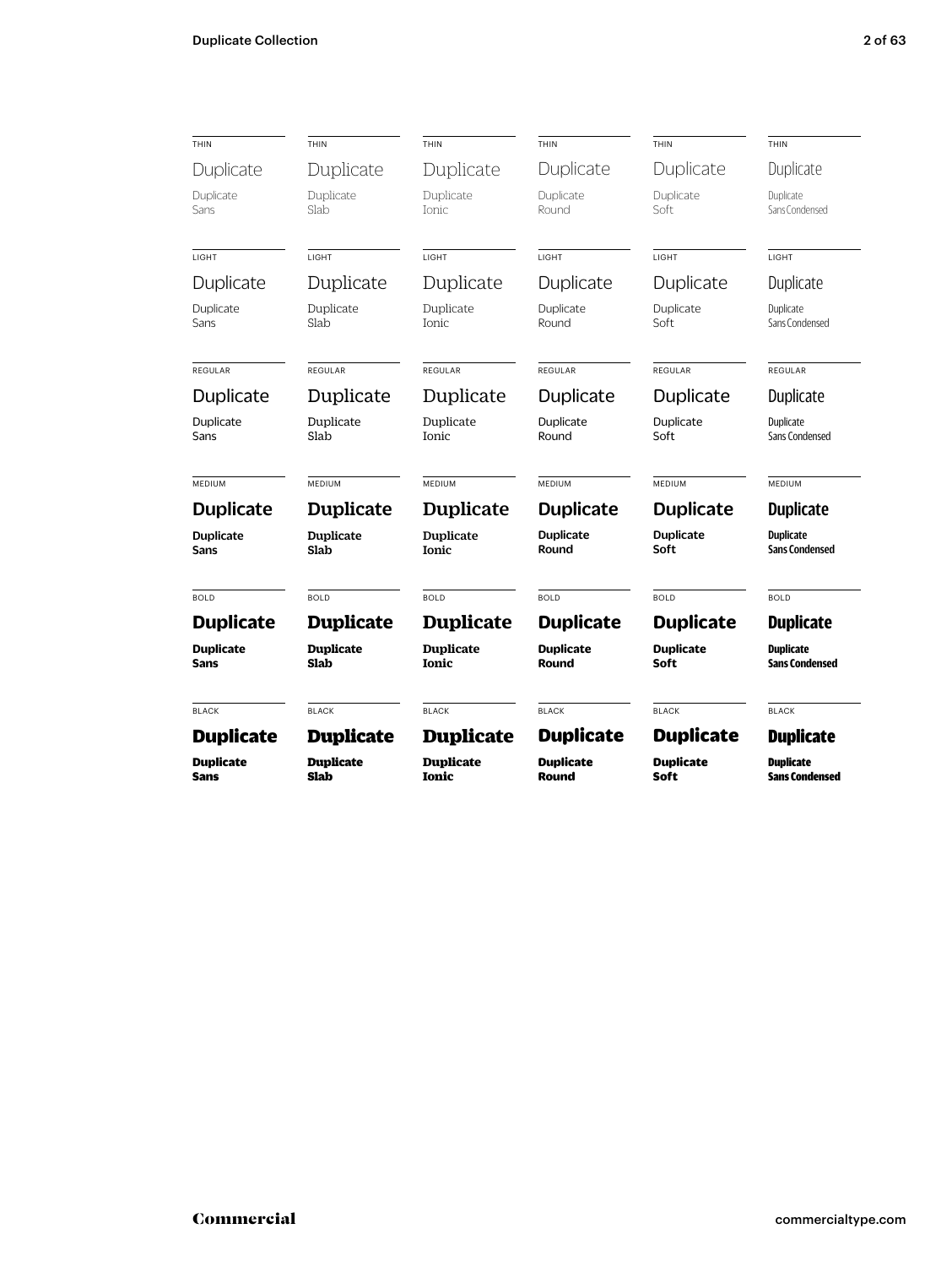| THIN | THIN | THIN | THIN | THIN | THIN |
|---|---|---|---|---|---|
| Duplicate | Duplicate | Duplicate | Duplicate | Duplicate | Duplicate |
| Duplicate Sans | Duplicate Slab | Duplicate Ionic | Duplicate Round | Duplicate Soft | Duplicate Sans Condensed |

| LIGHT | LIGHT | LIGHT | LIGHT | LIGHT | LIGHT |
|---|---|---|---|---|---|
| Duplicate | Duplicate | Duplicate | Duplicate | Duplicate | Duplicate |
| Duplicate Sans | Duplicate Slab | Duplicate Ionic | Duplicate Round | Duplicate Soft | Duplicate Sans Condensed |

| REGULAR | REGULAR | REGULAR | REGULAR | REGULAR | REGULAR |
|---|---|---|---|---|---|
| Duplicate | Duplicate | Duplicate | Duplicate | Duplicate | Duplicate |
| Duplicate Sans | Duplicate Slab | Duplicate Ionic | Duplicate Round | Duplicate Soft | Duplicate Sans Condensed |

| MEDIUM | MEDIUM | MEDIUM | MEDIUM | MEDIUM | MEDIUM |
|---|---|---|---|---|---|
| **Duplicate** | **Duplicate** | **Duplicate** | **Duplicate** | **Duplicate** | **Duplicate** |
| **Duplicate Sans** | **Duplicate Slab** | **Duplicate Ionic** | **Duplicate Round** | **Duplicate Soft** | **Duplicate Sans Condensed** |

| BOLD | BOLD | BOLD | BOLD | BOLD | BOLD |
|---|---|---|---|---|---|
| **Duplicate** | **Duplicate** | **Duplicate** | **Duplicate** | **Duplicate** | **Duplicate** |
| **Duplicate Sans** | **Duplicate Slab** | **Duplicate Ionic** | **Duplicate Round** | **Duplicate Soft** | **Duplicate Sans Condensed** |

| BLACK | BLACK | BLACK | BLACK | BLACK | BLACK |
|---|---|---|---|---|---|
| **Duplicate** | **Duplicate** | **Duplicate** | **Duplicate** | **Duplicate** | **Duplicate** |
| **Duplicate Sans** | **Duplicate Slab** | **Duplicate Ionic** | **Duplicate Round** | **Duplicate Soft** | **Duplicate Sans Condensed** |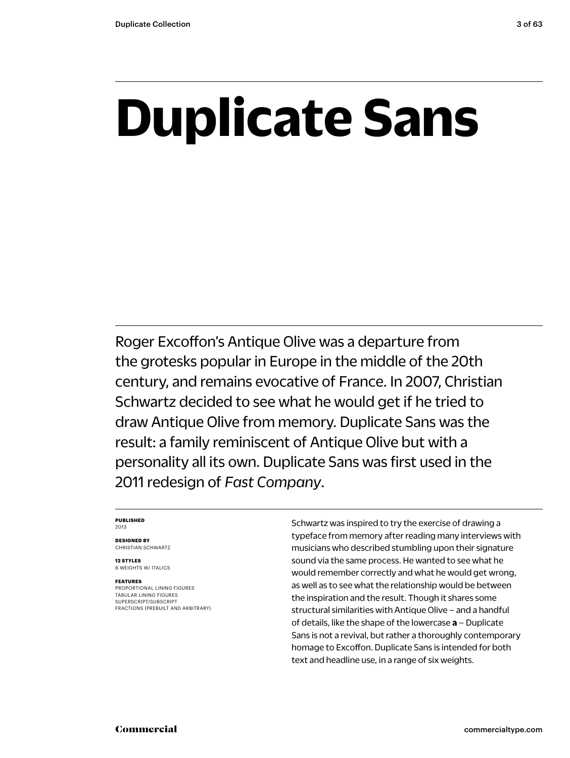# Duplicate Sans

Roger Excoffon's Antique Olive was a departure from the grotesks popular in Europe in the middle of the 20th century, and remains evocative of France. In 2007, Christian Schwartz decided to see what he would get if he tried to draw Antique Olive from memory. Duplicate Sans was the result: a family reminiscent of Antique Olive but with a personality all its own. Duplicate Sans was first used in the 2011 redesign of *Fast Company*.

**PUBLISHED**
2013

**DESIGNED BY**
CHRISTIAN SCHWARTZ

**12 STYLES**
6 WEIGHTS W/ ITALICS

**FEATURES**
PROPORTIONAL LINING FIGURES
TABULAR LINING FIGURES
SUPERSCRIPT/SUBSCRIPT
FRACTIONS (PREBUILT AND ARBITRARY)

Schwartz was inspired to try the exercise of drawing a typeface from memory after reading many interviews with musicians who described stumbling upon their signature sound via the same process. He wanted to see what he would remember correctly and what he would get wrong, as well as to see what the relationship would be between the inspiration and the result. Though it shares some structural similarities with Antique Olive – and a handful of details, like the shape of the lowercase **a** – Duplicate Sans is not a revival, but rather a thoroughly contemporary homage to Excoffon. Duplicate Sans is intended for both text and headline use, in a range of six weights.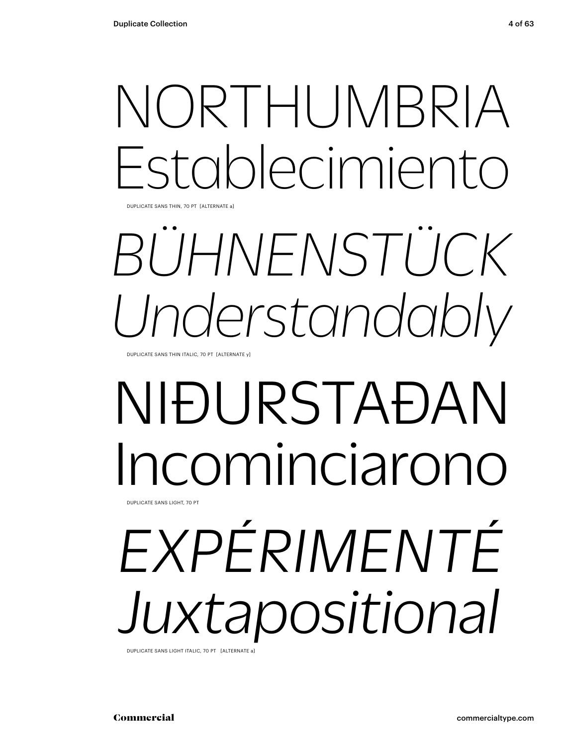NORTHUMBRIA
Establecimiento

DUPLICATE SANS THIN, 70 PT [ALTERNATE a]

*BÜHNENSTÜCK*
*Understandably*

DUPLICATE SANS THIN ITALIC, 70 PT [ALTERNATE y]

NIĐURSTAĐAN
Incominciarono

DUPLICATE SANS LIGHT, 70 PT

*EXPÉRIMENTÉ*
*Juxtapositional*

DUPLICATE SANS LIGHT ITALIC, 70 PT [ALTERNATE a]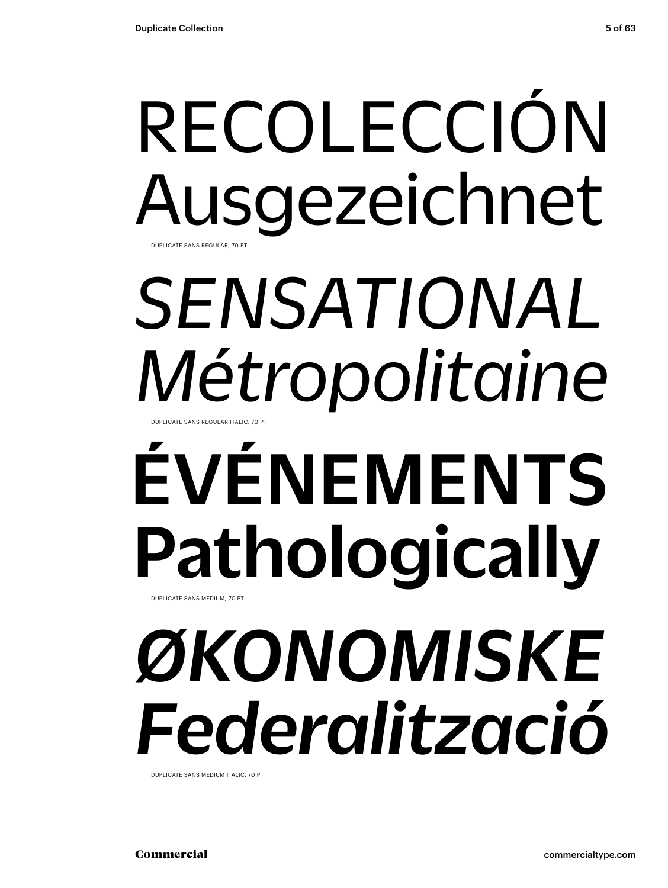RECOLECCIÓN
Ausgezeichnet

DUPLICATE SANS REGULAR, 70 PT

*SENSATIONAL*
*Métropolitaine*

DUPLICATE SANS REGULAR ITALIC, 70 PT

**ÉVÉNEMENTS**
**Pathologically**

DUPLICATE SANS MEDIUM, 70 PT

***ØKONOMISKE***
***Federalització***

DUPLICATE SANS MEDIUM ITALIC, 70 PT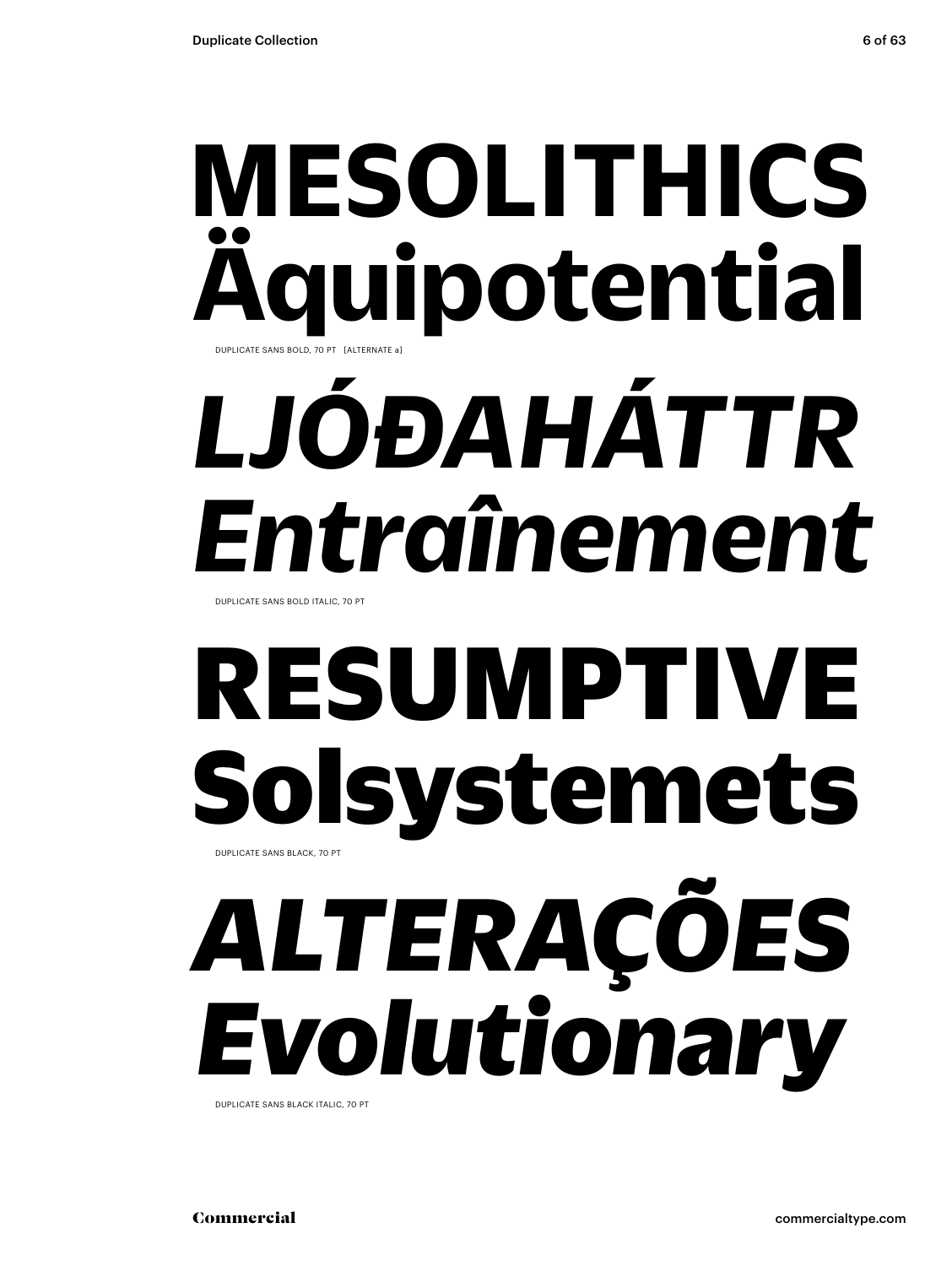**MESOLITHICS**
**Äquipotential**

DUPLICATE SANS BOLD, 70 PT [ALTERNATE a]

***LJÓÐAHÁTTR***
***Entraînement***

DUPLICATE SANS BOLD ITALIC, 70 PT

**RESUMPTIVE**
**Solsystemets**

DUPLICATE SANS BLACK, 70 PT

***ALTERAÇÕES***
***Evolutionary***

DUPLICATE SANS BLACK ITALIC, 70 PT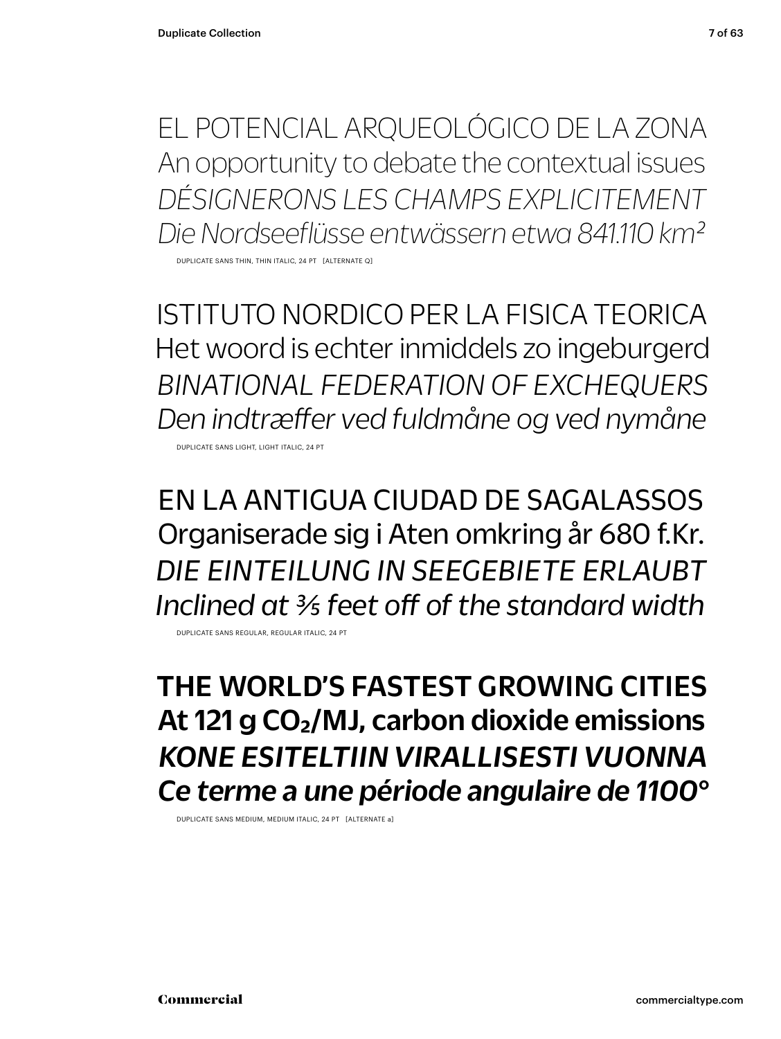EL POTENCIAL ARQUEOLÓGICO DE LA ZONA
An opportunity to debate the contextual issues
*DÉSIGNERONS LES CHAMPS EXPLICITEMENT*
*Die Nordseeflüsse entwässern etwa 841.110 km²*

DUPLICATE SANS THIN, THIN ITALIC, 24 PT [ALTERNATE Q]

ISTITUTO NORDICO PER LA FISICA TEORICA
Het woord is echter inmiddels zo ingeburgerd
*BINATIONAL FEDERATION OF EXCHEQUERS*
*Den indtræffer ved fuldmåne og ved nymåne*

DUPLICATE SANS LIGHT, LIGHT ITALIC, 24 PT

EN LA ANTIGUA CIUDAD DE SAGALASSOS
Organiserade sig i Aten omkring år 680 f.Kr.
*DIE EINTEILUNG IN SEEGEBIETE ERLAUBT*
*Inclined at ⅗ feet off of the standard width*

DUPLICATE SANS REGULAR, REGULAR ITALIC, 24 PT

**THE WORLD'S FASTEST GROWING CITIES**
**At 121 g $CO_2$/MJ, carbon dioxide emissions**
***KONE ESITELTIIN VIRALLISESTI VUONNA***
***Ce terme a une période angulaire de 1100°***

DUPLICATE SANS MEDIUM, MEDIUM ITALIC, 24 PT [ALTERNATE a]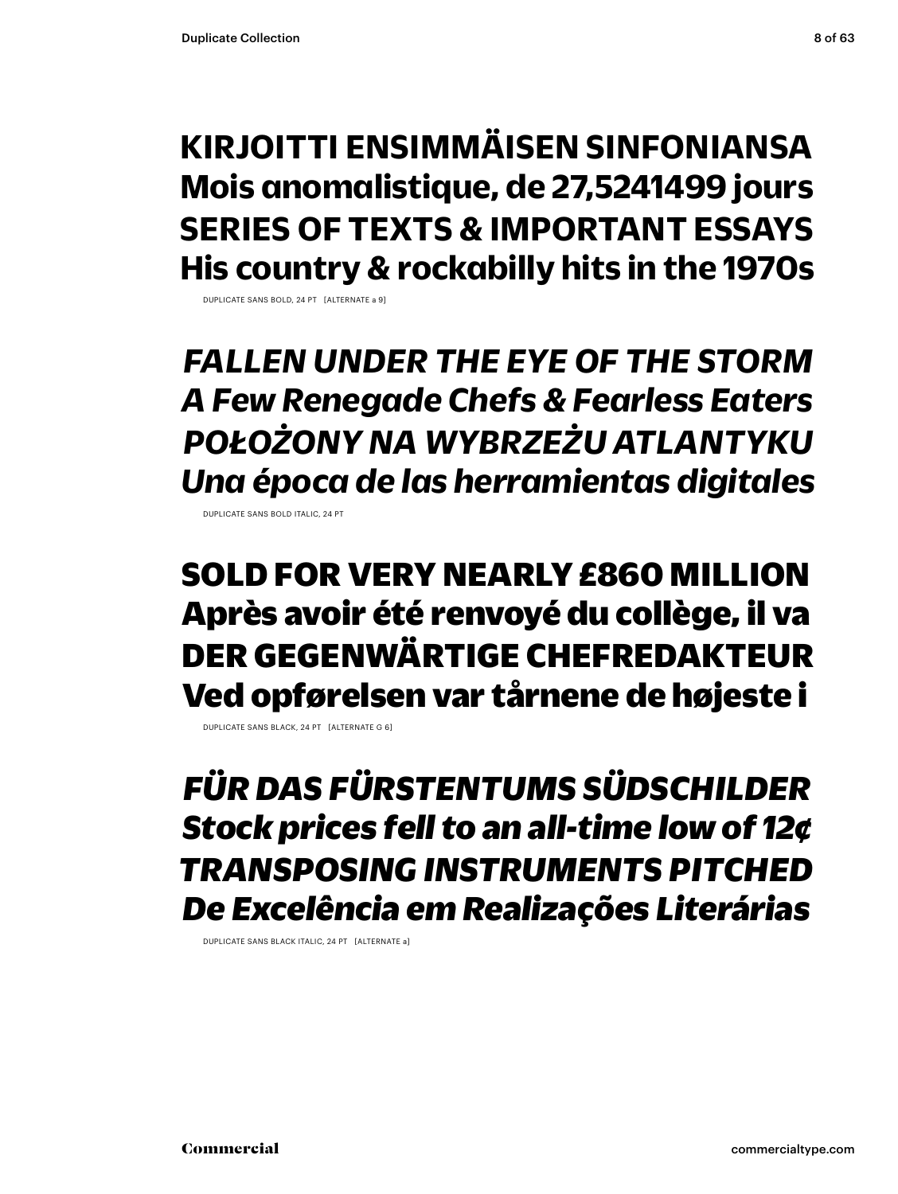**KIRJOITTI ENSIMMÄISEN SINFONIANSA**
**Mois anomalistique, de 27,5241499 jours**
**SERIES OF TEXTS & IMPORTANT ESSAYS**
**His country & rockabilly hits in the 1970s**

DUPLICATE SANS BOLD, 24 PT [ALTERNATE a 9]

***FALLEN UNDER THE EYE OF THE STORM***
***A Few Renegade Chefs & Fearless Eaters***
***POŁOŻONY NA WYBRZEŻU ATLANTYKU***
***Una época de las herramientas digitales***

DUPLICATE SANS BOLD ITALIC, 24 PT

**SOLD FOR VERY NEARLY £860 MILLION**
**Après avoir été renvoyé du collège, il va**
**DER GEGENWÄRTIGE CHEFREDAKTEUR**
**Ved opførelsen var tårnene de højeste i**

DUPLICATE SANS BLACK, 24 PT [ALTERNATE G 6]

***FÜR DAS FÜRSTENTUMS SÜDSCHILDER***
***Stock prices fell to an all-time low of 12¢***
***TRANSPOSING INSTRUMENTS PITCHED***
***De Excelência em Realizações Literárias***

DUPLICATE SANS BLACK ITALIC, 24 PT [ALTERNATE a]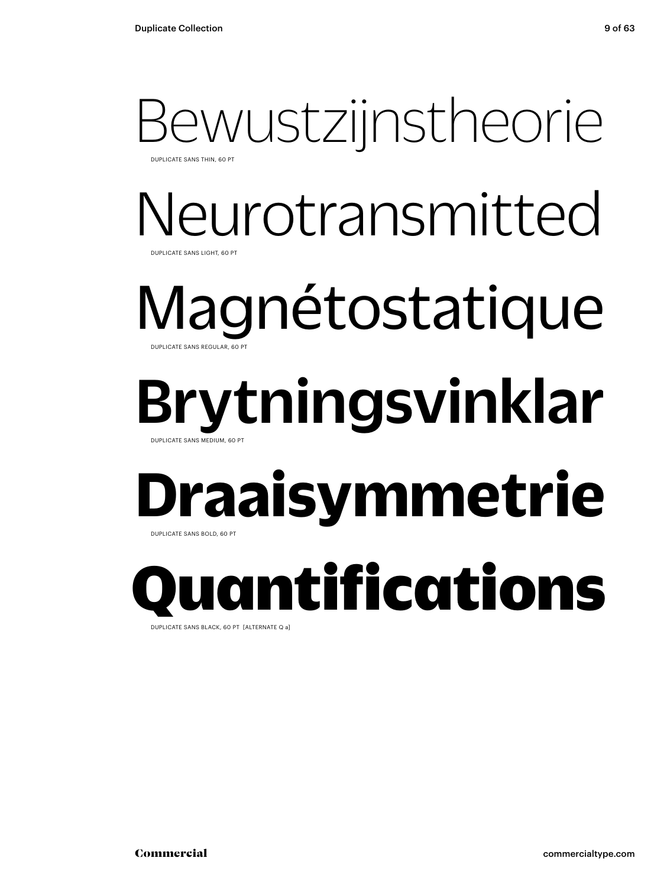Bewustzijnstheorie

DUPLICATE SANS THIN, 60 PT

Neurotransmitted

DUPLICATE SANS LIGHT, 60 PT

Magnétostatique

DUPLICATE SANS REGULAR, 60 PT

**Brytningsvinklar**

DUPLICATE SANS MEDIUM, 60 PT

**Draaisymmetrie**

DUPLICATE SANS BOLD, 60 PT

**Quantifications**

DUPLICATE SANS BLACK, 60 PT [ALTERNATE Q a]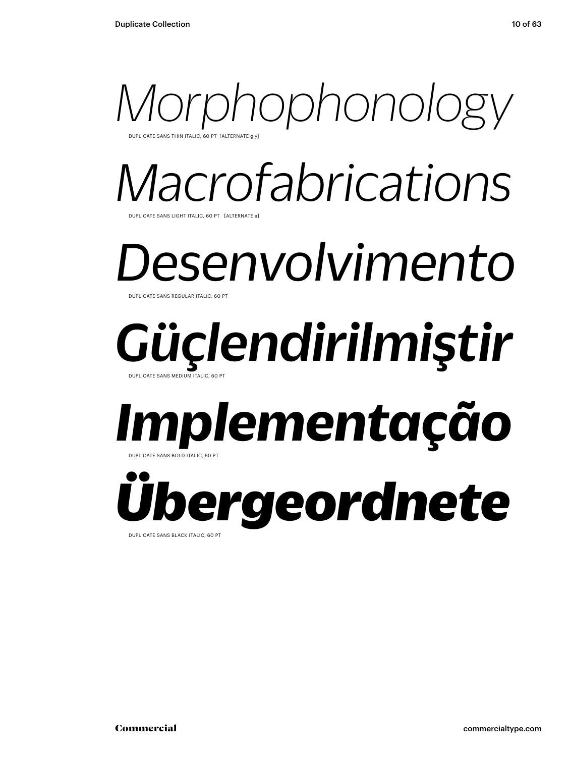*Morphophonology*

DUPLICATE SANS THIN ITALIC, 60 PT [ALTERNATE g y]

*Macrofabrications*

DUPLICATE SANS LIGHT ITALIC, 60 PT [ALTERNATE a]

*Desenvolvimento*

DUPLICATE SANS REGULAR ITALIC, 60 PT

***Güçlendirilmiştir***

DUPLICATE SANS MEDIUM ITALIC, 60 PT

***Implementação***

DUPLICATE SANS BOLD ITALIC, 60 PT

***Übergeordnete***

DUPLICATE SANS BLACK ITALIC, 60 PT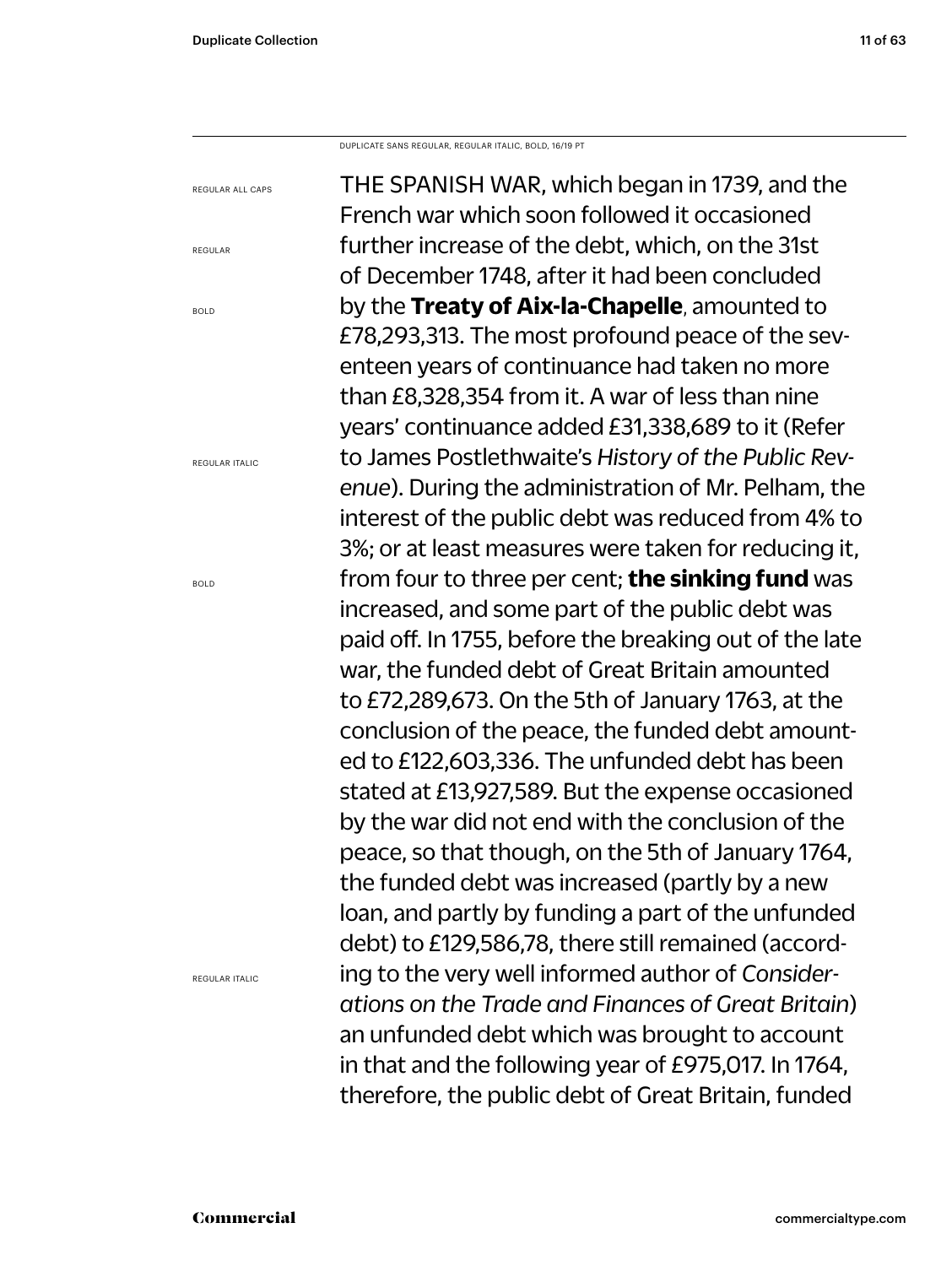DUPLICATE SANS REGULAR, REGULAR ITALIC, BOLD, 16/19 PT

REGULAR ALL CAPS

REGULAR

BOLD

REGULAR ITALIC

BOLD

REGULAR ITALIC

THE SPANISH WAR, which began in 1739, and the French war which soon followed it occasioned further increase of the debt, which, on the 31st of December 1748, after it had been concluded by the **Treaty of Aix-la-Chapelle**, amounted to £78,293,313. The most profound peace of the seventeen years of continuance had taken no more than £8,328,354 from it. A war of less than nine years' continuance added £31,338,689 to it (Refer to James Postlethwaite's *History of the Public Revenue*). During the administration of Mr. Pelham, the interest of the public debt was reduced from 4% to 3%; or at least measures were taken for reducing it, from four to three per cent; **the sinking fund** was increased, and some part of the public debt was paid off. In 1755, before the breaking out of the late war, the funded debt of Great Britain amounted to £72,289,673. On the 5th of January 1763, at the conclusion of the peace, the funded debt amounted to £122,603,336. The unfunded debt has been stated at £13,927,589. But the expense occasioned by the war did not end with the conclusion of the peace, so that though, on the 5th of January 1764, the funded debt was increased (partly by a new loan, and partly by funding a part of the unfunded debt) to £129,586,78, there still remained (according to the very well informed author of *Considerations on the Trade and Finances of Great Britain*) an unfunded debt which was brought to account in that and the following year of £975,017. In 1764, therefore, the public debt of Great Britain, funded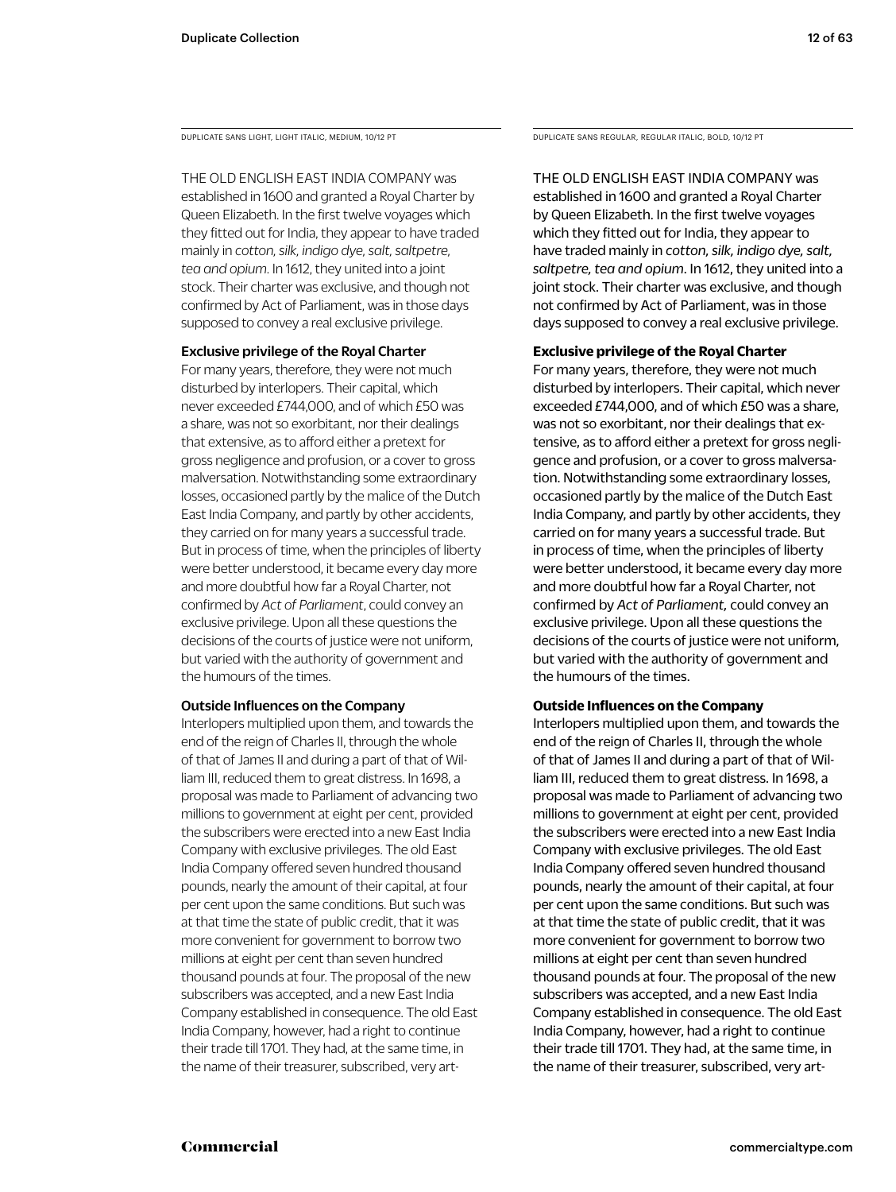DUPLICATE SANS LIGHT, LIGHT ITALIC, MEDIUM, 10/12 PT

THE OLD ENGLISH EAST INDIA COMPANY was established in 1600 and granted a Royal Charter by Queen Elizabeth. In the first twelve voyages which they fitted out for India, they appear to have traded mainly in *cotton, silk, indigo dye, salt, saltpetre, tea and opium*. In 1612, they united into a joint stock. Their charter was exclusive, and though not confirmed by Act of Parliament, was in those days supposed to convey a real exclusive privilege.

**Exclusive privilege of the Royal Charter**

For many years, therefore, they were not much disturbed by interlopers. Their capital, which never exceeded £744,000, and of which £50 was a share, was not so exorbitant, nor their dealings that extensive, as to afford either a pretext for gross negligence and profusion, or a cover to gross malversation. Notwithstanding some extraordinary losses, occasioned partly by the malice of the Dutch East India Company, and partly by other accidents, they carried on for many years a successful trade. But in process of time, when the principles of liberty were better understood, it became every day more and more doubtful how far a Royal Charter, not confirmed by *Act of Parliament*, could convey an exclusive privilege. Upon all these questions the decisions of the courts of justice were not uniform, but varied with the authority of government and the humours of the times.

**Outside Influences on the Company**

Interlopers multiplied upon them, and towards the end of the reign of Charles II, through the whole of that of James II and during a part of that of William III, reduced them to great distress. In 1698, a proposal was made to Parliament of advancing two millions to government at eight per cent, provided the subscribers were erected into a new East India Company with exclusive privileges. The old East India Company offered seven hundred thousand pounds, nearly the amount of their capital, at four per cent upon the same conditions. But such was at that time the state of public credit, that it was more convenient for government to borrow two millions at eight per cent than seven hundred thousand pounds at four. The proposal of the new subscribers was accepted, and a new East India Company established in consequence. The old East India Company, however, had a right to continue their trade till 1701. They had, at the same time, in the name of their treasurer, subscribed, very art-

DUPLICATE SANS REGULAR, REGULAR ITALIC, BOLD, 10/12 PT

THE OLD ENGLISH EAST INDIA COMPANY was established in 1600 and granted a Royal Charter by Queen Elizabeth. In the first twelve voyages which they fitted out for India, they appear to have traded mainly in *cotton, silk, indigo dye, salt, saltpetre, tea and opium*. In 1612, they united into a joint stock. Their charter was exclusive, and though not confirmed by Act of Parliament, was in those days supposed to convey a real exclusive privilege.

**Exclusive privilege of the Royal Charter**

For many years, therefore, they were not much disturbed by interlopers. Their capital, which never exceeded £744,000, and of which £50 was a share, was not so exorbitant, nor their dealings that extensive, as to afford either a pretext for gross negligence and profusion, or a cover to gross malversation. Notwithstanding some extraordinary losses, occasioned partly by the malice of the Dutch East India Company, and partly by other accidents, they carried on for many years a successful trade. But in process of time, when the principles of liberty were better understood, it became every day more and more doubtful how far a Royal Charter, not confirmed by *Act of Parliament*, could convey an exclusive privilege. Upon all these questions the decisions of the courts of justice were not uniform, but varied with the authority of government and the humours of the times.

**Outside Influences on the Company**

Interlopers multiplied upon them, and towards the end of the reign of Charles II, through the whole of that of James II and during a part of that of William III, reduced them to great distress. In 1698, a proposal was made to Parliament of advancing two millions to government at eight per cent, provided the subscribers were erected into a new East India Company with exclusive privileges. The old East India Company offered seven hundred thousand pounds, nearly the amount of their capital, at four per cent upon the same conditions. But such was at that time the state of public credit, that it was more convenient for government to borrow two millions at eight per cent than seven hundred thousand pounds at four. The proposal of the new subscribers was accepted, and a new East India Company established in consequence. The old East India Company, however, had a right to continue their trade till 1701. They had, at the same time, in the name of their treasurer, subscribed, very art-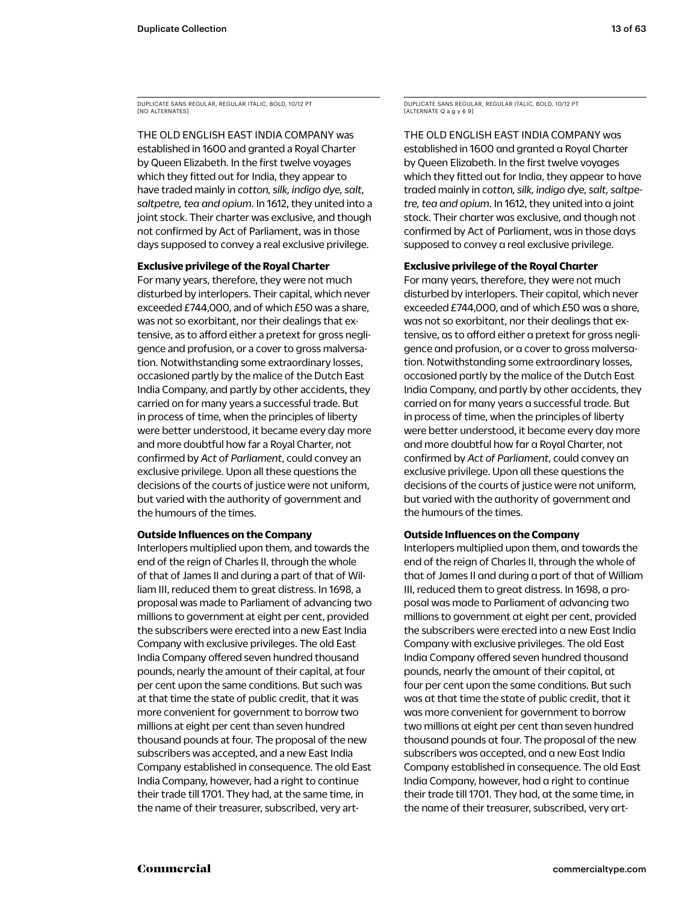DUPLICATE SANS REGULAR, REGULAR ITALIC, BOLD, 10/12 PT
[NO ALTERNATES]

THE OLD ENGLISH EAST INDIA COMPANY was established in 1600 and granted a Royal Charter by Queen Elizabeth. In the first twelve voyages which they fitted out for India, they appear to have traded mainly in *cotton, silk, indigo dye, salt, saltpetre, tea and opium*. In 1612, they united into a joint stock. Their charter was exclusive, and though not confirmed by Act of Parliament, was in those days supposed to convey a real exclusive privilege.

**Exclusive privilege of the Royal Charter**

For many years, therefore, they were not much disturbed by interlopers. Their capital, which never exceeded £744,000, and of which £50 was a share, was not so exorbitant, nor their dealings that extensive, as to afford either a pretext for gross negligence and profusion, or a cover to gross malversation. Notwithstanding some extraordinary losses, occasioned partly by the malice of the Dutch East India Company, and partly by other accidents, they carried on for many years a successful trade. But in process of time, when the principles of liberty were better understood, it became every day more and more doubtful how far a Royal Charter, not confirmed by *Act of Parliament*, could convey an exclusive privilege. Upon all these questions the decisions of the courts of justice were not uniform, but varied with the authority of government and the humours of the times.

**Outside Influences on the Company**

Interlopers multiplied upon them, and towards the end of the reign of Charles II, through the whole of that of James II and during a part of that of William III, reduced them to great distress. In 1698, a proposal was made to Parliament of advancing two millions to government at eight per cent, provided the subscribers were erected into a new East India Company with exclusive privileges. The old East India Company offered seven hundred thousand pounds, nearly the amount of their capital, at four per cent upon the same conditions. But such was at that time the state of public credit, that it was more convenient for government to borrow two millions at eight per cent than seven hundred thousand pounds at four. The proposal of the new subscribers was accepted, and a new East India Company established in consequence. The old East India Company, however, had a right to continue their trade till 1701. They had, at the same time, in the name of their treasurer, subscribed, very art-

DUPLICATE SANS REGULAR, REGULAR ITALIC, BOLD, 10/12 PT
[ALTERNATE Q a g y 6 9]

THE OLD ENGLISH EAST INDIA COMPANY was established in 1600 and granted a Royal Charter by Queen Elizabeth. In the first twelve voyages which they fitted out for India, they appear to have traded mainly in *cotton, silk, indigo dye, salt, saltpetre, tea and opium*. In 1612, they united into a joint stock. Their charter was exclusive, and though not confirmed by Act of Parliament, was in those days supposed to convey a real exclusive privilege.

**Exclusive privilege of the Royal Charter**

For many years, therefore, they were not much disturbed by interlopers. Their capital, which never exceeded £744,000, and of which £50 was a share, was not so exorbitant, nor their dealings that extensive, as to afford either a pretext for gross negligence and profusion, or a cover to gross malversation. Notwithstanding some extraordinary losses, occasioned partly by the malice of the Dutch East India Company, and partly by other accidents, they carried on for many years a successful trade. But in process of time, when the principles of liberty were better understood, it became every day more and more doubtful how far a Royal Charter, not confirmed by *Act of Parliament*, could convey an exclusive privilege. Upon all these questions the decisions of the courts of justice were not uniform, but varied with the authority of government and the humours of the times.

**Outside Influences on the Company**

Interlopers multiplied upon them, and towards the end of the reign of Charles II, through the whole of that of James II and during a part of that of William III, reduced them to great distress. In 1698, a proposal was made to Parliament of advancing two millions to government at eight per cent, provided the subscribers were erected into a new East India Company with exclusive privileges. The old East India Company offered seven hundred thousand pounds, nearly the amount of their capital, at four per cent upon the same conditions. But such was at that time the state of public credit, that it was more convenient for government to borrow two millions at eight per cent than seven hundred thousand pounds at four. The proposal of the new subscribers was accepted, and a new East India Company established in consequence. The old East India Company, however, had a right to continue their trade till 1701. They had, at the same time, in the name of their treasurer, subscribed, very art-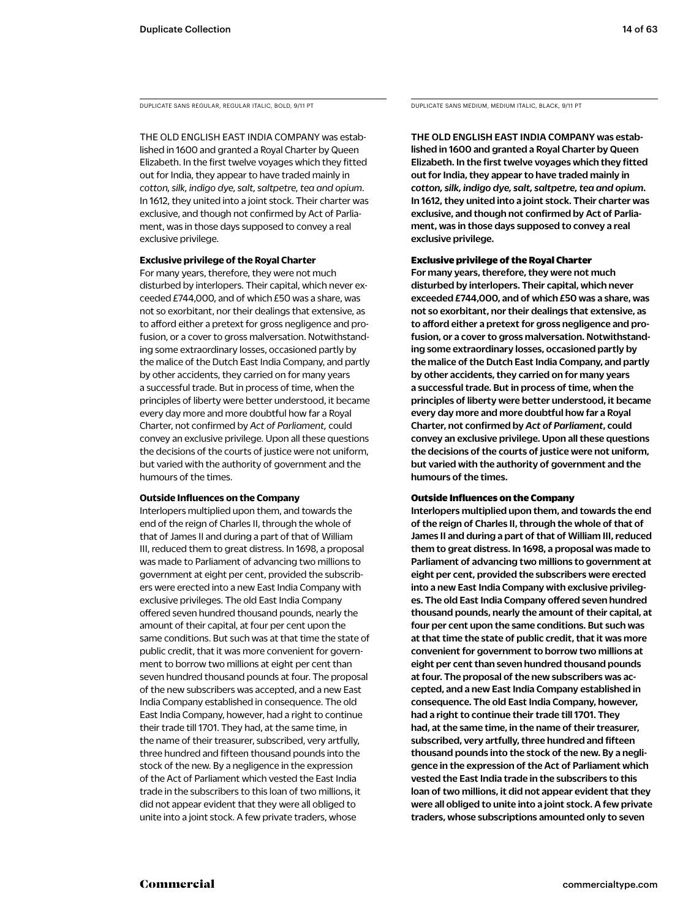DUPLICATE SANS REGULAR, REGULAR ITALIC, BOLD, 9/11 PT

THE OLD ENGLISH EAST INDIA COMPANY was established in 1600 and granted a Royal Charter by Queen Elizabeth. In the first twelve voyages which they fitted out for India, they appear to have traded mainly in *cotton, silk, indigo dye, salt, saltpetre, tea and opium*. In 1612, they united into a joint stock. Their charter was exclusive, and though not confirmed by Act of Parliament, was in those days supposed to convey a real exclusive privilege.

**Exclusive privilege of the Royal Charter**

For many years, therefore, they were not much disturbed by interlopers. Their capital, which never exceeded £744,000, and of which £50 was a share, was not so exorbitant, nor their dealings that extensive, as to afford either a pretext for gross negligence and profusion, or a cover to gross malversation. Notwithstanding some extraordinary losses, occasioned partly by the malice of the Dutch East India Company, and partly by other accidents, they carried on for many years a successful trade. But in process of time, when the principles of liberty were better understood, it became every day more and more doubtful how far a Royal Charter, not confirmed by *Act of Parliament*, could convey an exclusive privilege. Upon all these questions the decisions of the courts of justice were not uniform, but varied with the authority of government and the humours of the times.

**Outside Influences on the Company**

Interlopers multiplied upon them, and towards the end of the reign of Charles II, through the whole of that of James II and during a part of that of William III, reduced them to great distress. In 1698, a proposal was made to Parliament of advancing two millions to government at eight per cent, provided the subscribers were erected into a new East India Company with exclusive privileges. The old East India Company offered seven hundred thousand pounds, nearly the amount of their capital, at four per cent upon the same conditions. But such was at that time the state of public credit, that it was more convenient for government to borrow two millions at eight per cent than seven hundred thousand pounds at four. The proposal of the new subscribers was accepted, and a new East India Company established in consequence. The old East India Company, however, had a right to continue their trade till 1701. They had, at the same time, in the name of their treasurer, subscribed, very artfully, three hundred and fifteen thousand pounds into the stock of the new. By a negligence in the expression of the Act of Parliament which vested the East India trade in the subscribers to this loan of two millions, it did not appear evident that they were all obliged to unite into a joint stock. A few private traders, whose

DUPLICATE SANS MEDIUM, MEDIUM ITALIC, BLACK, 9/11 PT

THE OLD ENGLISH EAST INDIA COMPANY was established in 1600 and granted a Royal Charter by Queen Elizabeth. In the first twelve voyages which they fitted out for India, they appear to have traded mainly in *cotton, silk, indigo dye, salt, saltpetre, tea and opium*. In 1612, they united into a joint stock. Their charter was exclusive, and though not confirmed by Act of Parliament, was in those days supposed to convey a real exclusive privilege.

**Exclusive privilege of the Royal Charter**

For many years, therefore, they were not much disturbed by interlopers. Their capital, which never exceeded £744,000, and of which £50 was a share, was not so exorbitant, nor their dealings that extensive, as to afford either a pretext for gross negligence and profusion, or a cover to gross malversation. Notwithstanding some extraordinary losses, occasioned partly by the malice of the Dutch East India Company, and partly by other accidents, they carried on for many years a successful trade. But in process of time, when the principles of liberty were better understood, it became every day more and more doubtful how far a Royal Charter, not confirmed by *Act of Parliament*, could convey an exclusive privilege. Upon all these questions the decisions of the courts of justice were not uniform, but varied with the authority of government and the humours of the times.

**Outside Influences on the Company**

Interlopers multiplied upon them, and towards the end of the reign of Charles II, through the whole of that of James II and during a part of that of William III, reduced them to great distress. In 1698, a proposal was made to Parliament of advancing two millions to government at eight per cent, provided the subscribers were erected into a new East India Company with exclusive privileges. The old East India Company offered seven hundred thousand pounds, nearly the amount of their capital, at four per cent upon the same conditions. But such was at that time the state of public credit, that it was more convenient for government to borrow two millions at eight per cent than seven hundred thousand pounds at four. The proposal of the new subscribers was accepted, and a new East India Company established in consequence. The old East India Company, however, had a right to continue their trade till 1701. They had, at the same time, in the name of their treasurer, subscribed, very artfully, three hundred and fifteen thousand pounds into the stock of the new. By a negligence in the expression of the Act of Parliament which vested the East India trade in the subscribers to this loan of two millions, it did not appear evident that they were all obliged to unite into a joint stock. A few private traders, whose subscriptions amounted only to seven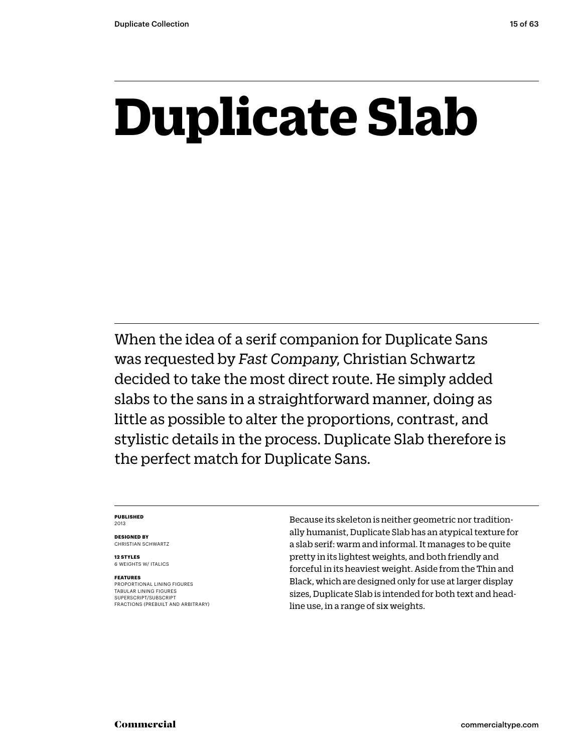# Duplicate Slab

When the idea of a serif companion for Duplicate Sans was requested by *Fast Company*, Christian Schwartz decided to take the most direct route. He simply added slabs to the sans in a straightforward manner, doing as little as possible to alter the proportions, contrast, and stylistic details in the process. Duplicate Slab therefore is the perfect match for Duplicate Sans.

**PUBLISHED**
2013

**DESIGNED BY**
CHRISTIAN SCHWARTZ

**12 STYLES**
6 WEIGHTS W/ ITALICS

**FEATURES**
PROPORTIONAL LINING FIGURES
TABULAR LINING FIGURES
SUPERSCRIPT/SUBSCRIPT
FRACTIONS (PREBUILT AND ARBITRARY)

Because its skeleton is neither geometric nor traditionally humanist, Duplicate Slab has an atypical texture for a slab serif: warm and informal. It manages to be quite pretty in its lightest weights, and both friendly and forceful in its heaviest weight. Aside from the Thin and Black, which are designed only for use at larger display sizes, Duplicate Slab is intended for both text and headline use, in a range of six weights.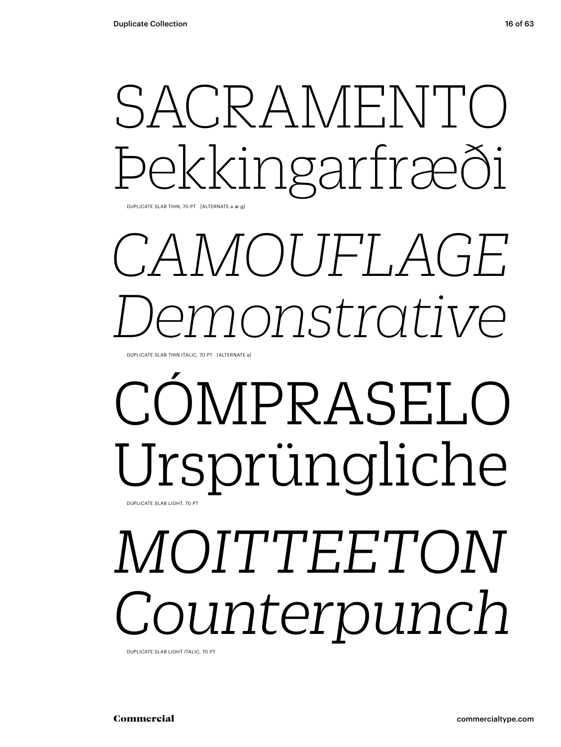SACRAMENTO
Þekkingarfræði

DUPLICATE SLAB THIN, 70 PT [ALTERNATE a æ g]

*CAMOUFLAGE*
*Demonstrative*

DUPLICATE SLAB THIN ITALIC, 70 PT [ALTERNATE a]

CÓMPRASELO
Ursprüngliche

DUPLICATE SLAB LIGHT, 70 PT

*MOITTEETON*
*Counterpunch*

DUPLICATE SLAB LIGHT ITALIC, 70 PT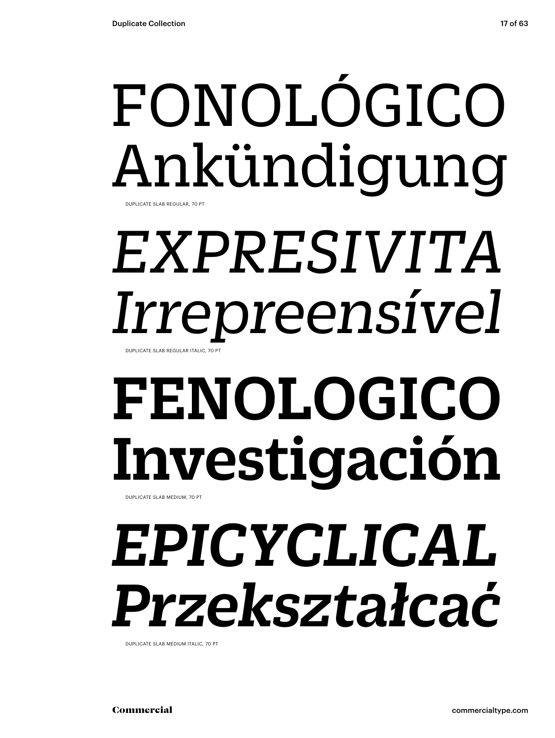FONOLÓGICO
Ankündigung

DUPLICATE SLAB REGULAR, 70 PT

*EXPRESIVITA*
*Irrepreensível*

DUPLICATE SLAB REGULAR ITALIC, 70 PT

**FENOLOGICO**
**Investigación**

DUPLICATE SLAB MEDIUM, 70 PT

***EPICYCLICAL***
***Przekształcać***

DUPLICATE SLAB MEDIUM ITALIC, 70 PT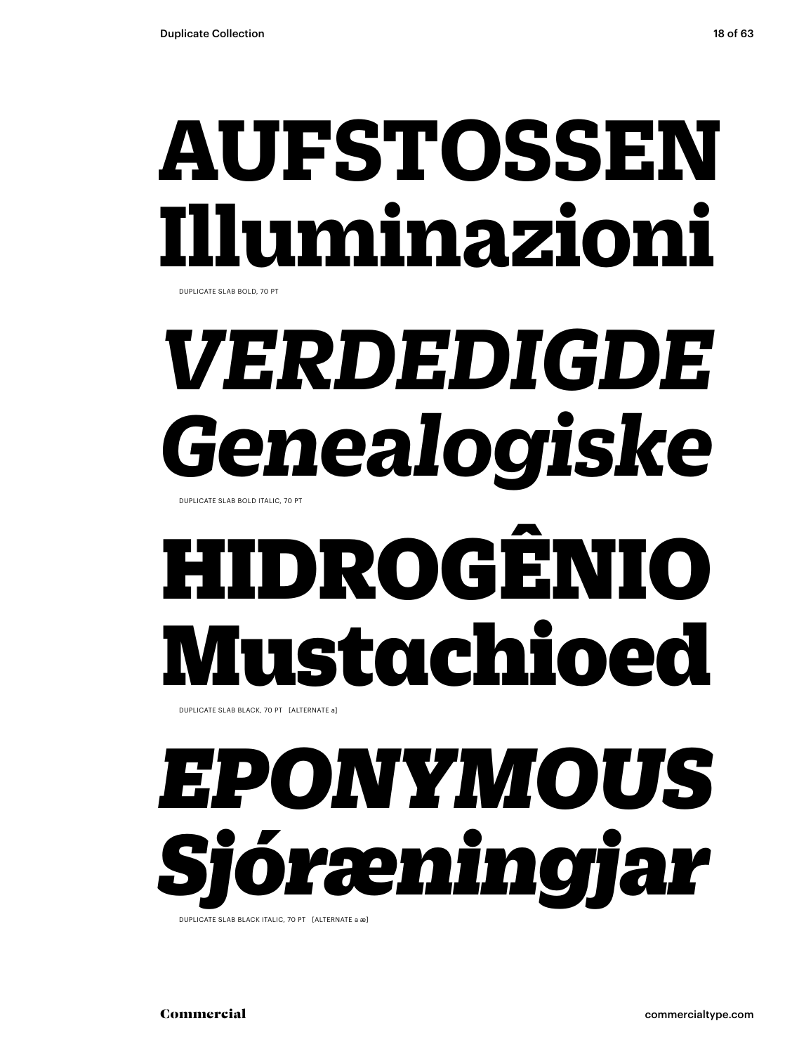# AUFSTOSSEN Illuminazioni

DUPLICATE SLAB BOLD, 70 PT

# *VERDEDIGDE Genealogiske*

DUPLICATE SLAB BOLD ITALIC, 70 PT

# HIDROGÊNIO Mustachioed

DUPLICATE SLAB BLACK, 70 PT [ALTERNATE a]

# *EPONYMOUS Sjóræningjar*

DUPLICATE SLAB BLACK ITALIC, 70 PT [ALTERNATE a æ]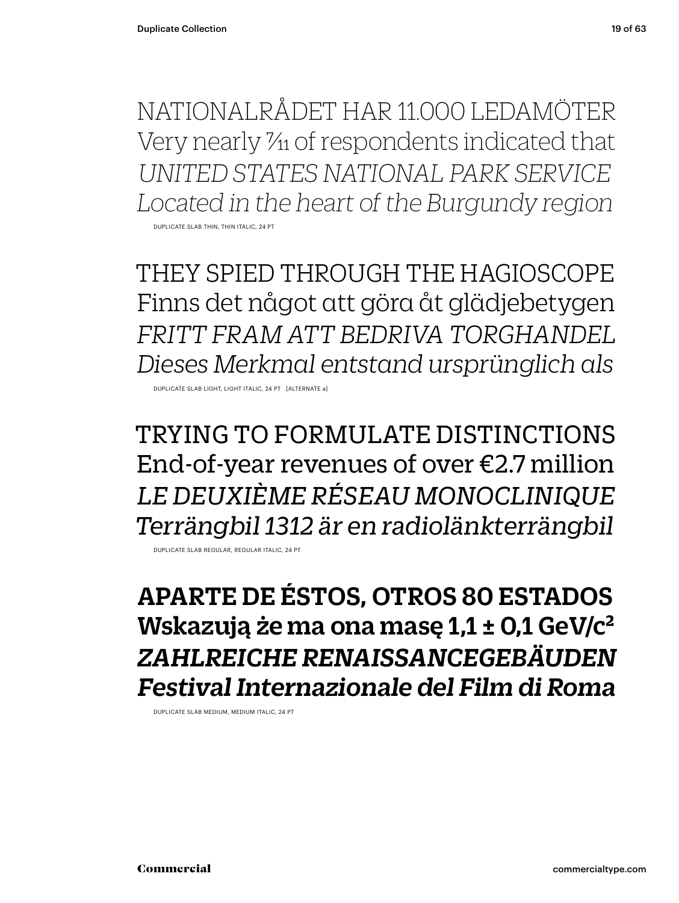NATIONALRÅDET HAR 11.000 LEDAMÖTER
Very nearly 7⁄11 of respondents indicated that
*UNITED STATES NATIONAL PARK SERVICE*
*Located in the heart of the Burgundy region*

DUPLICATE SLAB THIN, THIN ITALIC, 24 PT

THEY SPIED THROUGH THE HAGIOSCOPE
Finns det något att göra åt glädjebetygen
*FRITT FRAM ATT BEDRIVA TORGHANDEL*
*Dieses Merkmal entstand ursprünglich als*

DUPLICATE SLAB LIGHT, LIGHT ITALIC, 24 PT [ALTERNATE a]

TRYING TO FORMULATE DISTINCTIONS
End-of-year revenues of over €2.7 million
*LE DEUXIÈME RÉSEAU MONOCLINIQUE*
*Terrängbil 1312 är en radiolänkterrängbil*

DUPLICATE SLAB REGULAR, REGULAR ITALIC, 24 PT

**APARTE DE ÉSTOS, OTROS 80 ESTADOS**
**Wskazują że ma ona masę 1,1 ± 0,1 GeV/c²**
***ZAHLREICHE RENAISSANCEGEBÄUDEN***
***Festival Internazionale del Film di Roma***

DUPLICATE SLAB MEDIUM, MEDIUM ITALIC, 24 PT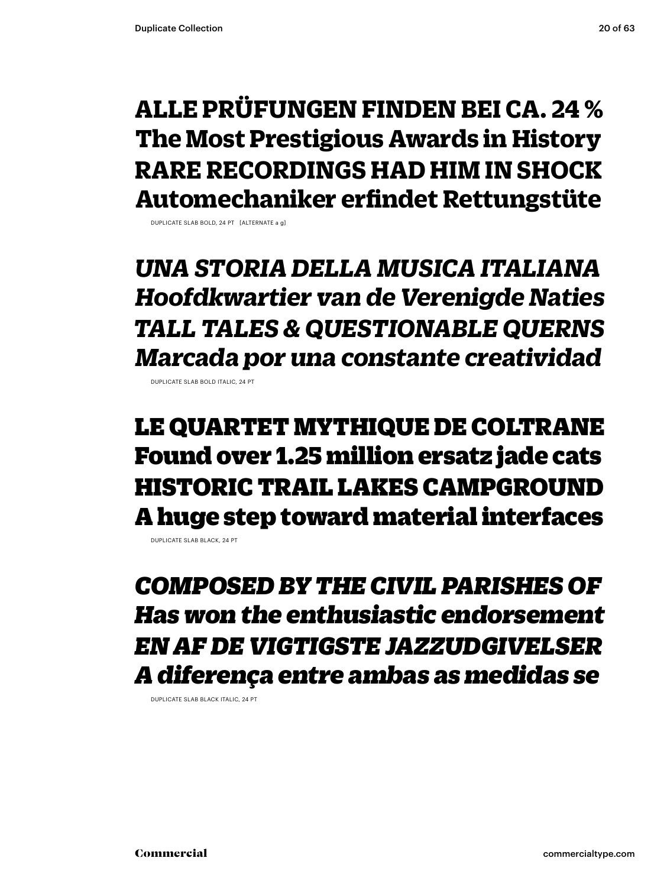**ALLE PRÜFUNGEN FINDEN BEI CA. 24 %**
**The Most Prestigious Awards in History**
**RARE RECORDINGS HAD HIM IN SHOCK**
**Automechaniker erfindet Rettungstüte**

DUPLICATE SLAB BOLD, 24 PT [ALTERNATE a g]

***UNA STORIA DELLA MUSICA ITALIANA***
***Hoofdkwartier van de Verenigde Naties***
***TALL TALES & QUESTIONABLE QUERNS***
***Marcada por una constante creatividad***

DUPLICATE SLAB BOLD ITALIC, 24 PT

**LE QUARTET MYTHIQUE DE COLTRANE**
**Found over 1.25 million ersatz jade cats**
**HISTORIC TRAIL LAKES CAMPGROUND**
**A huge step toward material interfaces**

DUPLICATE SLAB BLACK, 24 PT

***COMPOSED BY THE CIVIL PARISHES OF***
***Has won the enthusiastic endorsement***
***EN AF DE VIGTIGSTE JAZZUDGIVELSER***
***A diferença entre ambas as medidas se***

DUPLICATE SLAB BLACK ITALIC, 24 PT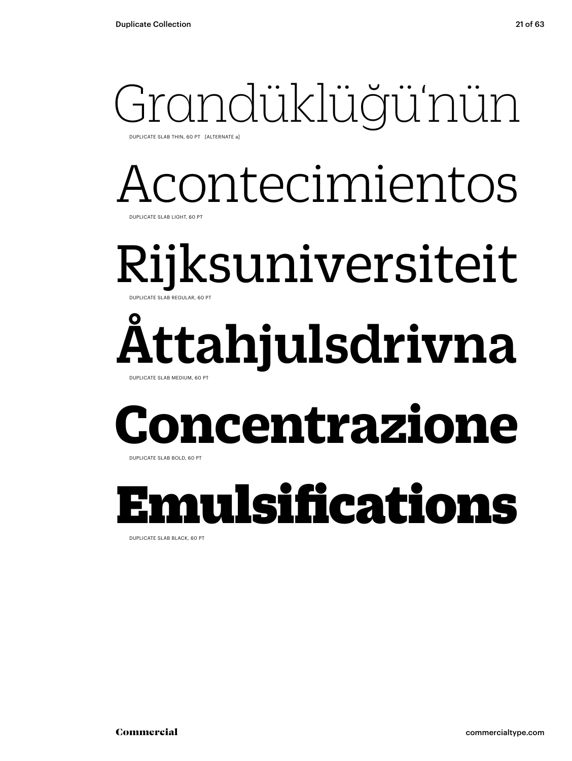Grandüklüğü'nün

DUPLICATE SLAB THIN, 60 PT [ALTERNATE a]

Acontecimientos

DUPLICATE SLAB LIGHT, 60 PT

Rijksuniversiteit

DUPLICATE SLAB REGULAR, 60 PT

**Åttahjulsdrivna**

DUPLICATE SLAB MEDIUM, 60 PT

**Concentrazione**

DUPLICATE SLAB BOLD, 60 PT

**Emulsifications**

DUPLICATE SLAB BLACK, 60 PT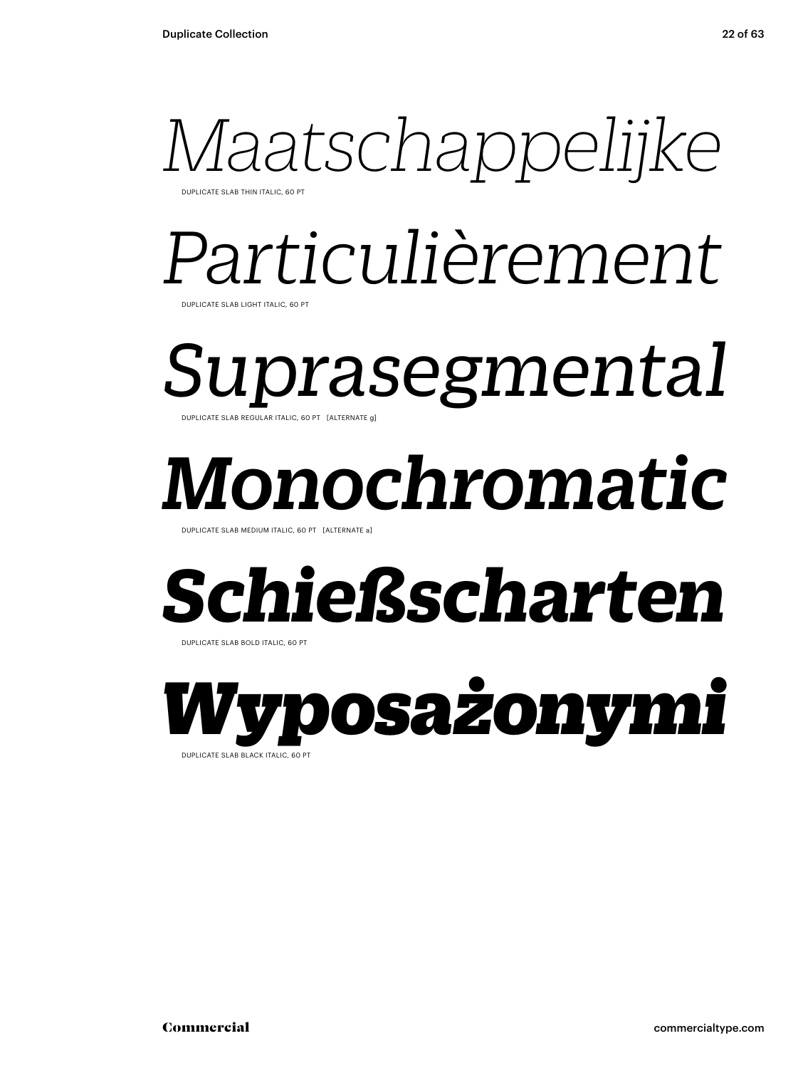*Maatschappelijke*

DUPLICATE SLAB THIN ITALIC, 60 PT

*Particulièrement*

DUPLICATE SLAB LIGHT ITALIC, 60 PT

*Suprasegmental*

DUPLICATE SLAB REGULAR ITALIC, 60 PT [ALTERNATE g]

***Monochromatic***

DUPLICATE SLAB MEDIUM ITALIC, 60 PT [ALTERNATE a]

***Schießscharten***

DUPLICATE SLAB BOLD ITALIC, 60 PT

***Wyposażonymi***

DUPLICATE SLAB BLACK ITALIC, 60 PT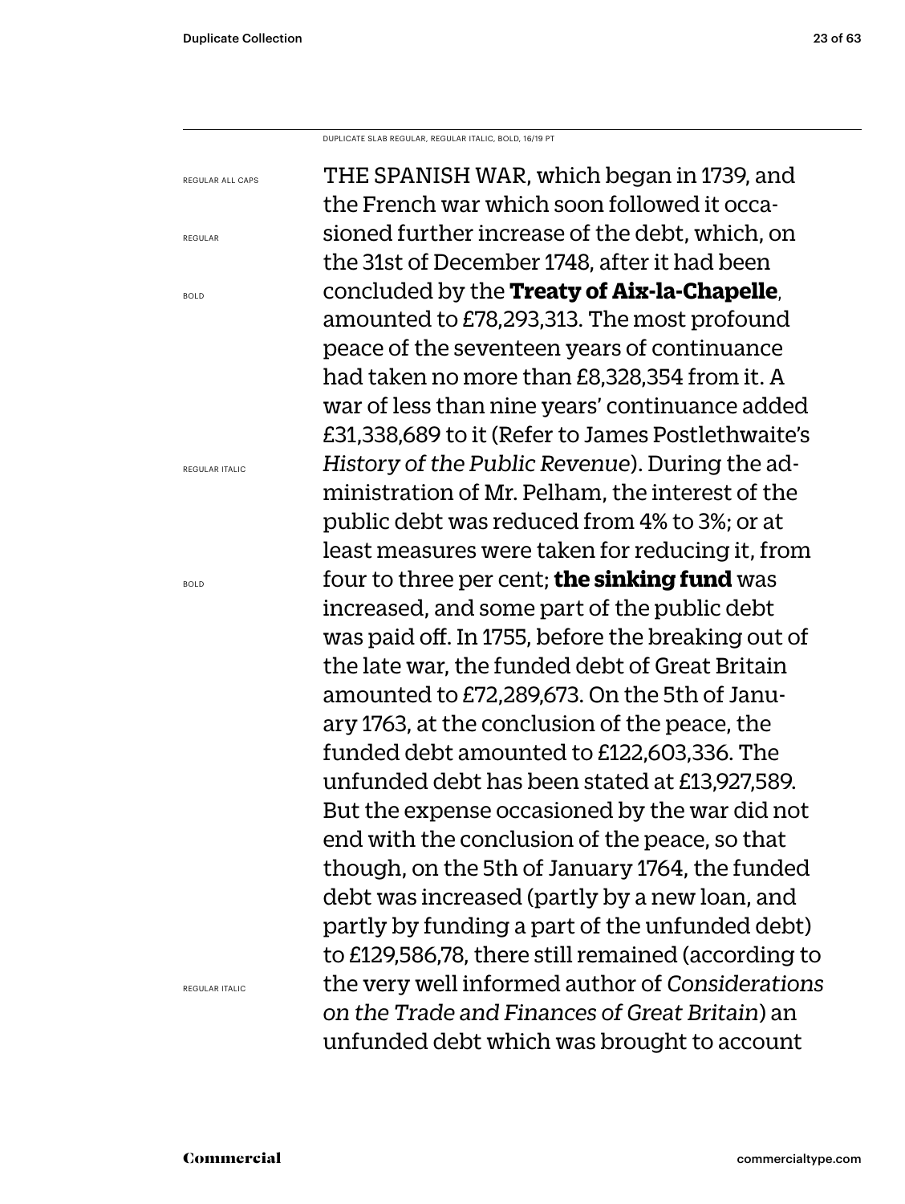DUPLICATE SLAB REGULAR, REGULAR ITALIC, BOLD, 16/19 PT

REGULAR ALL CAPS

REGULAR

BOLD

REGULAR ITALIC

BOLD

REGULAR ITALIC

THE SPANISH WAR, which began in 1739, and the French war which soon followed it occasioned further increase of the debt, which, on the 31st of December 1748, after it had been concluded by the **Treaty of Aix-la-Chapelle**, amounted to £78,293,313. The most profound peace of the seventeen years of continuance had taken no more than £8,328,354 from it. A war of less than nine years' continuance added £31,338,689 to it (Refer to James Postlethwaite's *History of the Public Revenue*). During the administration of Mr. Pelham, the interest of the public debt was reduced from 4% to 3%; or at least measures were taken for reducing it, from four to three per cent; **the sinking fund** was increased, and some part of the public debt was paid off. In 1755, before the breaking out of the late war, the funded debt of Great Britain amounted to £72,289,673. On the 5th of January 1763, at the conclusion of the peace, the funded debt amounted to £122,603,336. The unfunded debt has been stated at £13,927,589. But the expense occasioned by the war did not end with the conclusion of the peace, so that though, on the 5th of January 1764, the funded debt was increased (partly by a new loan, and partly by funding a part of the unfunded debt) to £129,586,78, there still remained (according to the very well informed author of *Considerations on the Trade and Finances of Great Britain*) an unfunded debt which was brought to account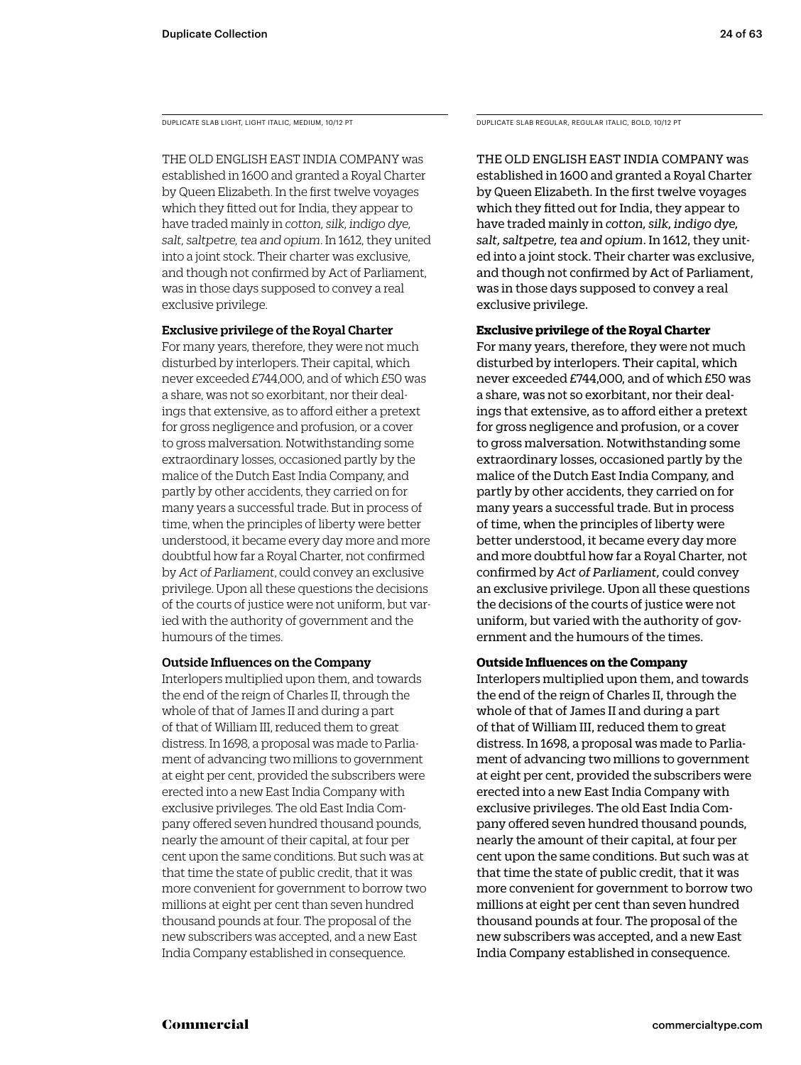DUPLICATE SLAB LIGHT, LIGHT ITALIC, MEDIUM, 10/12 PT

THE OLD ENGLISH EAST INDIA COMPANY was established in 1600 and granted a Royal Charter by Queen Elizabeth. In the first twelve voyages which they fitted out for India, they appear to have traded mainly in *cotton, silk, indigo dye, salt, saltpetre, tea and opium*. In 1612, they united into a joint stock. Their charter was exclusive, and though not confirmed by Act of Parliament, was in those days supposed to convey a real exclusive privilege.

**Exclusive privilege of the Royal Charter**

For many years, therefore, they were not much disturbed by interlopers. Their capital, which never exceeded £744,000, and of which £50 was a share, was not so exorbitant, nor their dealings that extensive, as to afford either a pretext for gross negligence and profusion, or a cover to gross malversation. Notwithstanding some extraordinary losses, occasioned partly by the malice of the Dutch East India Company, and partly by other accidents, they carried on for many years a successful trade. But in process of time, when the principles of liberty were better understood, it became every day more and more doubtful how far a Royal Charter, not confirmed by *Act of Parliament*, could convey an exclusive privilege. Upon all these questions the decisions of the courts of justice were not uniform, but varied with the authority of government and the humours of the times.

**Outside Influences on the Company**

Interlopers multiplied upon them, and towards the end of the reign of Charles II, through the whole of that of James II and during a part of that of William III, reduced them to great distress. In 1698, a proposal was made to Parliament of advancing two millions to government at eight per cent, provided the subscribers were erected into a new East India Company with exclusive privileges. The old East India Company offered seven hundred thousand pounds, nearly the amount of their capital, at four per cent upon the same conditions. But such was at that time the state of public credit, that it was more convenient for government to borrow two millions at eight per cent than seven hundred thousand pounds at four. The proposal of the new subscribers was accepted, and a new East India Company established in consequence.

DUPLICATE SLAB REGULAR, REGULAR ITALIC, BOLD, 10/12 PT

THE OLD ENGLISH EAST INDIA COMPANY was established in 1600 and granted a Royal Charter by Queen Elizabeth. In the first twelve voyages which they fitted out for India, they appear to have traded mainly in *cotton, silk, indigo dye, salt, saltpetre, tea and opium*. In 1612, they united into a joint stock. Their charter was exclusive, and though not confirmed by Act of Parliament, was in those days supposed to convey a real exclusive privilege.

**Exclusive privilege of the Royal Charter**

For many years, therefore, they were not much disturbed by interlopers. Their capital, which never exceeded £744,000, and of which £50 was a share, was not so exorbitant, nor their dealings that extensive, as to afford either a pretext for gross negligence and profusion, or a cover to gross malversation. Notwithstanding some extraordinary losses, occasioned partly by the malice of the Dutch East India Company, and partly by other accidents, they carried on for many years a successful trade. But in process of time, when the principles of liberty were better understood, it became every day more and more doubtful how far a Royal Charter, not confirmed by *Act of Parliament*, could convey an exclusive privilege. Upon all these questions the decisions of the courts of justice were not uniform, but varied with the authority of government and the humours of the times.

**Outside Influences on the Company**

Interlopers multiplied upon them, and towards the end of the reign of Charles II, through the whole of that of James II and during a part of that of William III, reduced them to great distress. In 1698, a proposal was made to Parliament of advancing two millions to government at eight per cent, provided the subscribers were erected into a new East India Company with exclusive privileges. The old East India Company offered seven hundred thousand pounds, nearly the amount of their capital, at four per cent upon the same conditions. But such was at that time the state of public credit, that it was more convenient for government to borrow two millions at eight per cent than seven hundred thousand pounds at four. The proposal of the new subscribers was accepted, and a new East India Company established in consequence.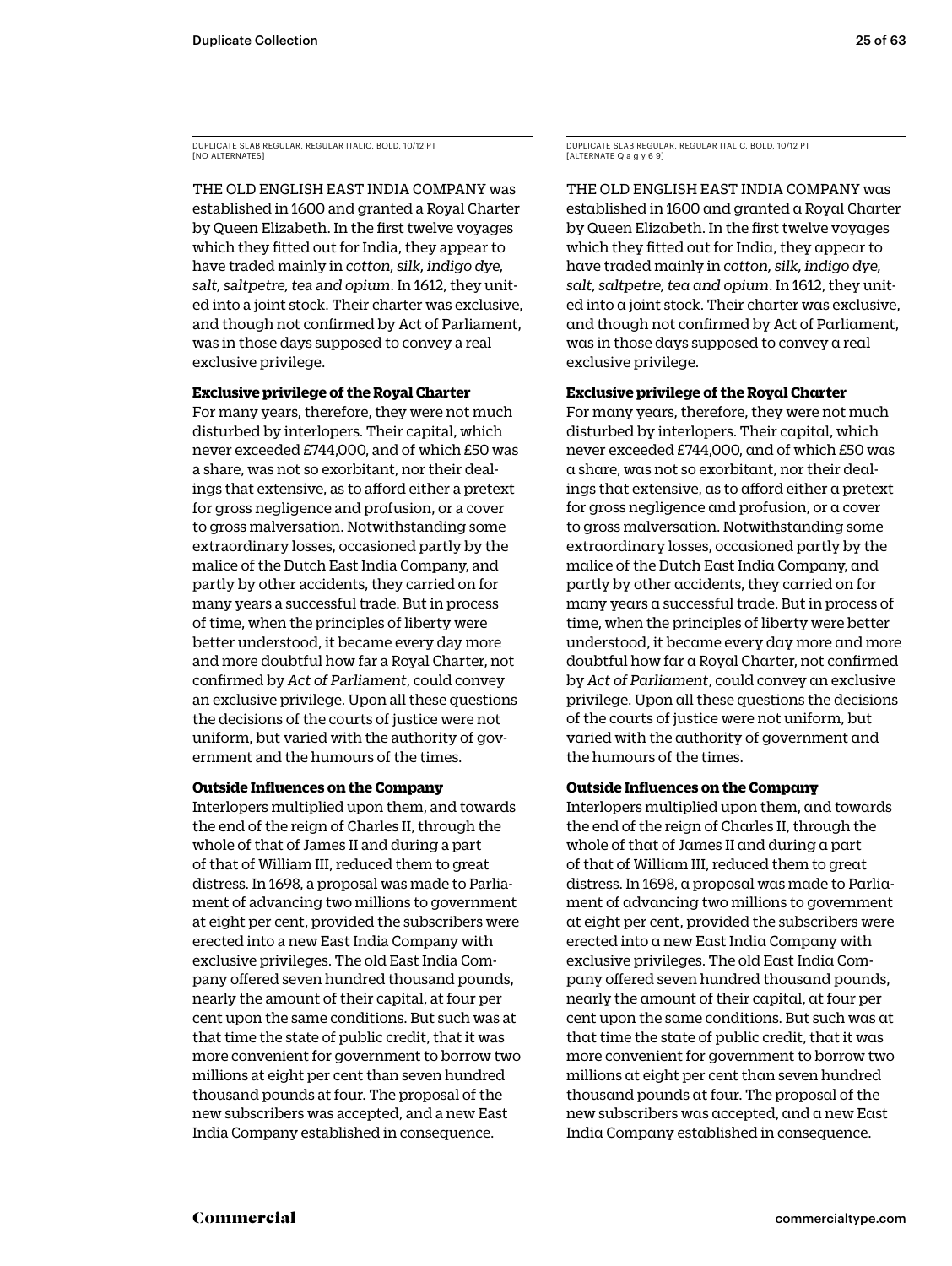DUPLICATE SLAB REGULAR, REGULAR ITALIC, BOLD, 10/12 PT
[NO ALTERNATES]

THE OLD ENGLISH EAST INDIA COMPANY was established in 1600 and granted a Royal Charter by Queen Elizabeth. In the first twelve voyages which they fitted out for India, they appear to have traded mainly in *cotton, silk, indigo dye, salt, saltpetre, tea and opium*. In 1612, they united into a joint stock. Their charter was exclusive, and though not confirmed by Act of Parliament, was in those days supposed to convey a real exclusive privilege.

**Exclusive privilege of the Royal Charter**
For many years, therefore, they were not much disturbed by interlopers. Their capital, which never exceeded £744,000, and of which £50 was a share, was not so exorbitant, nor their dealings that extensive, as to afford either a pretext for gross negligence and profusion, or a cover to gross malversation. Notwithstanding some extraordinary losses, occasioned partly by the malice of the Dutch East India Company, and partly by other accidents, they carried on for many years a successful trade. But in process of time, when the principles of liberty were better understood, it became every day more and more doubtful how far a Royal Charter, not confirmed by *Act of Parliament*, could convey an exclusive privilege. Upon all these questions the decisions of the courts of justice were not uniform, but varied with the authority of government and the humours of the times.

**Outside Influences on the Company**
Interlopers multiplied upon them, and towards the end of the reign of Charles II, through the whole of that of James II and during a part of that of William III, reduced them to great distress. In 1698, a proposal was made to Parliament of advancing two millions to government at eight per cent, provided the subscribers were erected into a new East India Company with exclusive privileges. The old East India Company offered seven hundred thousand pounds, nearly the amount of their capital, at four per cent upon the same conditions. But such was at that time the state of public credit, that it was more convenient for government to borrow two millions at eight per cent than seven hundred thousand pounds at four. The proposal of the new subscribers was accepted, and a new East India Company established in consequence.

DUPLICATE SLAB REGULAR, REGULAR ITALIC, BOLD, 10/12 PT
[ALTERNATE Q a g y 6 9]

THE OLD ENGLISH EAST INDIA COMPANY was established in 1600 and granted a Royal Charter by Queen Elizabeth. In the first twelve voyages which they fitted out for India, they appear to have traded mainly in *cotton, silk, indigo dye, salt, saltpetre, tea and opium*. In 1612, they united into a joint stock. Their charter was exclusive, and though not confirmed by Act of Parliament, was in those days supposed to convey a real exclusive privilege.

**Exclusive privilege of the Royal Charter**
For many years, therefore, they were not much disturbed by interlopers. Their capital, which never exceeded £744,000, and of which £50 was a share, was not so exorbitant, nor their dealings that extensive, as to afford either a pretext for gross negligence and profusion, or a cover to gross malversation. Notwithstanding some extraordinary losses, occasioned partly by the malice of the Dutch East India Company, and partly by other accidents, they carried on for many years a successful trade. But in process of time, when the principles of liberty were better understood, it became every day more and more doubtful how far a Royal Charter, not confirmed by *Act of Parliament*, could convey an exclusive privilege. Upon all these questions the decisions of the courts of justice were not uniform, but varied with the authority of government and the humours of the times.

**Outside Influences on the Company**
Interlopers multiplied upon them, and towards the end of the reign of Charles II, through the whole of that of James II and during a part of that of William III, reduced them to great distress. In 1698, a proposal was made to Parliament of advancing two millions to government at eight per cent, provided the subscribers were erected into a new East India Company with exclusive privileges. The old East India Company offered seven hundred thousand pounds, nearly the amount of their capital, at four per cent upon the same conditions. But such was at that time the state of public credit, that it was more convenient for government to borrow two millions at eight per cent than seven hundred thousand pounds at four. The proposal of the new subscribers was accepted, and a new East India Company established in consequence.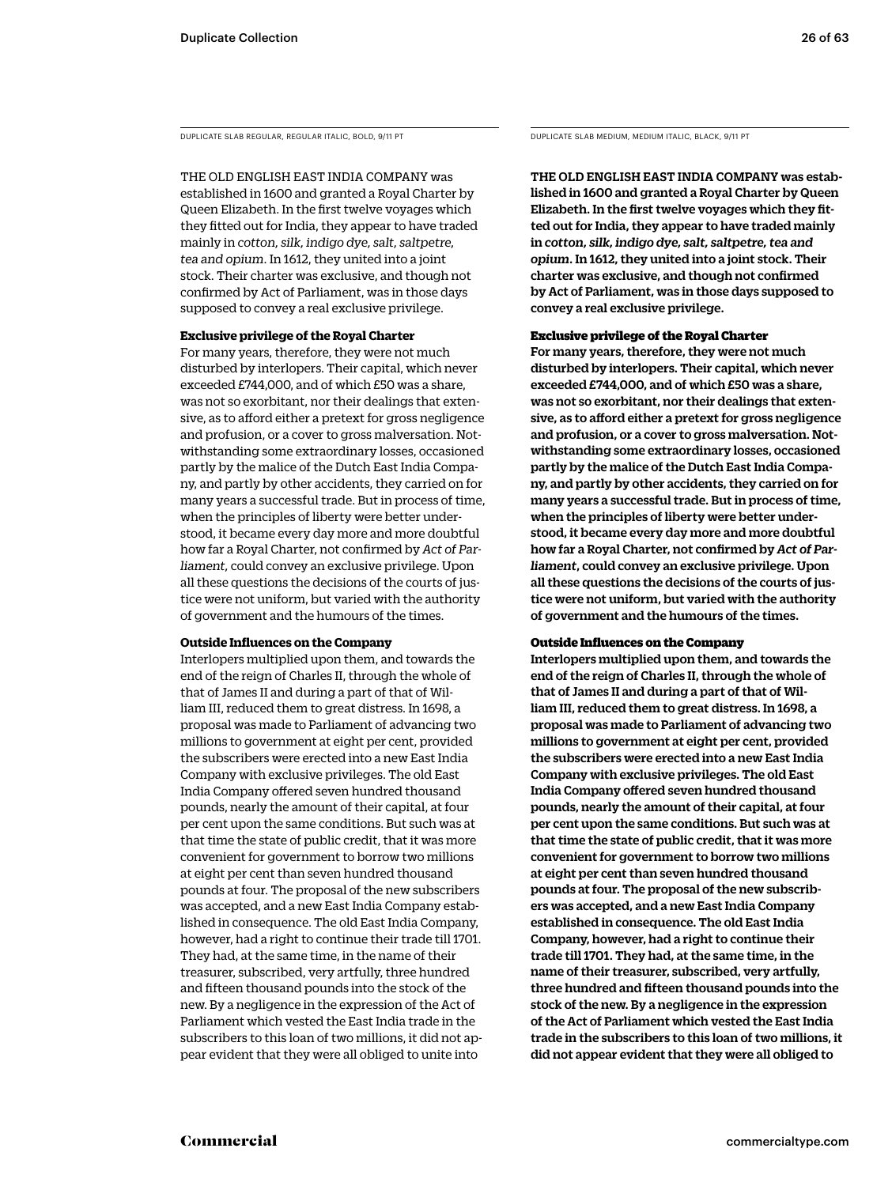DUPLICATE SLAB REGULAR, REGULAR ITALIC, BOLD, 9/11 PT

THE OLD ENGLISH EAST INDIA COMPANY was established in 1600 and granted a Royal Charter by Queen Elizabeth. In the first twelve voyages which they fitted out for India, they appear to have traded mainly in *cotton, silk, indigo dye, salt, saltpetre, tea and opium*. In 1612, they united into a joint stock. Their charter was exclusive, and though not confirmed by Act of Parliament, was in those days supposed to convey a real exclusive privilege.

**Exclusive privilege of the Royal Charter**

For many years, therefore, they were not much disturbed by interlopers. Their capital, which never exceeded £744,000, and of which £50 was a share, was not so exorbitant, nor their dealings that extensive, as to afford either a pretext for gross negligence and profusion, or a cover to gross malversation. Notwithstanding some extraordinary losses, occasioned partly by the malice of the Dutch East India Company, and partly by other accidents, they carried on for many years a successful trade. But in process of time, when the principles of liberty were better understood, it became every day more and more doubtful how far a Royal Charter, not confirmed by *Act of Parliament*, could convey an exclusive privilege. Upon all these questions the decisions of the courts of justice were not uniform, but varied with the authority of government and the humours of the times.

**Outside Influences on the Company**

Interlopers multiplied upon them, and towards the end of the reign of Charles II, through the whole of that of James II and during a part of that of William III, reduced them to great distress. In 1698, a proposal was made to Parliament of advancing two millions to government at eight per cent, provided the subscribers were erected into a new East India Company with exclusive privileges. The old East India Company offered seven hundred thousand pounds, nearly the amount of their capital, at four per cent upon the same conditions. But such was at that time the state of public credit, that it was more convenient for government to borrow two millions at eight per cent than seven hundred thousand pounds at four. The proposal of the new subscribers was accepted, and a new East India Company established in consequence. The old East India Company, however, had a right to continue their trade till 1701. They had, at the same time, in the name of their treasurer, subscribed, very artfully, three hundred and fifteen thousand pounds into the stock of the new. By a negligence in the expression of the Act of Parliament which vested the East India trade in the subscribers to this loan of two millions, it did not appear evident that they were all obliged to unite into

DUPLICATE SLAB MEDIUM, MEDIUM ITALIC, BLACK, 9/11 PT

**THE OLD ENGLISH EAST INDIA COMPANY was established in 1600 and granted a Royal Charter by Queen Elizabeth. In the first twelve voyages which they fitted out for India, they appear to have traded mainly in *cotton, silk, indigo dye, salt, saltpetre, tea and opium*. In 1612, they united into a joint stock. Their charter was exclusive, and though not confirmed by Act of Parliament, was in those days supposed to convey a real exclusive privilege.**

**Exclusive privilege of the Royal Charter**

**For many years, therefore, they were not much disturbed by interlopers. Their capital, which never exceeded £744,000, and of which £50 was a share, was not so exorbitant, nor their dealings that extensive, as to afford either a pretext for gross negligence and profusion, or a cover to gross malversation. Notwithstanding some extraordinary losses, occasioned partly by the malice of the Dutch East India Company, and partly by other accidents, they carried on for many years a successful trade. But in process of time, when the principles of liberty were better understood, it became every day more and more doubtful how far a Royal Charter, not confirmed by *Act of Parliament*, could convey an exclusive privilege. Upon all these questions the decisions of the courts of justice were not uniform, but varied with the authority of government and the humours of the times.**

**Outside Influences on the Company**

**Interlopers multiplied upon them, and towards the end of the reign of Charles II, through the whole of that of James II and during a part of that of William III, reduced them to great distress. In 1698, a proposal was made to Parliament of advancing two millions to government at eight per cent, provided the subscribers were erected into a new East India Company with exclusive privileges. The old East India Company offered seven hundred thousand pounds, nearly the amount of their capital, at four per cent upon the same conditions. But such was at that time the state of public credit, that it was more convenient for government to borrow two millions at eight per cent than seven hundred thousand pounds at four. The proposal of the new subscribers was accepted, and a new East India Company established in consequence. The old East India Company, however, had a right to continue their trade till 1701. They had, at the same time, in the name of their treasurer, subscribed, very artfully, three hundred and fifteen thousand pounds into the stock of the new. By a negligence in the expression of the Act of Parliament which vested the East India trade in the subscribers to this loan of two millions, it did not appear evident that they were all obliged to**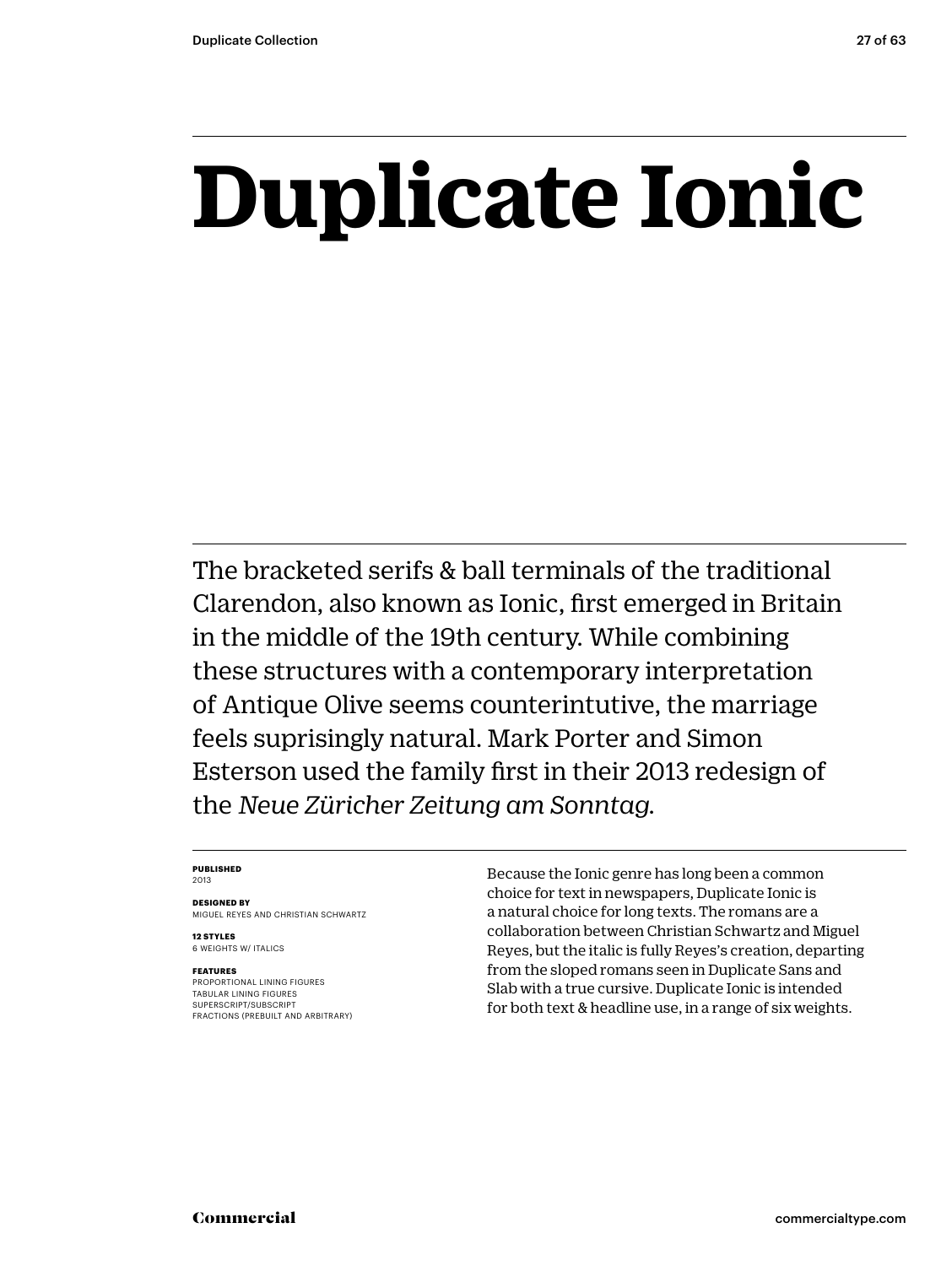# Duplicate Ionic

The bracketed serifs & ball terminals of the traditional Clarendon, also known as Ionic, first emerged in Britain in the middle of the 19th century. While combining these structures with a contemporary interpretation of Antique Olive seems counterintutive, the marriage feels suprisingly natural. Mark Porter and Simon Esterson used the family first in their 2013 redesign of the *Neue Züricher Zeitung am Sonntag.*

**PUBLISHED**
2013

**DESIGNED BY**
MIGUEL REYES AND CHRISTIAN SCHWARTZ

**12 STYLES**
6 WEIGHTS W/ ITALICS

**FEATURES**
PROPORTIONAL LINING FIGURES
TABULAR LINING FIGURES
SUPERSCRIPT/SUBSCRIPT
FRACTIONS (PREBUILT AND ARBITRARY)

Because the Ionic genre has long been a common choice for text in newspapers, Duplicate Ionic is a natural choice for long texts. The romans are a collaboration between Christian Schwartz and Miguel Reyes, but the italic is fully Reyes's creation, departing from the sloped romans seen in Duplicate Sans and Slab with a true cursive. Duplicate Ionic is intended for both text & headline use, in a range of six weights.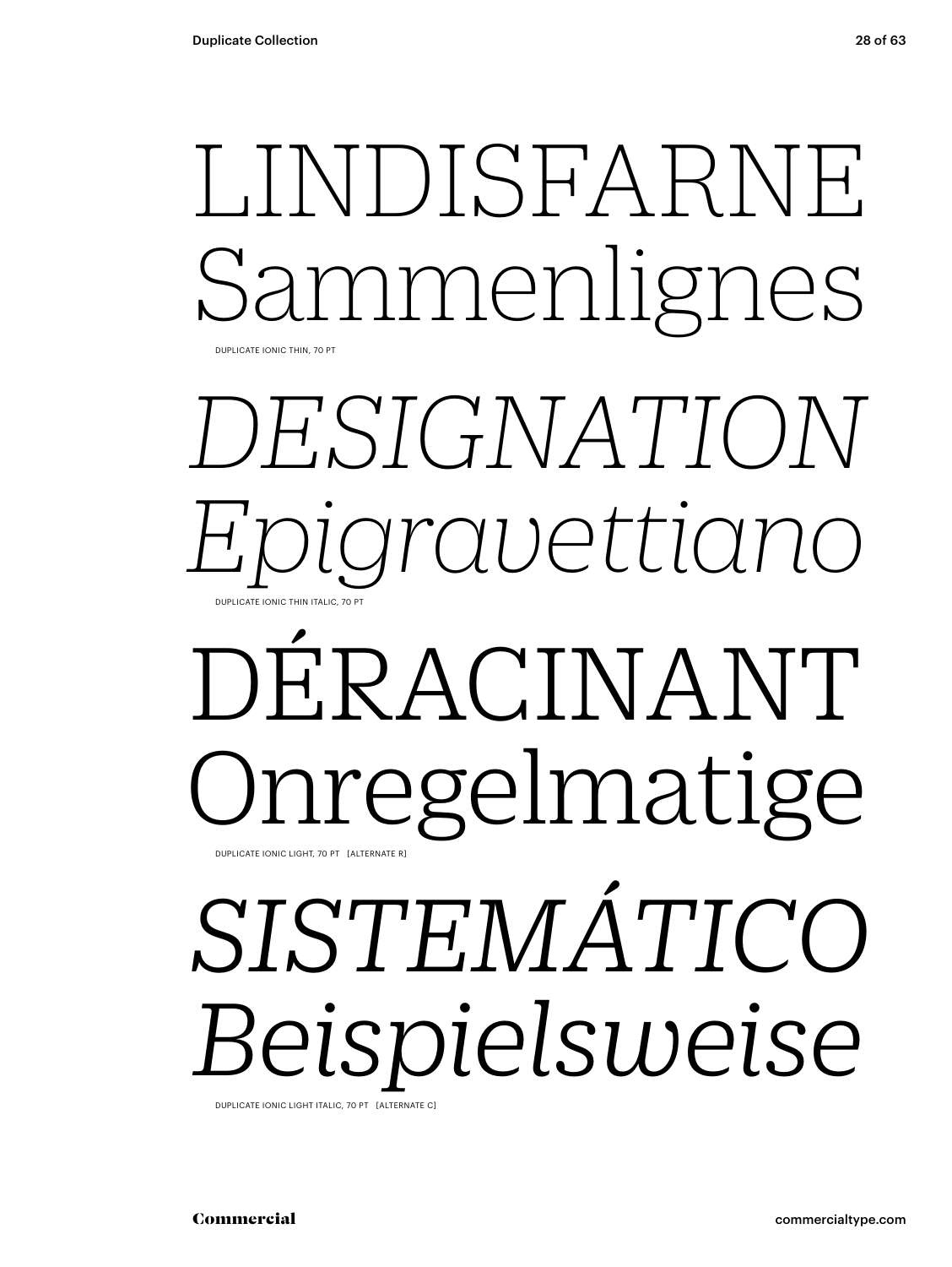LINDISFARNE
Sammenlignes

DUPLICATE IONIC THIN, 70 PT

*DESIGNATION*
*Epigravettiano*

DUPLICATE IONIC THIN ITALIC, 70 PT

DÉRACINANT
Onregelmatige

DUPLICATE IONIC LIGHT, 70 PT [ALTERNATE R]

*SISTEMÁTICO*
*Beispielsweise*

DUPLICATE IONIC LIGHT ITALIC, 70 PT [ALTERNATE C]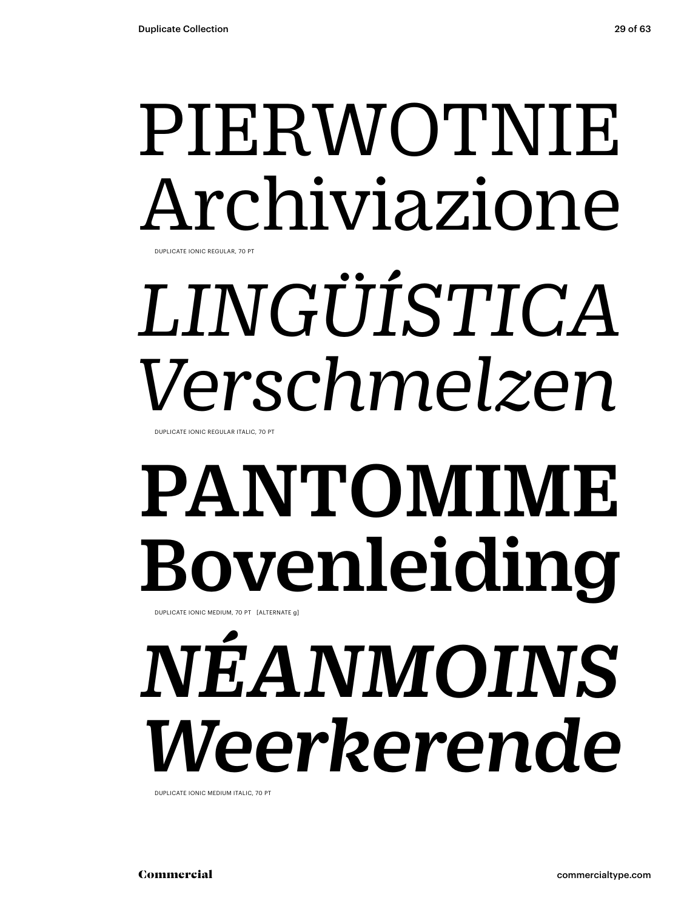PIERWOTNIE
Archiviazione

DUPLICATE IONIC REGULAR, 70 PT

*LINGÜÍSTICA*
*Verschmelzen*

DUPLICATE IONIC REGULAR ITALIC, 70 PT

**PANTOMIME**
**Bovenleiding**

DUPLICATE IONIC MEDIUM, 70 PT [ALTERNATE g]

***NÉANMOINS***
***Weerkerende***

DUPLICATE IONIC MEDIUM ITALIC, 70 PT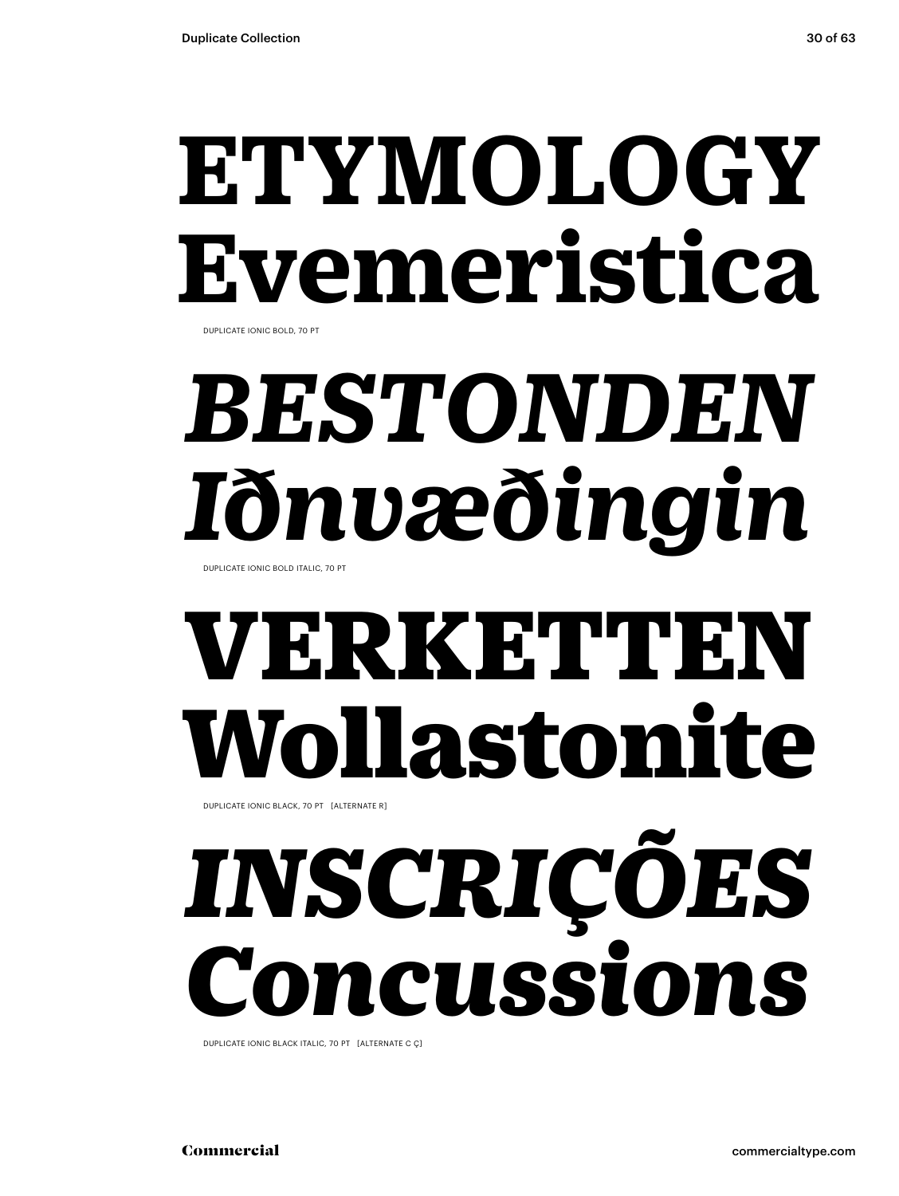**ETYMOLOGY Evemeristica**

DUPLICATE IONIC BOLD, 70 PT

***BESTONDEN Iðnvæðingin***

DUPLICATE IONIC BOLD ITALIC, 70 PT

**VERKETTEN Wollastonite**

DUPLICATE IONIC BLACK, 70 PT [ALTERNATE R]

***INSCRIÇÕES Concussions***

DUPLICATE IONIC BLACK ITALIC, 70 PT [ALTERNATE C Ç]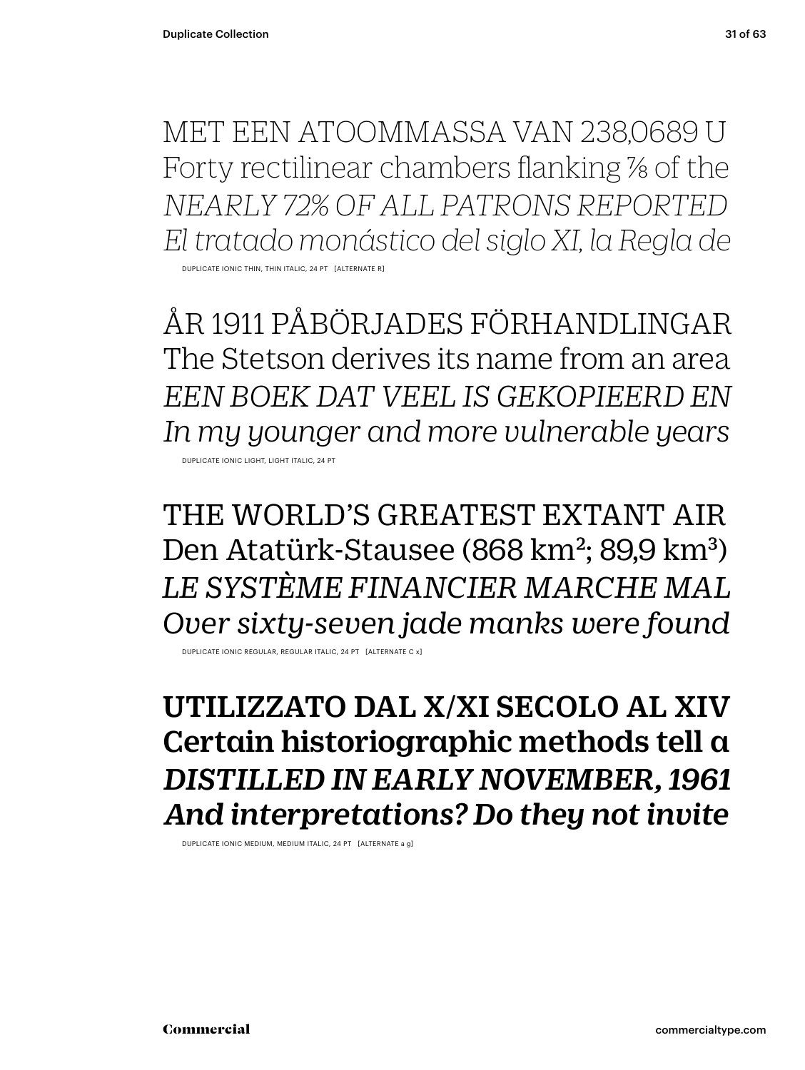MET EEN ATOOMMASSA VAN 238,0689 U
Forty rectilinear chambers flanking ⅞ of the
*NEARLY 72% OF ALL PATRONS REPORTED*
*El tratado monástico del siglo XI, la Regla de*

DUPLICATE IONIC THIN, THIN ITALIC, 24 PT [ALTERNATE R]

ÅR 1911 PÅBÖRJADES FÖRHANDLINGAR
The Stetson derives its name from an area
*EEN BOEK DAT VEEL IS GEKOPIEERD EN*
*In my younger and more vulnerable years*

DUPLICATE IONIC LIGHT, LIGHT ITALIC, 24 PT

THE WORLD'S GREATEST EXTANT AIR
Den Atatürk-Stausee (868 km²; 89,9 km³)
*LE SYSTÈME FINANCIER MARCHE MAL*
*Over sixty-seven jade manks were found*

DUPLICATE IONIC REGULAR, REGULAR ITALIC, 24 PT [ALTERNATE C x]

**UTILIZZATO DAL X/XI SECOLO AL XIV**
**Certain historiographic methods tell a**
***DISTILLED IN EARLY NOVEMBER, 1961***
***And interpretations? Do they not invite***

DUPLICATE IONIC MEDIUM, MEDIUM ITALIC, 24 PT [ALTERNATE a g]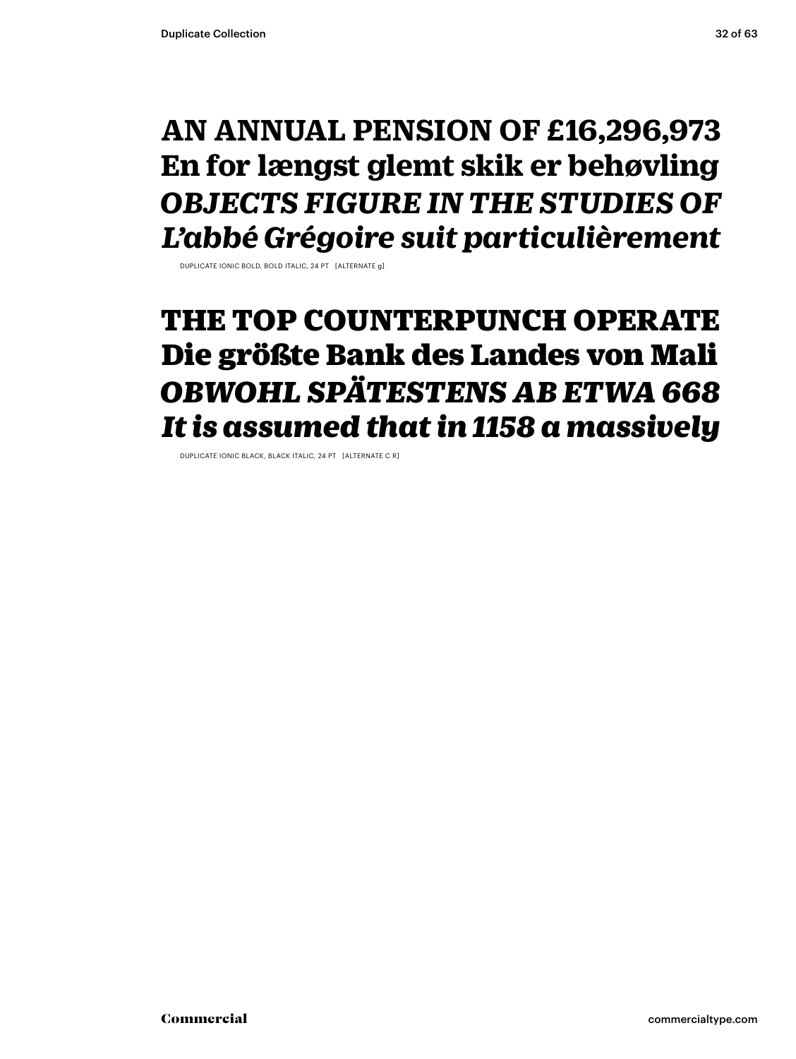**AN ANNUAL PENSION OF £16,296,973**
**En for længst glemt skik er behøvling**
***OBJECTS FIGURE IN THE STUDIES OF***
***L’abbé Grégoire suit particulièrement***

DUPLICATE IONIC BOLD, BOLD ITALIC, 24 PT [ALTERNATE g]

**THE TOP COUNTERPUNCH OPERATE**
**Die größte Bank des Landes von Mali**
***OBWOHL SPÄTESTENS AB ETWA 668***
***It is assumed that in 1158 a massively***

DUPLICATE IONIC BLACK, BLACK ITALIC, 24 PT [ALTERNATE C R]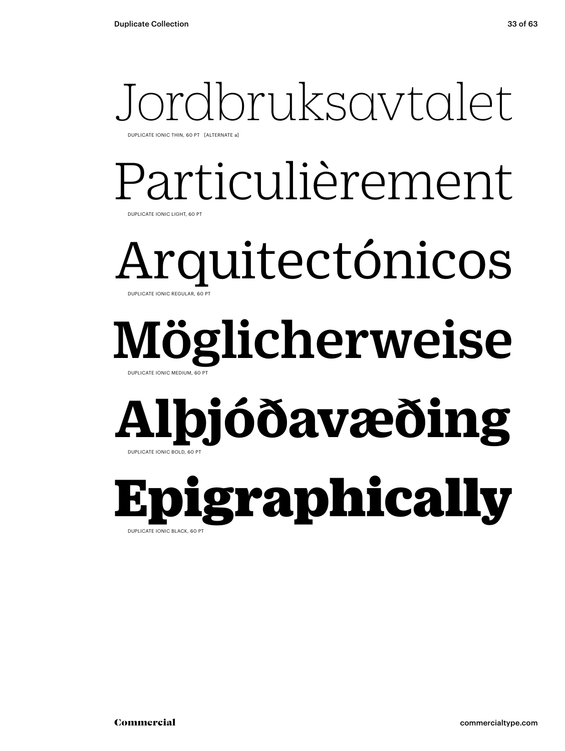Jordbruksavtalet

DUPLICATE IONIC THIN, 60 PT [ALTERNATE a]

Particulièrement

DUPLICATE IONIC LIGHT, 60 PT

Arquitectónicos

DUPLICATE IONIC REGULAR, 60 PT

**Möglicherweise**

DUPLICATE IONIC MEDIUM, 60 PT

**Alþjóðavæðing**

DUPLICATE IONIC BOLD, 60 PT

**Epigraphically**

DUPLICATE IONIC BLACK, 60 PT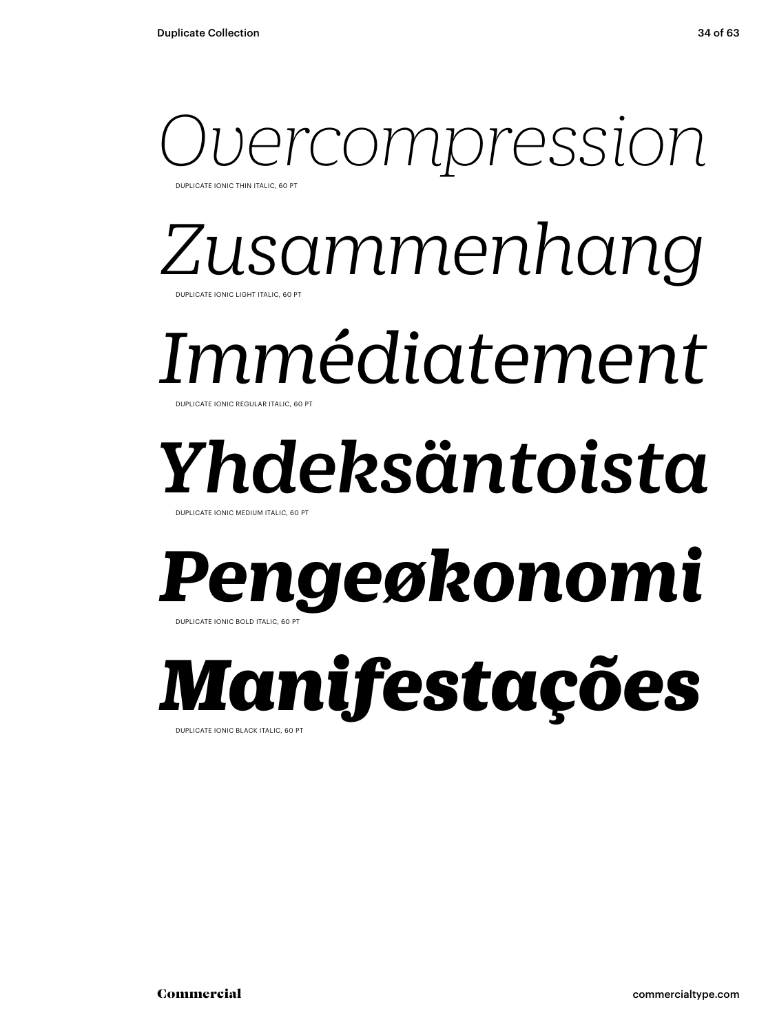*Overcompression*

DUPLICATE IONIC THIN ITALIC, 60 PT

*Zusammenhang*

DUPLICATE IONIC LIGHT ITALIC, 60 PT

*Immédiatement*

DUPLICATE IONIC REGULAR ITALIC, 60 PT

***Yhdeksäntoista***

DUPLICATE IONIC MEDIUM ITALIC, 60 PT

***Pengeøkonomi***

DUPLICATE IONIC BOLD ITALIC, 60 PT

***Manifestações***

DUPLICATE IONIC BLACK ITALIC, 60 PT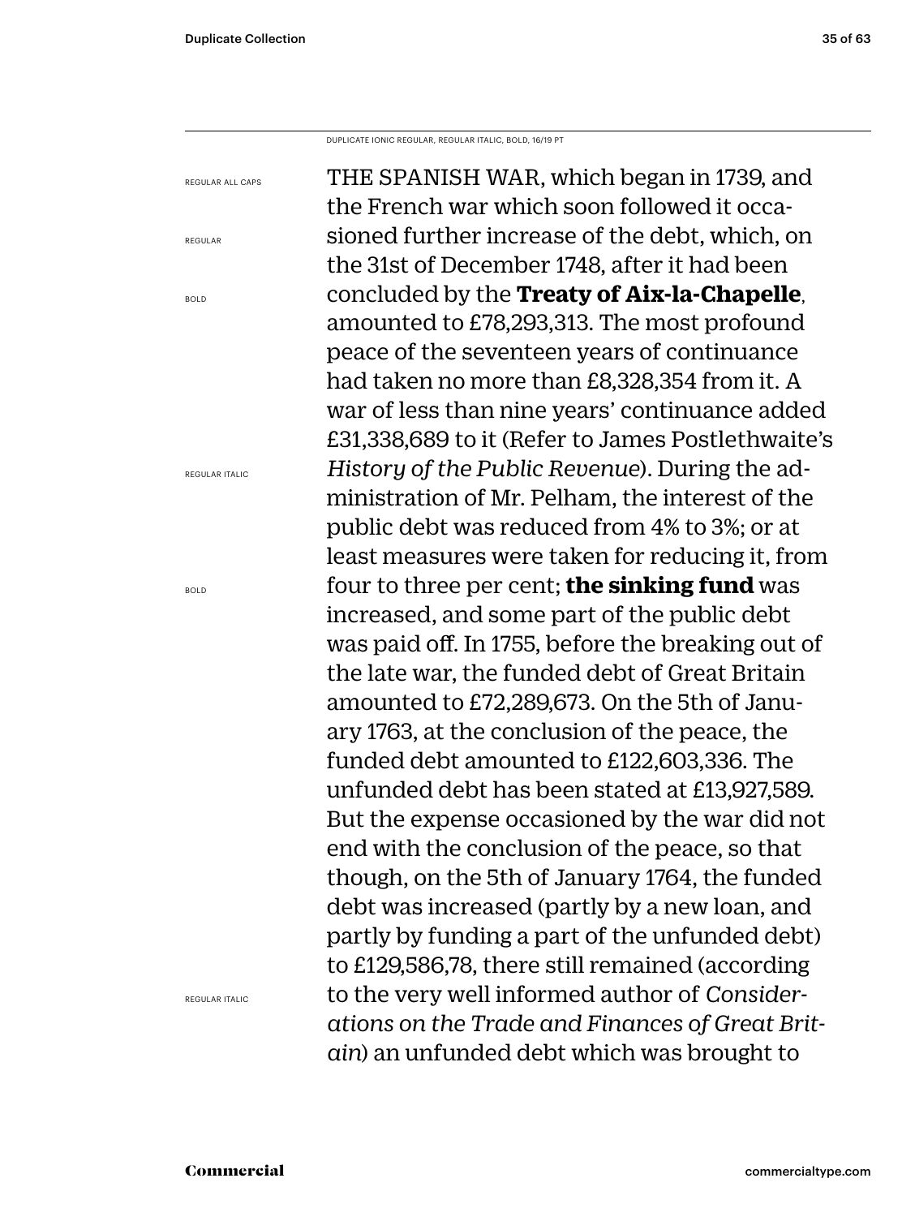DUPLICATE IONIC REGULAR, REGULAR ITALIC, BOLD, 16/19 PT

REGULAR ALL CAPS

REGULAR

BOLD

REGULAR ITALIC

BOLD

REGULAR ITALIC

THE SPANISH WAR, which began in 1739, and the French war which soon followed it occasioned further increase of the debt, which, on the 31st of December 1748, after it had been concluded by the **Treaty of Aix-la-Chapelle**, amounted to £78,293,313. The most profound peace of the seventeen years of continuance had taken no more than £8,328,354 from it. A war of less than nine years' continuance added £31,338,689 to it (Refer to James Postlethwaite's *History of the Public Revenue*). During the administration of Mr. Pelham, the interest of the public debt was reduced from 4% to 3%; or at least measures were taken for reducing it, from four to three per cent; **the sinking fund** was increased, and some part of the public debt was paid off. In 1755, before the breaking out of the late war, the funded debt of Great Britain amounted to £72,289,673. On the 5th of January 1763, at the conclusion of the peace, the funded debt amounted to £122,603,336. The unfunded debt has been stated at £13,927,589. But the expense occasioned by the war did not end with the conclusion of the peace, so that though, on the 5th of January 1764, the funded debt was increased (partly by a new loan, and partly by funding a part of the unfunded debt) to £129,586,78, there still remained (according to the very well informed author of *Considerations on the Trade and Finances of Great Britain*) an unfunded debt which was brought to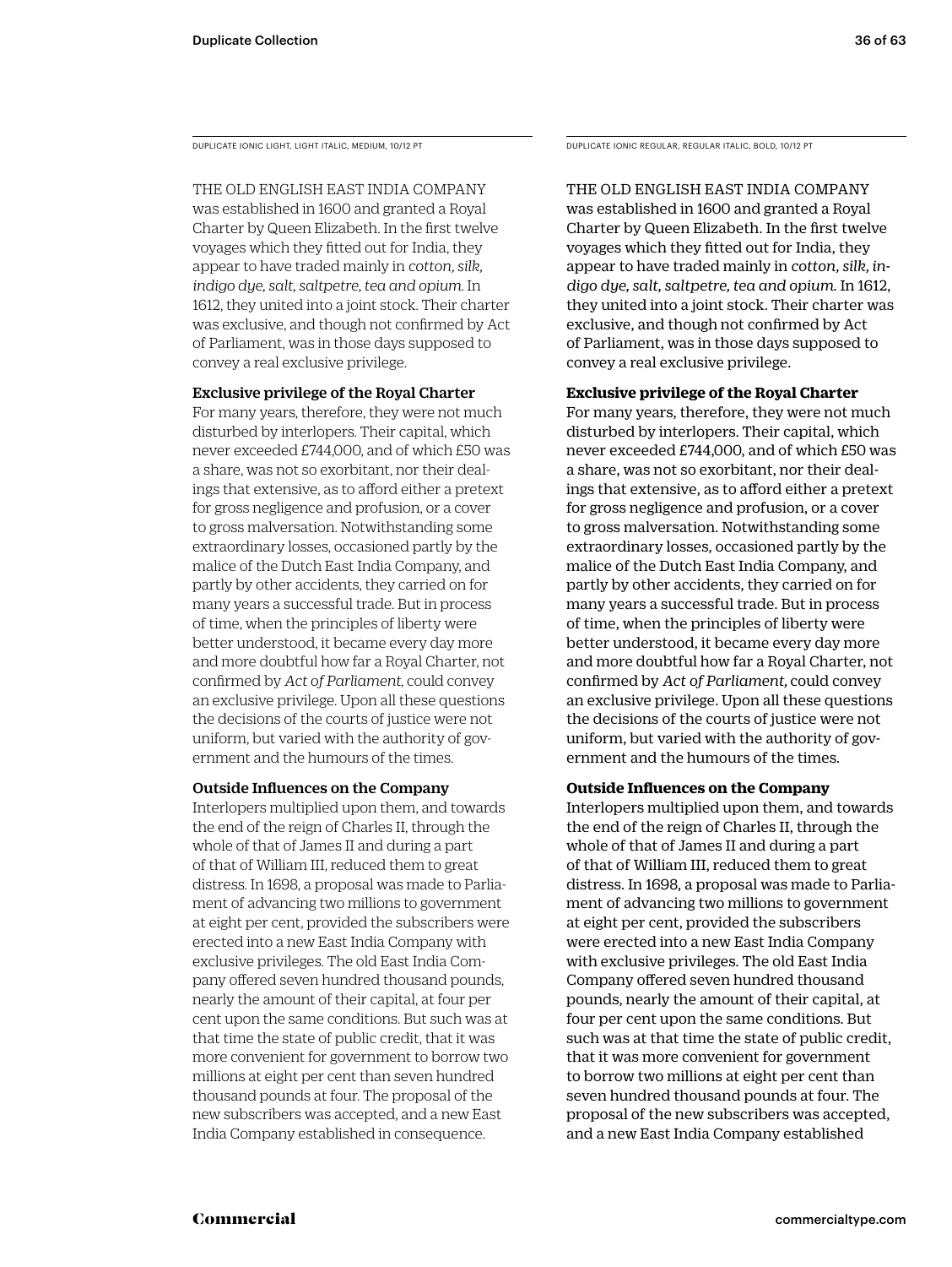DUPLICATE IONIC LIGHT, LIGHT ITALIC, MEDIUM, 10/12 PT

THE OLD ENGLISH EAST INDIA COMPANY was established in 1600 and granted a Royal Charter by Queen Elizabeth. In the first twelve voyages which they fitted out for India, they appear to have traded mainly in *cotton, silk, indigo dye, salt, saltpetre, tea and opium.* In 1612, they united into a joint stock. Their charter was exclusive, and though not confirmed by Act of Parliament, was in those days supposed to convey a real exclusive privilege.

**Exclusive privilege of the Royal Charter**

For many years, therefore, they were not much disturbed by interlopers. Their capital, which never exceeded £744,000, and of which £50 was a share, was not so exorbitant, nor their dealings that extensive, as to afford either a pretext for gross negligence and profusion, or a cover to gross malversation. Notwithstanding some extraordinary losses, occasioned partly by the malice of the Dutch East India Company, and partly by other accidents, they carried on for many years a successful trade. But in process of time, when the principles of liberty were better understood, it became every day more and more doubtful how far a Royal Charter, not confirmed by *Act of Parliament,* could convey an exclusive privilege. Upon all these questions the decisions of the courts of justice were not uniform, but varied with the authority of government and the humours of the times.

**Outside Influences on the Company**

Interlopers multiplied upon them, and towards the end of the reign of Charles II, through the whole of that of James II and during a part of that of William III, reduced them to great distress. In 1698, a proposal was made to Parliament of advancing two millions to government at eight per cent, provided the subscribers were erected into a new East India Company with exclusive privileges. The old East India Company offered seven hundred thousand pounds, nearly the amount of their capital, at four per cent upon the same conditions. But such was at that time the state of public credit, that it was more convenient for government to borrow two millions at eight per cent than seven hundred thousand pounds at four. The proposal of the new subscribers was accepted, and a new East India Company established in consequence.

DUPLICATE IONIC REGULAR, REGULAR ITALIC, BOLD, 10/12 PT

THE OLD ENGLISH EAST INDIA COMPANY was established in 1600 and granted a Royal Charter by Queen Elizabeth. In the first twelve voyages which they fitted out for India, they appear to have traded mainly in *cotton, silk, indigo dye, salt, saltpetre, tea and opium.* In 1612, they united into a joint stock. Their charter was exclusive, and though not confirmed by Act of Parliament, was in those days supposed to convey a real exclusive privilege.

**Exclusive privilege of the Royal Charter**

For many years, therefore, they were not much disturbed by interlopers. Their capital, which never exceeded £744,000, and of which £50 was a share, was not so exorbitant, nor their dealings that extensive, as to afford either a pretext for gross negligence and profusion, or a cover to gross malversation. Notwithstanding some extraordinary losses, occasioned partly by the malice of the Dutch East India Company, and partly by other accidents, they carried on for many years a successful trade. But in process of time, when the principles of liberty were better understood, it became every day more and more doubtful how far a Royal Charter, not confirmed by *Act of Parliament,* could convey an exclusive privilege. Upon all these questions the decisions of the courts of justice were not uniform, but varied with the authority of government and the humours of the times.

**Outside Influences on the Company**

Interlopers multiplied upon them, and towards the end of the reign of Charles II, through the whole of that of James II and during a part of that of William III, reduced them to great distress. In 1698, a proposal was made to Parliament of advancing two millions to government at eight per cent, provided the subscribers were erected into a new East India Company with exclusive privileges. The old East India Company offered seven hundred thousand pounds, nearly the amount of their capital, at four per cent upon the same conditions. But such was at that time the state of public credit, that it was more convenient for government to borrow two millions at eight per cent than seven hundred thousand pounds at four. The proposal of the new subscribers was accepted, and a new East India Company established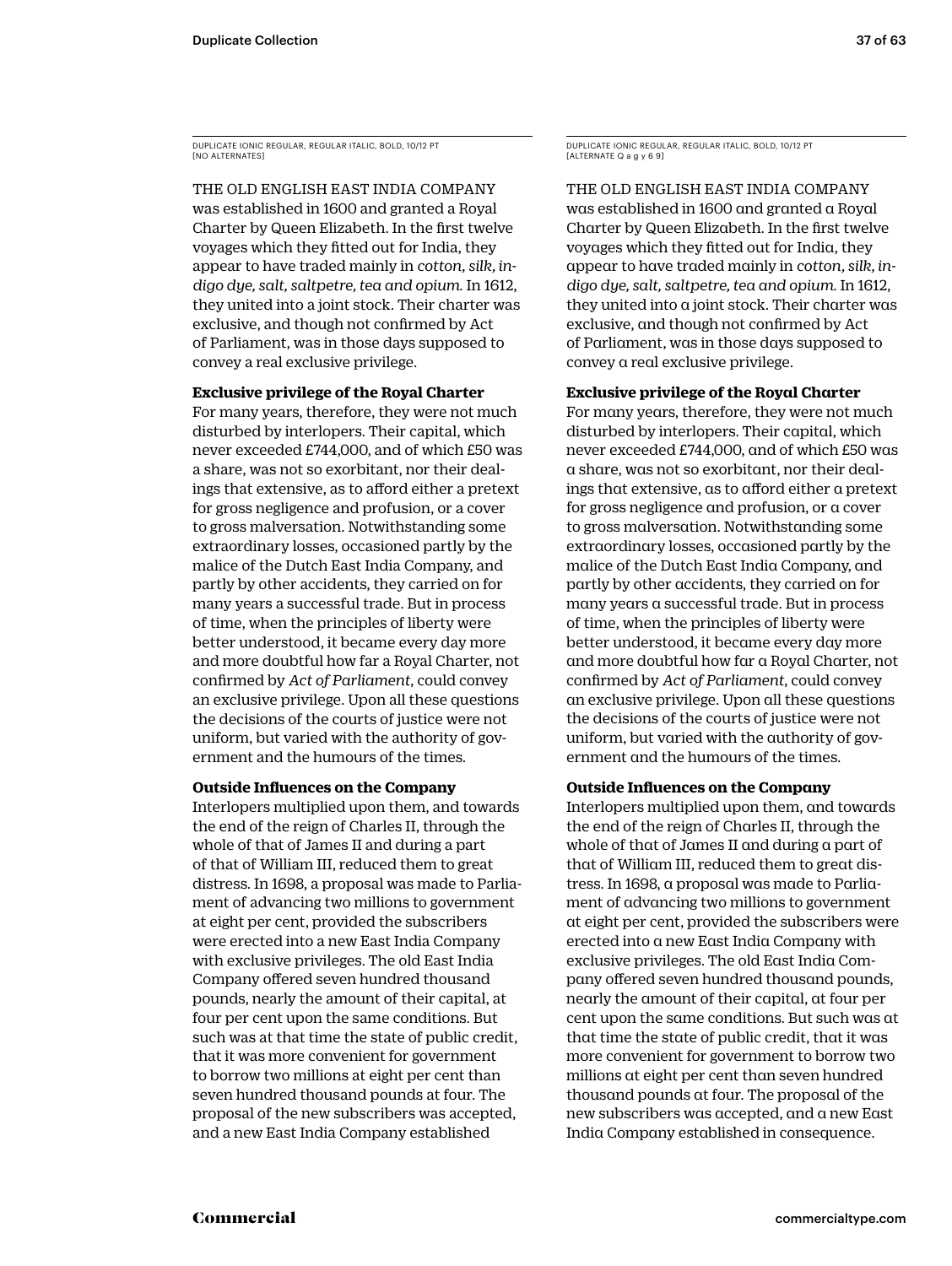DUPLICATE IONIC REGULAR, REGULAR ITALIC, BOLD, 10/12 PT
[NO ALTERNATES]

THE OLD ENGLISH EAST INDIA COMPANY was established in 1600 and granted a Royal Charter by Queen Elizabeth. In the first twelve voyages which they fitted out for India, they appear to have traded mainly in *cotton, silk, indigo dye, salt, saltpetre, tea and opium.* In 1612, they united into a joint stock. Their charter was exclusive, and though not confirmed by Act of Parliament, was in those days supposed to convey a real exclusive privilege.

**Exclusive privilege of the Royal Charter**

For many years, therefore, they were not much disturbed by interlopers. Their capital, which never exceeded £744,000, and of which £50 was a share, was not so exorbitant, nor their dealings that extensive, as to afford either a pretext for gross negligence and profusion, or a cover to gross malversation. Notwithstanding some extraordinary losses, occasioned partly by the malice of the Dutch East India Company, and partly by other accidents, they carried on for many years a successful trade. But in process of time, when the principles of liberty were better understood, it became every day more and more doubtful how far a Royal Charter, not confirmed by *Act of Parliament*, could convey an exclusive privilege. Upon all these questions the decisions of the courts of justice were not uniform, but varied with the authority of government and the humours of the times.

**Outside Influences on the Company**

Interlopers multiplied upon them, and towards the end of the reign of Charles II, through the whole of that of James II and during a part of that of William III, reduced them to great distress. In 1698, a proposal was made to Parliament of advancing two millions to government at eight per cent, provided the subscribers were erected into a new East India Company with exclusive privileges. The old East India Company offered seven hundred thousand pounds, nearly the amount of their capital, at four per cent upon the same conditions. But such was at that time the state of public credit, that it was more convenient for government to borrow two millions at eight per cent than seven hundred thousand pounds at four. The proposal of the new subscribers was accepted, and a new East India Company established

DUPLICATE IONIC REGULAR, REGULAR ITALIC, BOLD, 10/12 PT
[ALTERNATE Q a g y 6 9]

THE OLD ENGLISH EAST INDIA COMPANY was established in 1600 and granted a Royal Charter by Queen Elizabeth. In the first twelve voyages which they fitted out for India, they appear to have traded mainly in *cotton, silk, indigo dye, salt, saltpetre, tea and opium.* In 1612, they united into a joint stock. Their charter was exclusive, and though not confirmed by Act of Parliament, was in those days supposed to convey a real exclusive privilege.

**Exclusive privilege of the Royal Charter**

For many years, therefore, they were not much disturbed by interlopers. Their capital, which never exceeded £744,000, and of which £50 was a share, was not so exorbitant, nor their dealings that extensive, as to afford either a pretext for gross negligence and profusion, or a cover to gross malversation. Notwithstanding some extraordinary losses, occasioned partly by the malice of the Dutch East India Company, and partly by other accidents, they carried on for many years a successful trade. But in process of time, when the principles of liberty were better understood, it became every day more and more doubtful how far a Royal Charter, not confirmed by *Act of Parliament*, could convey an exclusive privilege. Upon all these questions the decisions of the courts of justice were not uniform, but varied with the authority of government and the humours of the times.

**Outside Influences on the Company**

Interlopers multiplied upon them, and towards the end of the reign of Charles II, through the whole of that of James II and during a part of that of William III, reduced them to great distress. In 1698, a proposal was made to Parliament of advancing two millions to government at eight per cent, provided the subscribers were erected into a new East India Company with exclusive privileges. The old East India Company offered seven hundred thousand pounds, nearly the amount of their capital, at four per cent upon the same conditions. But such was at that time the state of public credit, that it was more convenient for government to borrow two millions at eight per cent than seven hundred thousand pounds at four. The proposal of the new subscribers was accepted, and a new East India Company established in consequence.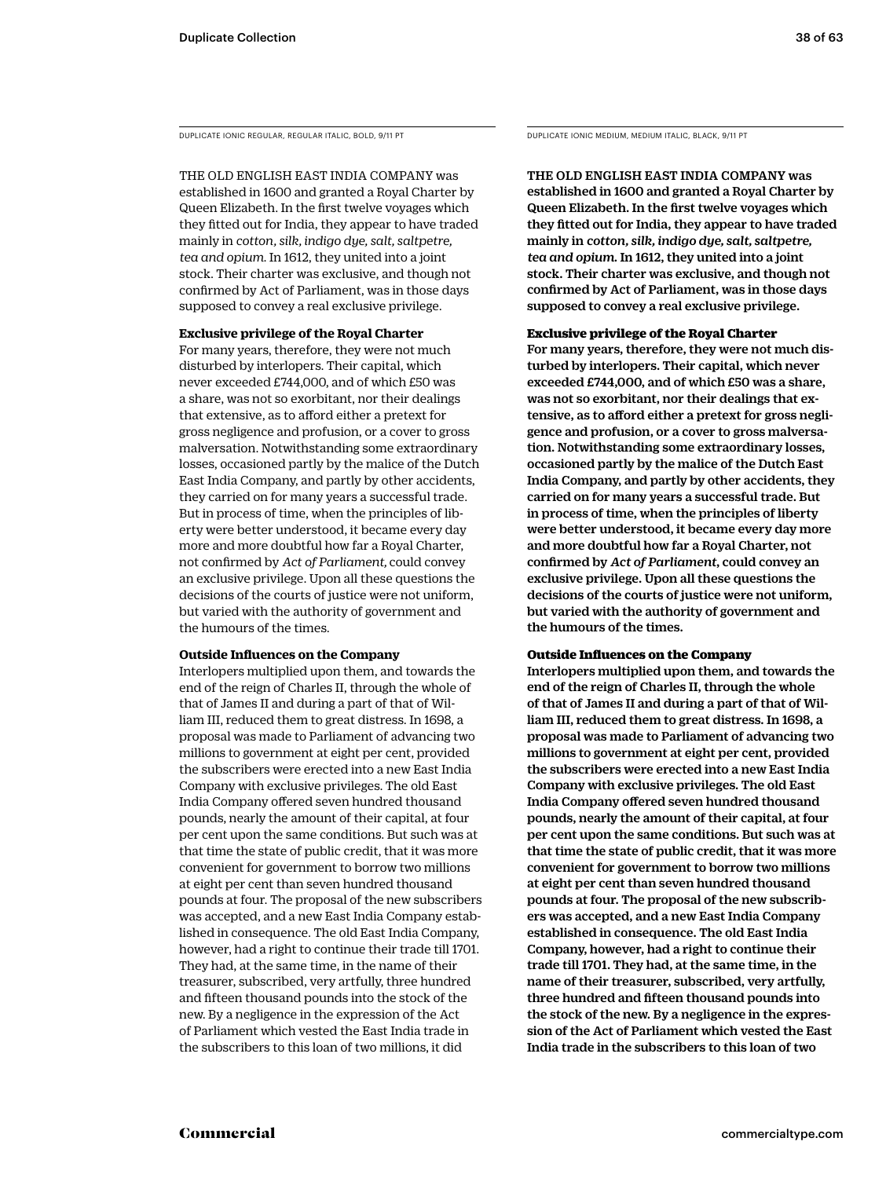DUPLICATE IONIC REGULAR, REGULAR ITALIC, BOLD, 9/11 PT

THE OLD ENGLISH EAST INDIA COMPANY was established in 1600 and granted a Royal Charter by Queen Elizabeth. In the first twelve voyages which they fitted out for India, they appear to have traded mainly in *cotton, silk, indigo dye, salt, saltpetre, tea and opium.* In 1612, they united into a joint stock. Their charter was exclusive, and though not confirmed by Act of Parliament, was in those days supposed to convey a real exclusive privilege.

**Exclusive privilege of the Royal Charter**
For many years, therefore, they were not much disturbed by interlopers. Their capital, which never exceeded £744,000, and of which £50 was a share, was not so exorbitant, nor their dealings that extensive, as to afford either a pretext for gross negligence and profusion, or a cover to gross malversation. Notwithstanding some extraordinary losses, occasioned partly by the malice of the Dutch East India Company, and partly by other accidents, they carried on for many years a successful trade. But in process of time, when the principles of liberty were better understood, it became every day more and more doubtful how far a Royal Charter, not confirmed by *Act of Parliament,* could convey an exclusive privilege. Upon all these questions the decisions of the courts of justice were not uniform, but varied with the authority of government and the humours of the times.

**Outside Influences on the Company**
Interlopers multiplied upon them, and towards the end of the reign of Charles II, through the whole of that of James II and during a part of that of William III, reduced them to great distress. In 1698, a proposal was made to Parliament of advancing two millions to government at eight per cent, provided the subscribers were erected into a new East India Company with exclusive privileges. The old East India Company offered seven hundred thousand pounds, nearly the amount of their capital, at four per cent upon the same conditions. But such was at that time the state of public credit, that it was more convenient for government to borrow two millions at eight per cent than seven hundred thousand pounds at four. The proposal of the new subscribers was accepted, and a new East India Company established in consequence. The old East India Company, however, had a right to continue their trade till 1701. They had, at the same time, in the name of their treasurer, subscribed, very artfully, three hundred and fifteen thousand pounds into the stock of the new. By a negligence in the expression of the Act of Parliament which vested the East India trade in the subscribers to this loan of two millions, it did

DUPLICATE IONIC MEDIUM, MEDIUM ITALIC, BLACK, 9/11 PT

THE OLD ENGLISH EAST INDIA COMPANY was established in 1600 and granted a Royal Charter by Queen Elizabeth. In the first twelve voyages which they fitted out for India, they appear to have traded mainly in *cotton, silk, indigo dye, salt, saltpetre, tea and opium.* In 1612, they united into a joint stock. Their charter was exclusive, and though not confirmed by Act of Parliament, was in those days supposed to convey a real exclusive privilege.

**Exclusive privilege of the Royal Charter**
For many years, therefore, they were not much disturbed by interlopers. Their capital, which never exceeded £744,000, and of which £50 was a share, was not so exorbitant, nor their dealings that extensive, as to afford either a pretext for gross negligence and profusion, or a cover to gross malversation. Notwithstanding some extraordinary losses, occasioned partly by the malice of the Dutch East India Company, and partly by other accidents, they carried on for many years a successful trade. But in process of time, when the principles of liberty were better understood, it became every day more and more doubtful how far a Royal Charter, not confirmed by *Act of Parliament*, could convey an exclusive privilege. Upon all these questions the decisions of the courts of justice were not uniform, but varied with the authority of government and the humours of the times.

**Outside Influences on the Company**
Interlopers multiplied upon them, and towards the end of the reign of Charles II, through the whole of that of James II and during a part of that of William III, reduced them to great distress. In 1698, a proposal was made to Parliament of advancing two millions to government at eight per cent, provided the subscribers were erected into a new East India Company with exclusive privileges. The old East India Company offered seven hundred thousand pounds, nearly the amount of their capital, at four per cent upon the same conditions. But such was at that time the state of public credit, that it was more convenient for government to borrow two millions at eight per cent than seven hundred thousand pounds at four. The proposal of the new subscribers was accepted, and a new East India Company established in consequence. The old East India Company, however, had a right to continue their trade till 1701. They had, at the same time, in the name of their treasurer, subscribed, very artfully, three hundred and fifteen thousand pounds into the stock of the new. By a negligence in the expression of the Act of Parliament which vested the East India trade in the subscribers to this loan of two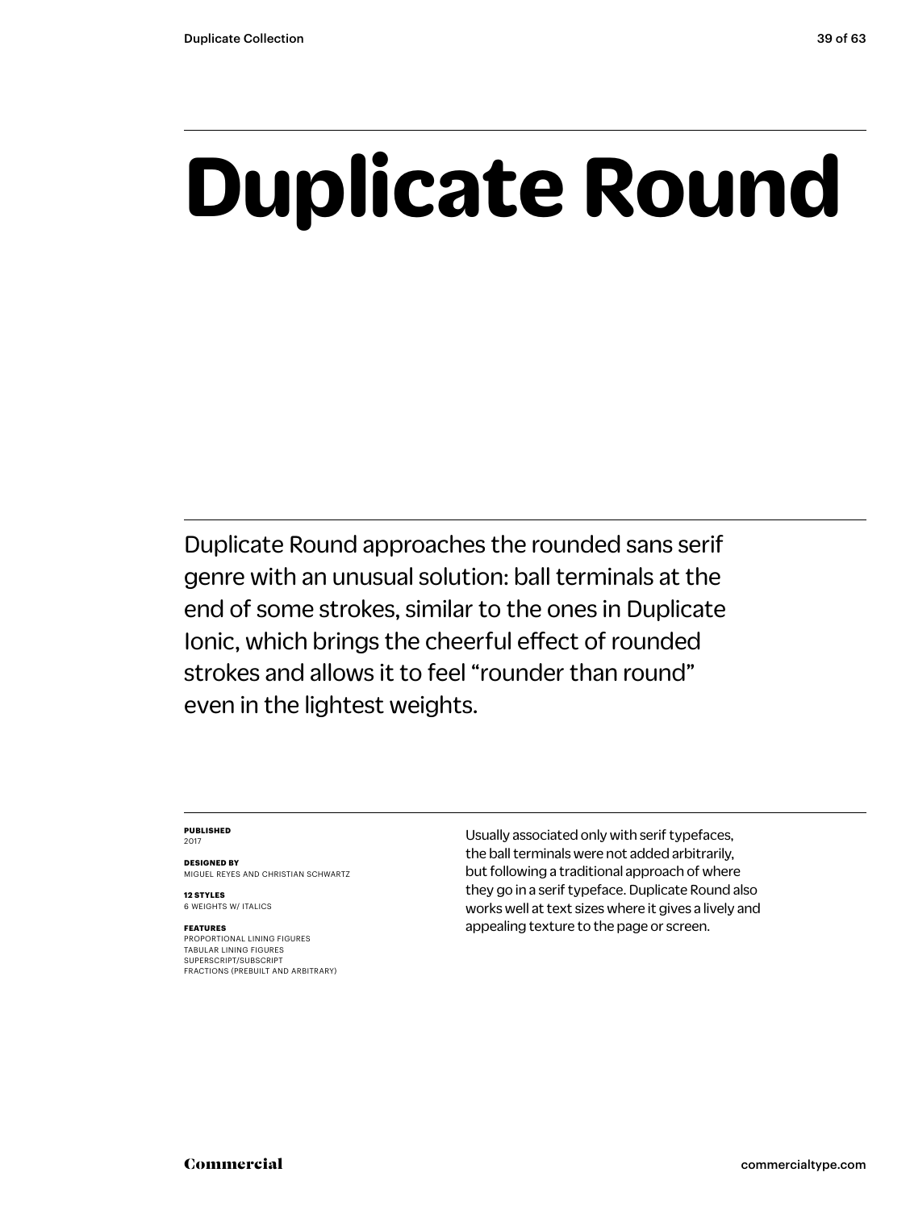# Duplicate Round

Duplicate Round approaches the rounded sans serif genre with an unusual solution: ball terminals at the end of some strokes, similar to the ones in Duplicate Ionic, which brings the cheerful effect of rounded strokes and allows it to feel "rounder than round" even in the lightest weights.

**PUBLISHED**
2017

**DESIGNED BY**
MIGUEL REYES AND CHRISTIAN SCHWARTZ

**12 STYLES**
6 WEIGHTS W/ ITALICS

**FEATURES**
PROPORTIONAL LINING FIGURES
TABULAR LINING FIGURES
SUPERSCRIPT/SUBSCRIPT
FRACTIONS (PREBUILT AND ARBITRARY)

Usually associated only with serif typefaces, the ball terminals were not added arbitrarily, but following a traditional approach of where they go in a serif typeface. Duplicate Round also works well at text sizes where it gives a lively and appealing texture to the page or screen.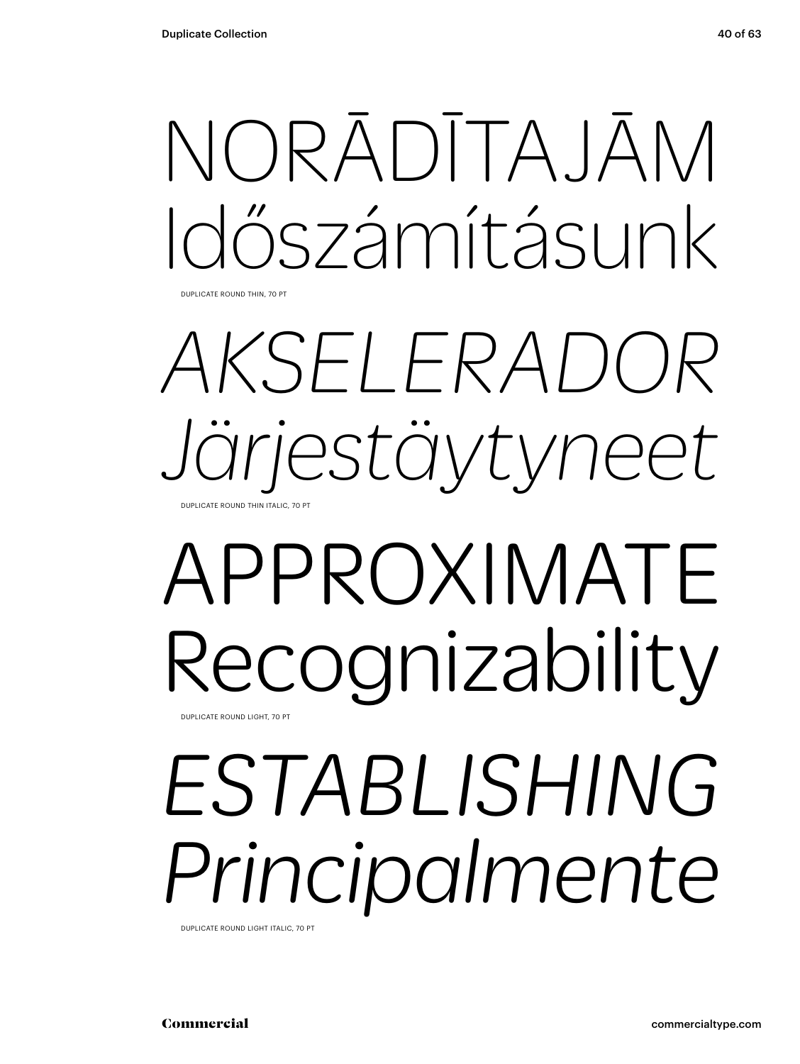NORĀDĪTAJĀM
Időszámításunk

DUPLICATE ROUND THIN, 70 PT

*AKSELERADOR*
*Järjestäytyneet*

DUPLICATE ROUND THIN ITALIC, 70 PT

APPROXIMATE
Recognizability

DUPLICATE ROUND LIGHT, 70 PT

*ESTABLISHING*
*Principalmente*

DUPLICATE ROUND LIGHT ITALIC, 70 PT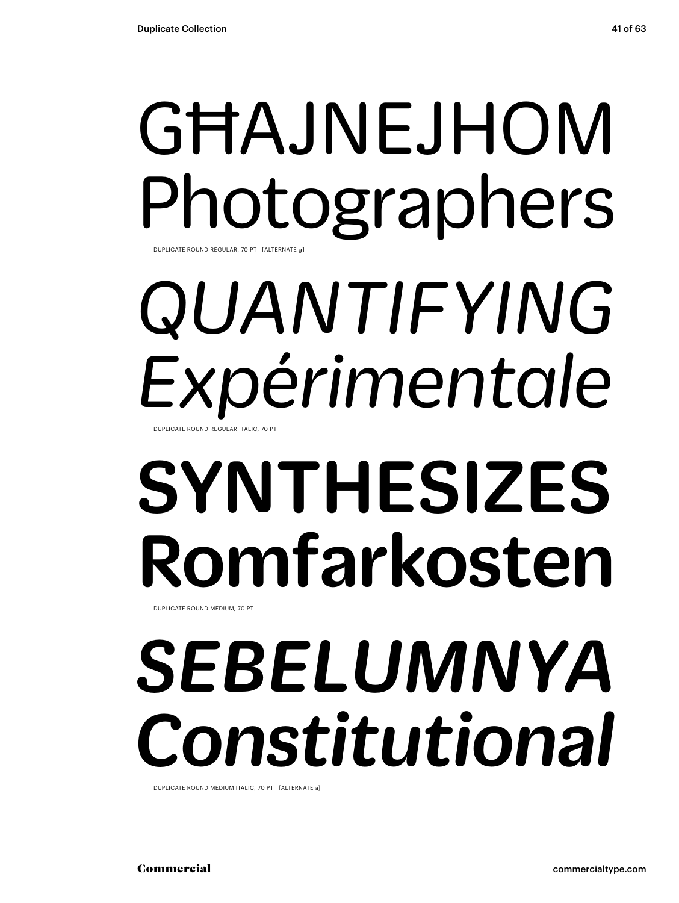GĦAJNEJHOM
Photographers

DUPLICATE ROUND REGULAR, 70 PT [ALTERNATE g]

*QUANTIFYING*
*Expérimentale*

DUPLICATE ROUND REGULAR ITALIC, 70 PT

**SYNTHESIZES**
**Romfarkosten**

DUPLICATE ROUND MEDIUM, 70 PT

***SEBELUMNYA***
***Constitutional***

DUPLICATE ROUND MEDIUM ITALIC, 70 PT [ALTERNATE a]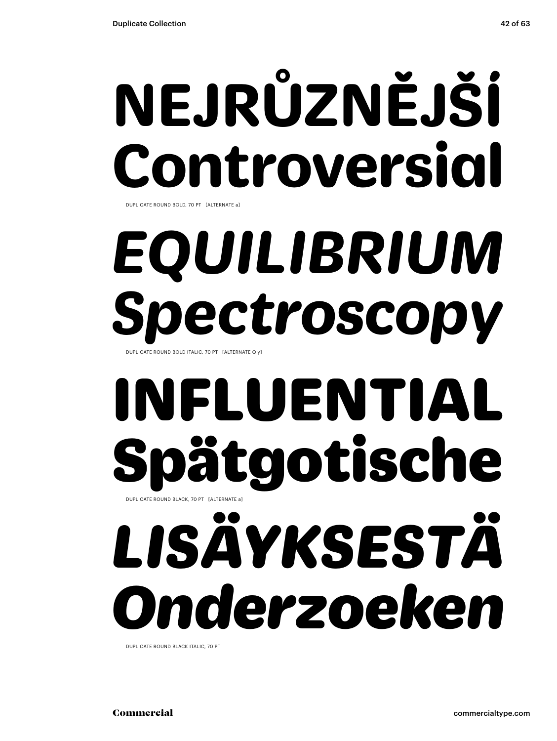NEJRŮZNĚJŠÍ
Controversial

DUPLICATE ROUND BOLD, 70 PT [ALTERNATE a]

*EQUILIBRIUM*
*Spectroscopy*

DUPLICATE ROUND BOLD ITALIC, 70 PT [ALTERNATE Q y]

**INFLUENTIAL**
**Spätgotische**

DUPLICATE ROUND BLACK, 70 PT [ALTERNATE a]

***LISÄYKSESTÄ***
***Onderzoeken***

DUPLICATE ROUND BLACK ITALIC, 70 PT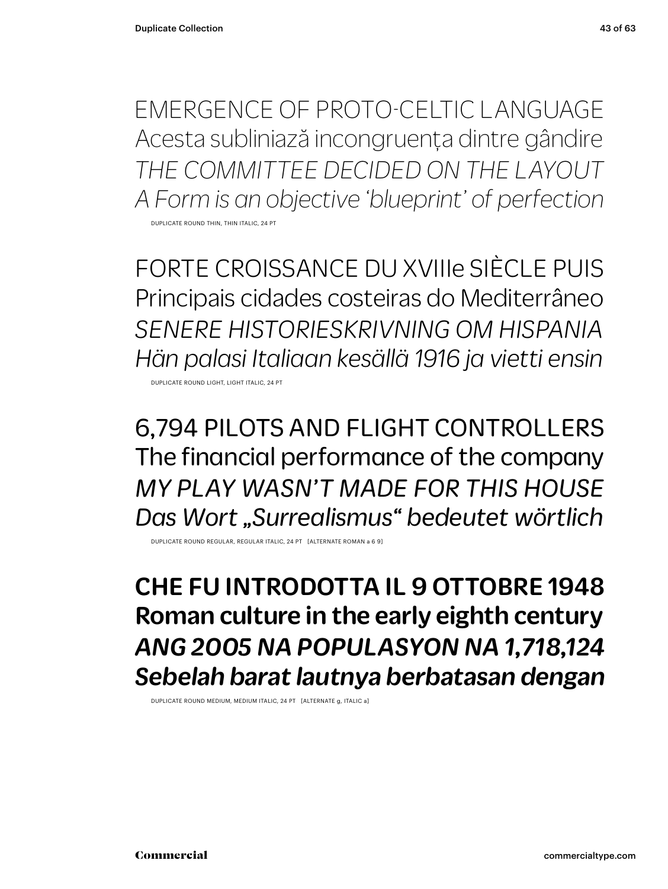EMERGENCE OF PROTO-CELTIC LANGUAGE
Acesta subliniază incongruența dintre gândire
*THE COMMITTEE DECIDED ON THE LAYOUT*
*A Form is an objective 'blueprint' of perfection*

DUPLICATE ROUND THIN, THIN ITALIC, 24 PT

FORTE CROISSANCE DU XVIIIe SIÈCLE PUIS
Principais cidades costeiras do Mediterrâneo
*SENERE HISTORIESKRIVNING OM HISPANIA*
*Hän palasi Italiaan kesällä 1916 ja vietti ensin*

DUPLICATE ROUND LIGHT, LIGHT ITALIC, 24 PT

6,794 PILOTS AND FLIGHT CONTROLLERS
The financial performance of the company
*MY PLAY WASN'T MADE FOR THIS HOUSE*
*Das Wort „Surrealismus" bedeutet wörtlich*

DUPLICATE ROUND REGULAR, REGULAR ITALIC, 24 PT [ALTERNATE ROMAN a 6 9]

**CHE FU INTRODOTTA IL 9 OTTOBRE 1948**
**Roman culture in the early eighth century**
***ANG 2005 NA POPULASYON NA 1,718,124***
***Sebelah barat lautnya berbatasan dengan***

DUPLICATE ROUND MEDIUM, MEDIUM ITALIC, 24 PT [ALTERNATE g, ITALIC a]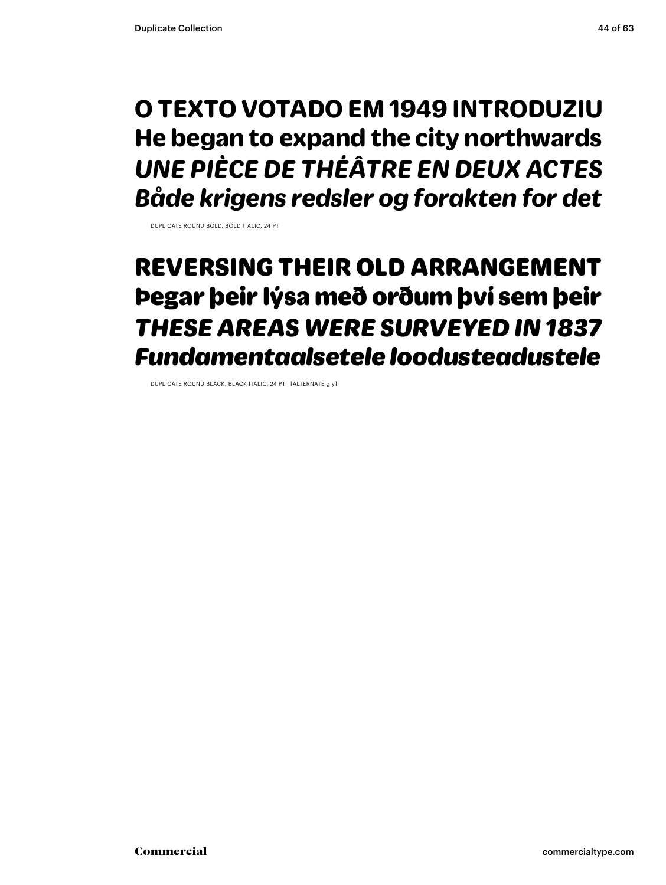**O TEXTO VOTADO EM 1949 INTRODUZIU**
**He began to expand the city northwards**
***UNE PIÈCE DE THÉÂTRE EN DEUX ACTES***
***Både krigens redsler og forakten for det***

DUPLICATE ROUND BOLD, BOLD ITALIC, 24 PT

**REVERSING THEIR OLD ARRANGEMENT**
**Þegar þeir lýsa með orðum því sem þeir**
***THESE AREAS WERE SURVEYED IN 1837***
***Fundamentaalsetele loodusteadustele***

DUPLICATE ROUND BLACK, BLACK ITALIC, 24 PT [ALTERNATE g y]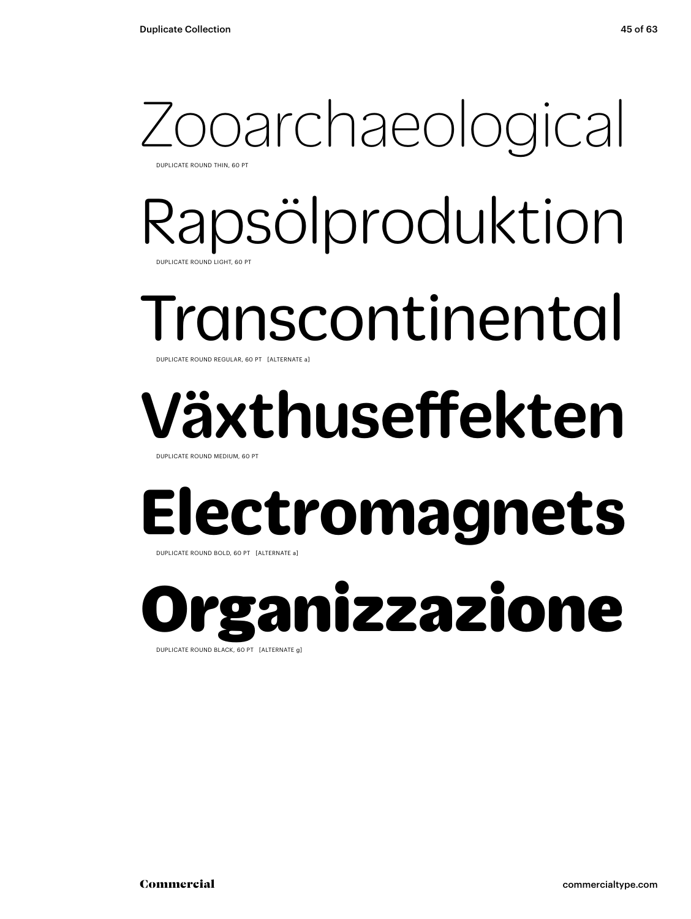Zooarchaeological

DUPLICATE ROUND THIN, 60 PT

Rapsölproduktion

DUPLICATE ROUND LIGHT, 60 PT

Transcontinental

DUPLICATE ROUND REGULAR, 60 PT [ALTERNATE a]

**Växthuseffekten**

DUPLICATE ROUND MEDIUM, 60 PT

**Electromagnets**

DUPLICATE ROUND BOLD, 60 PT [ALTERNATE a]

**Organizzazione**

DUPLICATE ROUND BLACK, 60 PT [ALTERNATE g]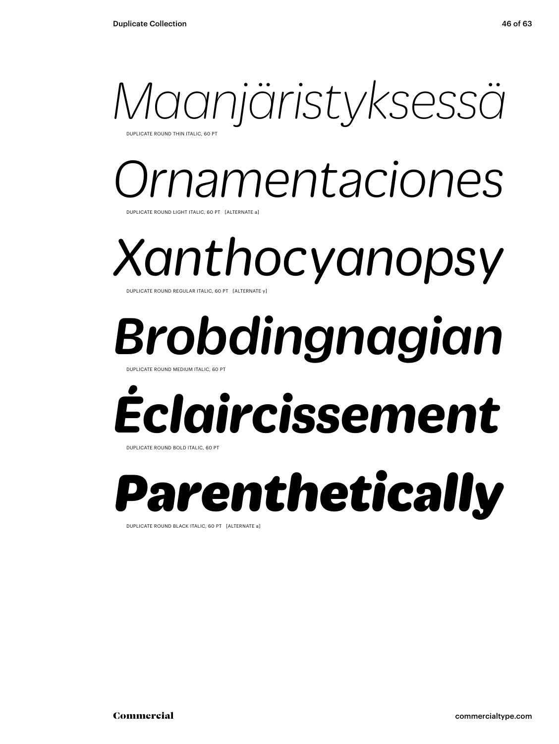*Maanjäristyksessä*

DUPLICATE ROUND THIN ITALIC, 60 PT

*Ornamentaciones*

DUPLICATE ROUND LIGHT ITALIC, 60 PT [ALTERNATE a]

*Xanthocyanopsy*

DUPLICATE ROUND REGULAR ITALIC, 60 PT [ALTERNATE y]

***Brobdingnagian***

DUPLICATE ROUND MEDIUM ITALIC, 60 PT

***Éclaircissement***

DUPLICATE ROUND BOLD ITALIC, 60 PT

***Parenthetically***

DUPLICATE ROUND BLACK ITALIC, 60 PT [ALTERNATE a]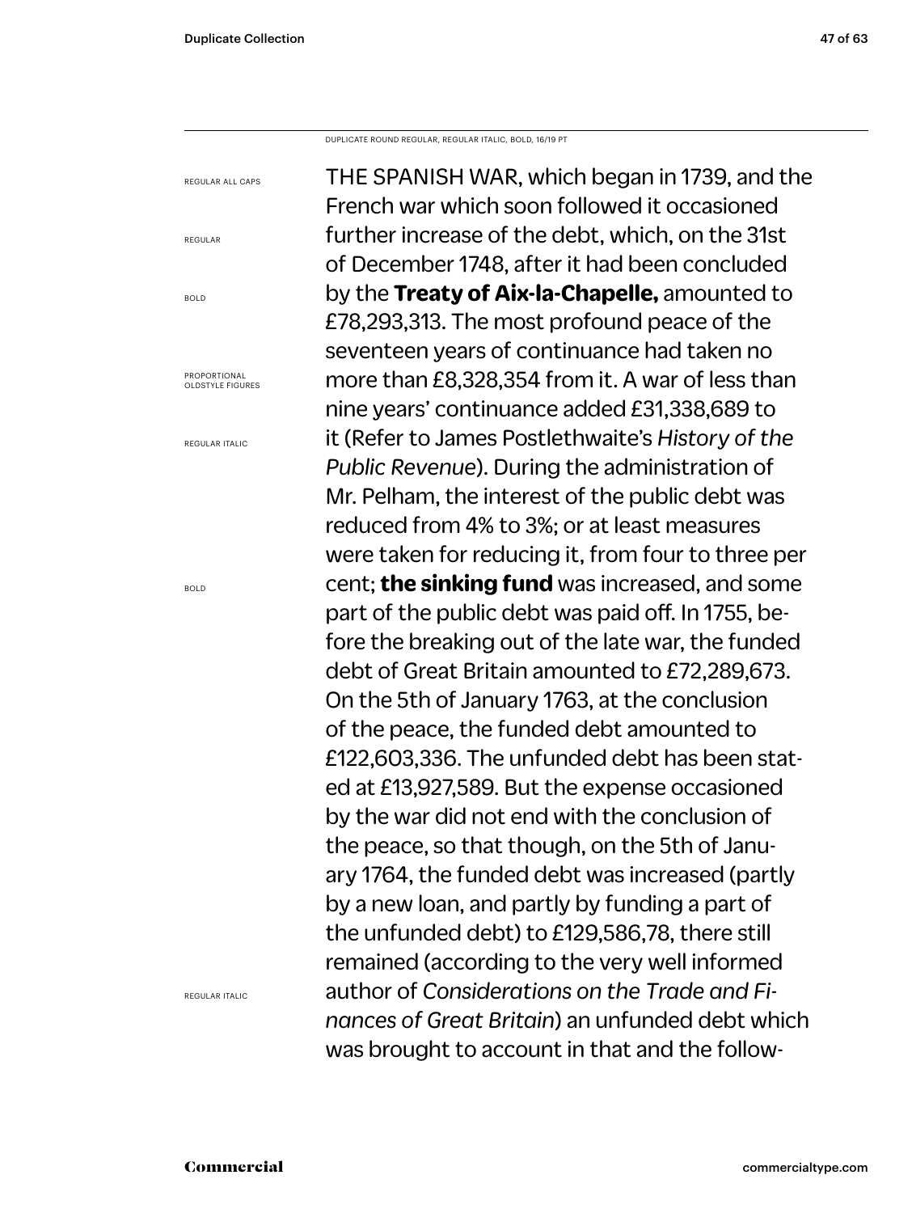DUPLICATE ROUND REGULAR, REGULAR ITALIC, BOLD, 16/19 PT

REGULAR ALL CAPS

REGULAR

BOLD

PROPORTIONAL OLDSTYLE FIGURES

REGULAR ITALIC

BOLD

REGULAR ITALIC

THE SPANISH WAR, which began in 1739, and the French war which soon followed it occasioned further increase of the debt, which, on the 31st of December 1748, after it had been concluded by the **Treaty of Aix-la-Chapelle,** amounted to £78,293,313. The most profound peace of the seventeen years of continuance had taken no more than £8,328,354 from it. A war of less than nine years' continuance added £31,338,689 to it (Refer to James Postlethwaite's *History of the Public Revenue*). During the administration of Mr. Pelham, the interest of the public debt was reduced from 4% to 3%; or at least measures were taken for reducing it, from four to three per cent; **the sinking fund** was increased, and some part of the public debt was paid off. In 1755, before the breaking out of the late war, the funded debt of Great Britain amounted to £72,289,673. On the 5th of January 1763, at the conclusion of the peace, the funded debt amounted to £122,603,336. The unfunded debt has been stated at £13,927,589. But the expense occasioned by the war did not end with the conclusion of the peace, so that though, on the 5th of January 1764, the funded debt was increased (partly by a new loan, and partly by funding a part of the unfunded debt) to £129,586,78, there still remained (according to the very well informed author of *Considerations on the Trade and Finances of Great Britain*) an unfunded debt which was brought to account in that and the follow-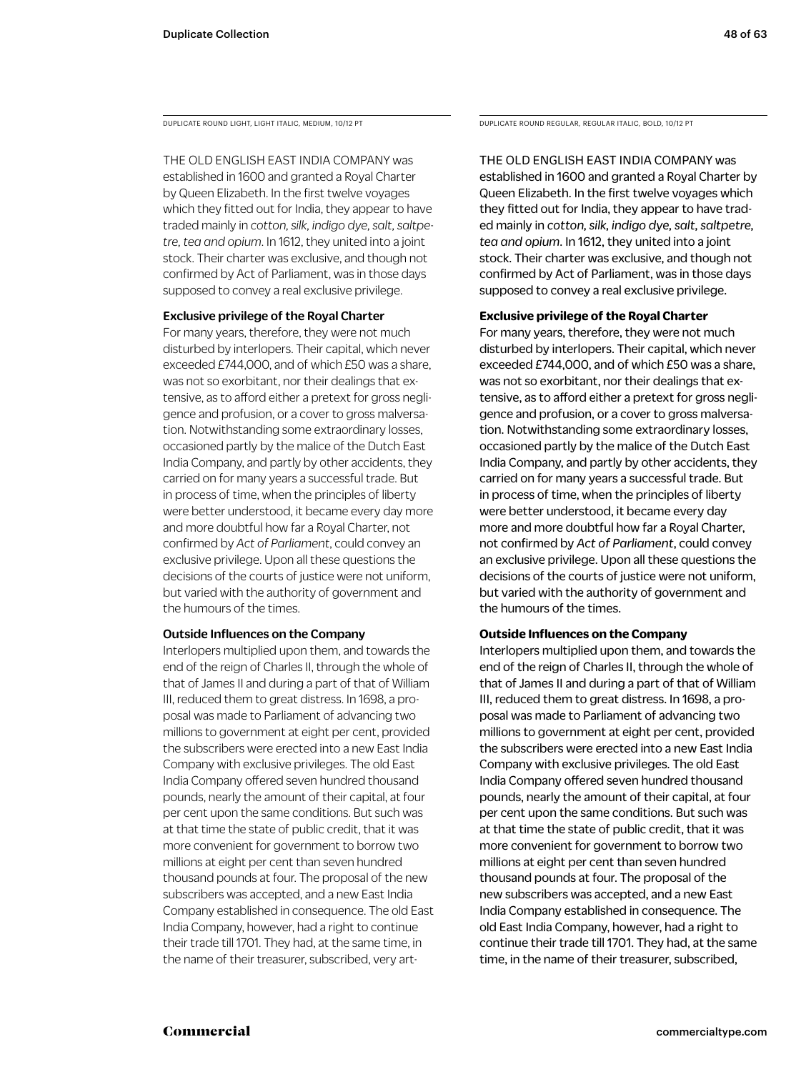DUPLICATE ROUND LIGHT, LIGHT ITALIC, MEDIUM, 10/12 PT

THE OLD ENGLISH EAST INDIA COMPANY was established in 1600 and granted a Royal Charter by Queen Elizabeth. In the first twelve voyages which they fitted out for India, they appear to have traded mainly in *cotton, silk, indigo dye, salt, saltpetre, tea and opium*. In 1612, they united into a joint stock. Their charter was exclusive, and though not confirmed by Act of Parliament, was in those days supposed to convey a real exclusive privilege.

**Exclusive privilege of the Royal Charter**

For many years, therefore, they were not much disturbed by interlopers. Their capital, which never exceeded £744,000, and of which £50 was a share, was not so exorbitant, nor their dealings that extensive, as to afford either a pretext for gross negligence and profusion, or a cover to gross malversation. Notwithstanding some extraordinary losses, occasioned partly by the malice of the Dutch East India Company, and partly by other accidents, they carried on for many years a successful trade. But in process of time, when the principles of liberty were better understood, it became every day more and more doubtful how far a Royal Charter, not confirmed by *Act of Parliament*, could convey an exclusive privilege. Upon all these questions the decisions of the courts of justice were not uniform, but varied with the authority of government and the humours of the times.

**Outside Influences on the Company**

Interlopers multiplied upon them, and towards the end of the reign of Charles II, through the whole of that of James II and during a part of that of William III, reduced them to great distress. In 1698, a proposal was made to Parliament of advancing two millions to government at eight per cent, provided the subscribers were erected into a new East India Company with exclusive privileges. The old East India Company offered seven hundred thousand pounds, nearly the amount of their capital, at four per cent upon the same conditions. But such was at that time the state of public credit, that it was more convenient for government to borrow two millions at eight per cent than seven hundred thousand pounds at four. The proposal of the new subscribers was accepted, and a new East India Company established in consequence. The old East India Company, however, had a right to continue their trade till 1701. They had, at the same time, in the name of their treasurer, subscribed, very art-

DUPLICATE ROUND REGULAR, REGULAR ITALIC, BOLD, 10/12 PT

THE OLD ENGLISH EAST INDIA COMPANY was established in 1600 and granted a Royal Charter by Queen Elizabeth. In the first twelve voyages which they fitted out for India, they appear to have traded mainly in *cotton, silk, indigo dye, salt, saltpetre, tea and opium*. In 1612, they united into a joint stock. Their charter was exclusive, and though not confirmed by Act of Parliament, was in those days supposed to convey a real exclusive privilege.

**Exclusive privilege of the Royal Charter**

For many years, therefore, they were not much disturbed by interlopers. Their capital, which never exceeded £744,000, and of which £50 was a share, was not so exorbitant, nor their dealings that extensive, as to afford either a pretext for gross negligence and profusion, or a cover to gross malversation. Notwithstanding some extraordinary losses, occasioned partly by the malice of the Dutch East India Company, and partly by other accidents, they carried on for many years a successful trade. But in process of time, when the principles of liberty were better understood, it became every day more and more doubtful how far a Royal Charter, not confirmed by *Act of Parliament*, could convey an exclusive privilege. Upon all these questions the decisions of the courts of justice were not uniform, but varied with the authority of government and the humours of the times.

**Outside Influences on the Company**

Interlopers multiplied upon them, and towards the end of the reign of Charles II, through the whole of that of James II and during a part of that of William III, reduced them to great distress. In 1698, a proposal was made to Parliament of advancing two millions to government at eight per cent, provided the subscribers were erected into a new East India Company with exclusive privileges. The old East India Company offered seven hundred thousand pounds, nearly the amount of their capital, at four per cent upon the same conditions. But such was at that time the state of public credit, that it was more convenient for government to borrow two millions at eight per cent than seven hundred thousand pounds at four. The proposal of the new subscribers was accepted, and a new East India Company established in consequence. The old East India Company, however, had a right to continue their trade till 1701. They had, at the same time, in the name of their treasurer, subscribed,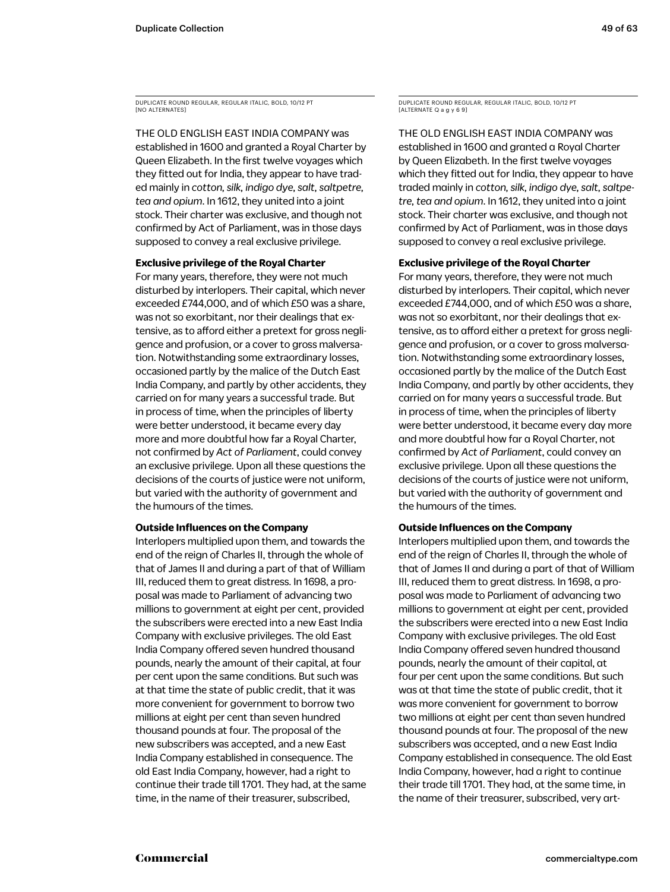DUPLICATE ROUND REGULAR, REGULAR ITALIC, BOLD, 10/12 PT
[NO ALTERNATES]

THE OLD ENGLISH EAST INDIA COMPANY was established in 1600 and granted a Royal Charter by Queen Elizabeth. In the first twelve voyages which they fitted out for India, they appear to have traded mainly in *cotton, silk, indigo dye, salt, saltpetre, tea and opium*. In 1612, they united into a joint stock. Their charter was exclusive, and though not confirmed by Act of Parliament, was in those days supposed to convey a real exclusive privilege.

**Exclusive privilege of the Royal Charter**

For many years, therefore, they were not much disturbed by interlopers. Their capital, which never exceeded £744,000, and of which £50 was a share, was not so exorbitant, nor their dealings that extensive, as to afford either a pretext for gross negligence and profusion, or a cover to gross malversation. Notwithstanding some extraordinary losses, occasioned partly by the malice of the Dutch East India Company, and partly by other accidents, they carried on for many years a successful trade. But in process of time, when the principles of liberty were better understood, it became every day more and more doubtful how far a Royal Charter, not confirmed by *Act of Parliament*, could convey an exclusive privilege. Upon all these questions the decisions of the courts of justice were not uniform, but varied with the authority of government and the humours of the times.

**Outside Influences on the Company**

Interlopers multiplied upon them, and towards the end of the reign of Charles II, through the whole of that of James II and during a part of that of William III, reduced them to great distress. In 1698, a proposal was made to Parliament of advancing two millions to government at eight per cent, provided the subscribers were erected into a new East India Company with exclusive privileges. The old East India Company offered seven hundred thousand pounds, nearly the amount of their capital, at four per cent upon the same conditions. But such was at that time the state of public credit, that it was more convenient for government to borrow two millions at eight per cent than seven hundred thousand pounds at four. The proposal of the new subscribers was accepted, and a new East India Company established in consequence. The old East India Company, however, had a right to continue their trade till 1701. They had, at the same time, in the name of their treasurer, subscribed,

DUPLICATE ROUND REGULAR, REGULAR ITALIC, BOLD, 10/12 PT
[ALTERNATE Q a g y 6 9]

THE OLD ENGLISH EAST INDIA COMPANY was established in 1600 and granted a Royal Charter by Queen Elizabeth. In the first twelve voyages which they fitted out for India, they appear to have traded mainly in *cotton, silk, indigo dye, salt, saltpetre, tea and opium*. In 1612, they united into a joint stock. Their charter was exclusive, and though not confirmed by Act of Parliament, was in those days supposed to convey a real exclusive privilege.

**Exclusive privilege of the Royal Charter**

For many years, therefore, they were not much disturbed by interlopers. Their capital, which never exceeded £744,000, and of which £50 was a share, was not so exorbitant, nor their dealings that extensive, as to afford either a pretext for gross negligence and profusion, or a cover to gross malversation. Notwithstanding some extraordinary losses, occasioned partly by the malice of the Dutch East India Company, and partly by other accidents, they carried on for many years a successful trade. But in process of time, when the principles of liberty were better understood, it became every day more and more doubtful how far a Royal Charter, not confirmed by *Act of Parliament*, could convey an exclusive privilege. Upon all these questions the decisions of the courts of justice were not uniform, but varied with the authority of government and the humours of the times.

**Outside Influences on the Company**

Interlopers multiplied upon them, and towards the end of the reign of Charles II, through the whole of that of James II and during a part of that of William III, reduced them to great distress. In 1698, a proposal was made to Parliament of advancing two millions to government at eight per cent, provided the subscribers were erected into a new East India Company with exclusive privileges. The old East India Company offered seven hundred thousand pounds, nearly the amount of their capital, at four per cent upon the same conditions. But such was at that time the state of public credit, that it was more convenient for government to borrow two millions at eight per cent than seven hundred thousand pounds at four. The proposal of the new subscribers was accepted, and a new East India Company established in consequence. The old East India Company, however, had a right to continue their trade till 1701. They had, at the same time, in the name of their treasurer, subscribed, very art-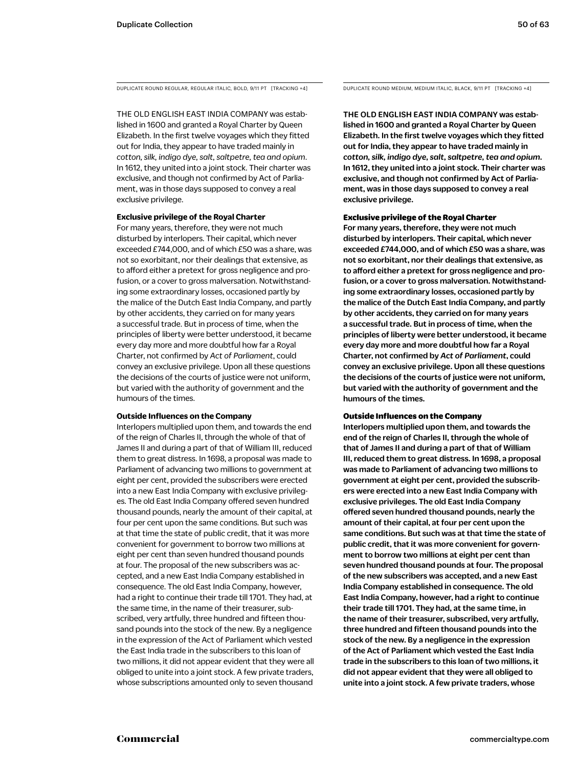DUPLICATE ROUND REGULAR, REGULAR ITALIC, BOLD, 9/11 PT [TRACKING +4]

THE OLD ENGLISH EAST INDIA COMPANY was established in 1600 and granted a Royal Charter by Queen Elizabeth. In the first twelve voyages which they fitted out for India, they appear to have traded mainly in *cotton, silk, indigo dye, salt, saltpetre, tea and opium*. In 1612, they united into a joint stock. Their charter was exclusive, and though not confirmed by Act of Parliament, was in those days supposed to convey a real exclusive privilege.

**Exclusive privilege of the Royal Charter**

For many years, therefore, they were not much disturbed by interlopers. Their capital, which never exceeded £744,000, and of which £50 was a share, was not so exorbitant, nor their dealings that extensive, as to afford either a pretext for gross negligence and profusion, or a cover to gross malversation. Notwithstanding some extraordinary losses, occasioned partly by the malice of the Dutch East India Company, and partly by other accidents, they carried on for many years a successful trade. But in process of time, when the principles of liberty were better understood, it became every day more and more doubtful how far a Royal Charter, not confirmed by *Act of Parliament*, could convey an exclusive privilege. Upon all these questions the decisions of the courts of justice were not uniform, but varied with the authority of government and the humours of the times.

**Outside Influences on the Company**

Interlopers multiplied upon them, and towards the end of the reign of Charles II, through the whole of that of James II and during a part of that of William III, reduced them to great distress. In 1698, a proposal was made to Parliament of advancing two millions to government at eight per cent, provided the subscribers were erected into a new East India Company with exclusive privileges. The old East India Company offered seven hundred thousand pounds, nearly the amount of their capital, at four per cent upon the same conditions. But such was at that time the state of public credit, that it was more convenient for government to borrow two millions at eight per cent than seven hundred thousand pounds at four. The proposal of the new subscribers was accepted, and a new East India Company established in consequence. The old East India Company, however, had a right to continue their trade till 1701. They had, at the same time, in the name of their treasurer, subscribed, very artfully, three hundred and fifteen thousand pounds into the stock of the new. By a negligence in the expression of the Act of Parliament which vested the East India trade in the subscribers to this loan of two millions, it did not appear evident that they were all obliged to unite into a joint stock. A few private traders, whose subscriptions amounted only to seven thousand

DUPLICATE ROUND MEDIUM, MEDIUM ITALIC, BLACK, 9/11 PT [TRACKING +4]

**THE OLD ENGLISH EAST INDIA COMPANY was established in 1600 and granted a Royal Charter by Queen Elizabeth. In the first twelve voyages which they fitted out for India, they appear to have traded mainly in *cotton, silk, indigo dye, salt, saltpetre, tea and opium*. In 1612, they united into a joint stock. Their charter was exclusive, and though not confirmed by Act of Parliament, was in those days supposed to convey a real exclusive privilege.**

**Exclusive privilege of the Royal Charter**

**For many years, therefore, they were not much disturbed by interlopers. Their capital, which never exceeded £744,000, and of which £50 was a share, was not so exorbitant, nor their dealings that extensive, as to afford either a pretext for gross negligence and profusion, or a cover to gross malversation. Notwithstanding some extraordinary losses, occasioned partly by the malice of the Dutch East India Company, and partly by other accidents, they carried on for many years a successful trade. But in process of time, when the principles of liberty were better understood, it became every day more and more doubtful how far a Royal Charter, not confirmed by *Act of Parliament*, could convey an exclusive privilege. Upon all these questions the decisions of the courts of justice were not uniform, but varied with the authority of government and the humours of the times.**

**Outside Influences on the Company**

**Interlopers multiplied upon them, and towards the end of the reign of Charles II, through the whole of that of James II and during a part of that of William III, reduced them to great distress. In 1698, a proposal was made to Parliament of advancing two millions to government at eight per cent, provided the subscribers were erected into a new East India Company with exclusive privileges. The old East India Company offered seven hundred thousand pounds, nearly the amount of their capital, at four per cent upon the same conditions. But such was at that time the state of public credit, that it was more convenient for government to borrow two millions at eight per cent than seven hundred thousand pounds at four. The proposal of the new subscribers was accepted, and a new East India Company established in consequence. The old East India Company, however, had a right to continue their trade till 1701. They had, at the same time, in the name of their treasurer, subscribed, very artfully, three hundred and fifteen thousand pounds into the stock of the new. By a negligence in the expression of the Act of Parliament which vested the East India trade in the subscribers to this loan of two millions, it did not appear evident that they were all obliged to unite into a joint stock. A few private traders, whose**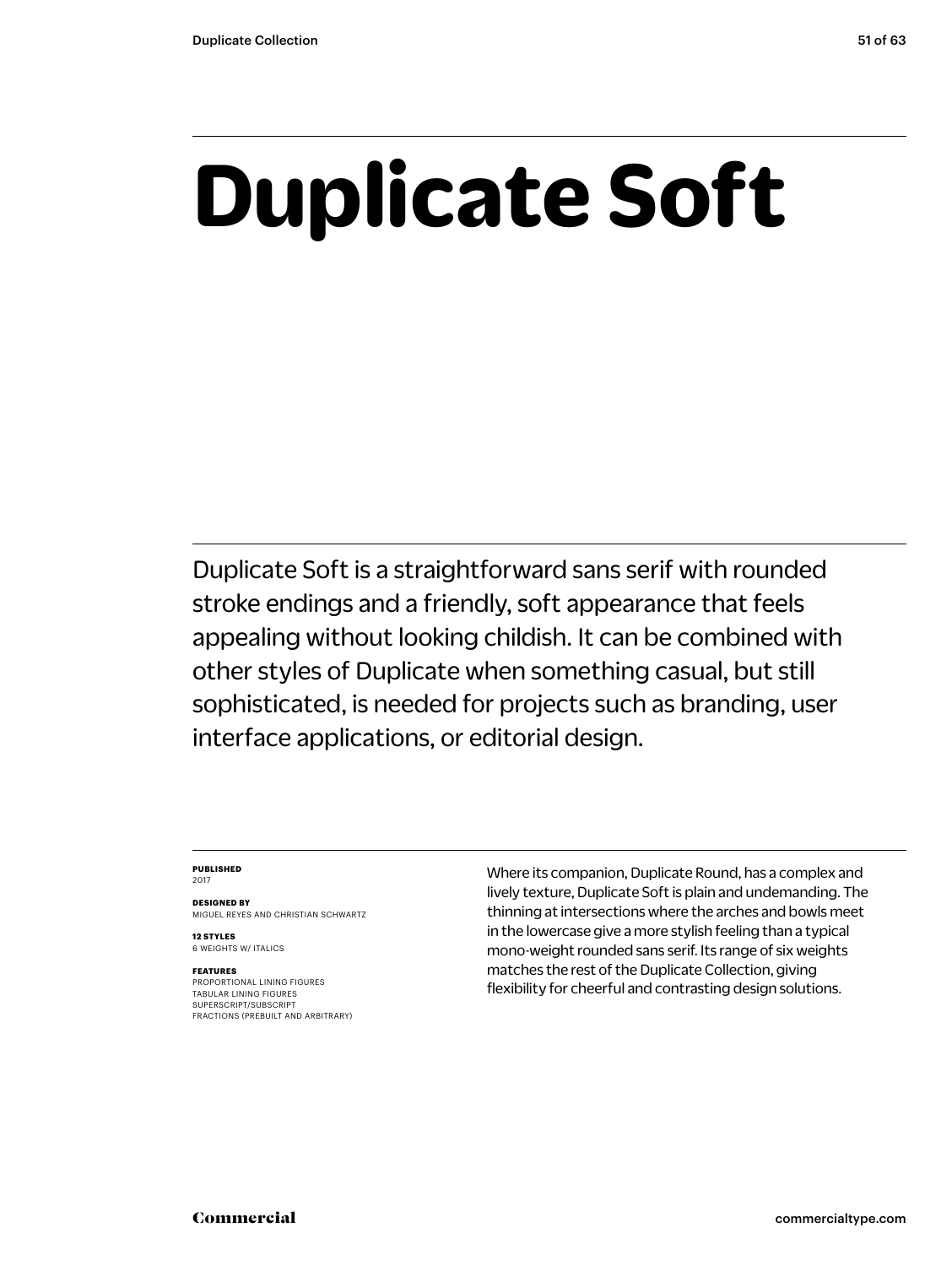# Duplicate Soft

Duplicate Soft is a straightforward sans serif with rounded stroke endings and a friendly, soft appearance that feels appealing without looking childish. It can be combined with other styles of Duplicate when something casual, but still sophisticated, is needed for projects such as branding, user interface applications, or editorial design.

**PUBLISHED**
2017

**DESIGNED BY**
MIGUEL REYES AND CHRISTIAN SCHWARTZ

**12 STYLES**
6 WEIGHTS W/ ITALICS

**FEATURES**
PROPORTIONAL LINING FIGURES
TABULAR LINING FIGURES
SUPERSCRIPT/SUBSCRIPT
FRACTIONS (PREBUILT AND ARBITRARY)

Where its companion, Duplicate Round, has a complex and lively texture, Duplicate Soft is plain and undemanding. The thinning at intersections where the arches and bowls meet in the lowercase give a more stylish feeling than a typical mono-weight rounded sans serif. Its range of six weights matches the rest of the Duplicate Collection, giving flexibility for cheerful and contrasting design solutions.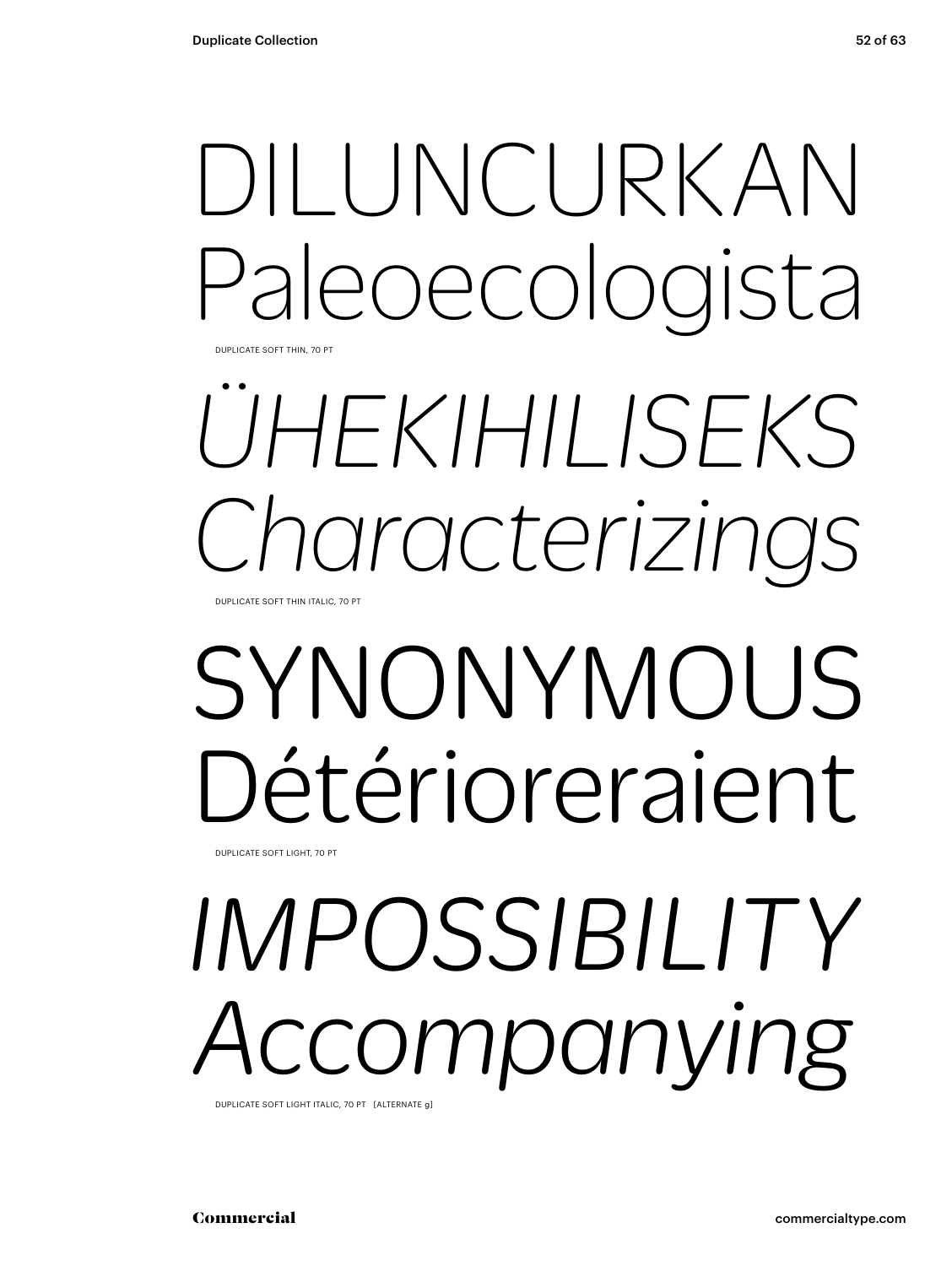DILUNCURKAN
Paleoecologista

DUPLICATE SOFT THIN, 70 PT

*ÜHEKIHILISEKS*
*Characterizings*

DUPLICATE SOFT THIN ITALIC, 70 PT

SYNONYMOUS
Détérioreraient

DUPLICATE SOFT LIGHT, 70 PT

*IMPOSSIBILITY*
*Accompanying*

DUPLICATE SOFT LIGHT ITALIC, 70 PT [ALTERNATE g]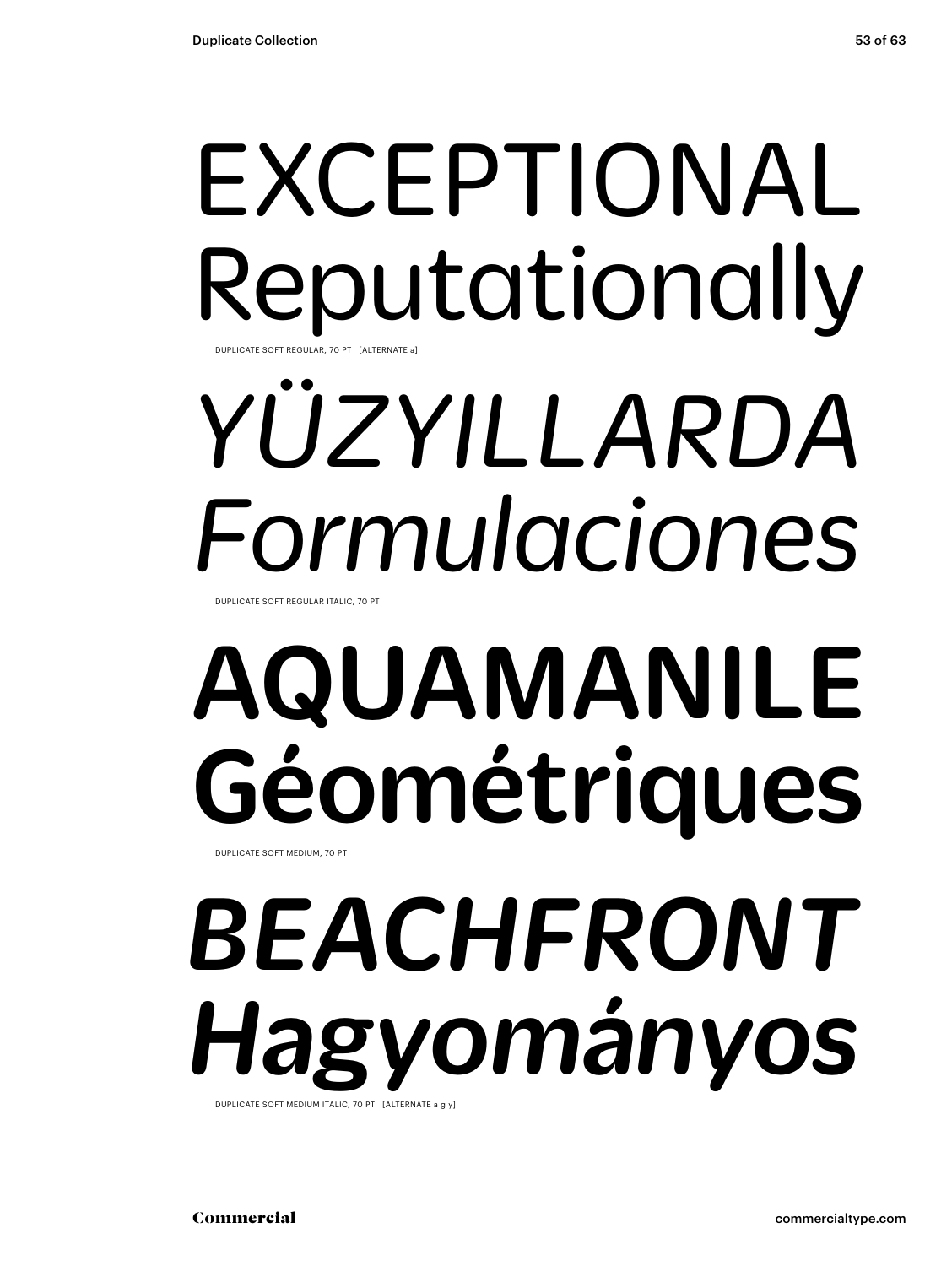EXCEPTIONAL
Reputationally

DUPLICATE SOFT REGULAR, 70 PT [ALTERNATE a]

*YÜZYILLARDA*
*Formulaciones*

DUPLICATE SOFT REGULAR ITALIC, 70 PT

**AQUAMANILE**
**Géométriques**

DUPLICATE SOFT MEDIUM, 70 PT

***BEACHFRONT***
***Hagyományos***

DUPLICATE SOFT MEDIUM ITALIC, 70 PT [ALTERNATE a g y]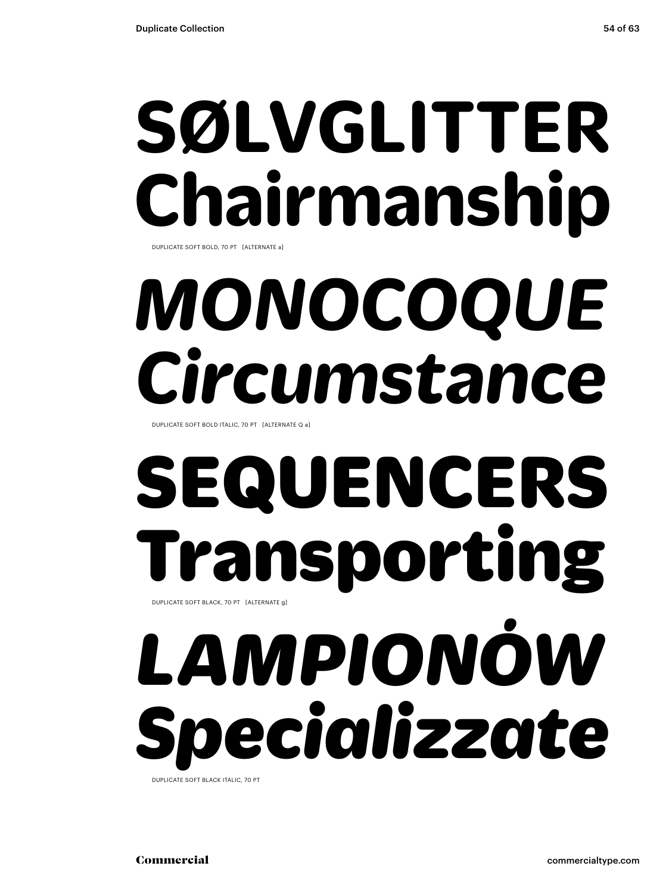**SØLVGLITTER**
**Chairmanship**

DUPLICATE SOFT BOLD, 70 PT [ALTERNATE a]

***MONOCOQUE***
***Circumstance***

DUPLICATE SOFT BOLD ITALIC, 70 PT [ALTERNATE Q a]

**SEQUENCERS**
**Transporting**

DUPLICATE SOFT BLACK, 70 PT [ALTERNATE g]

***LAMPIONÓW***
***Specializzate***

DUPLICATE SOFT BLACK ITALIC, 70 PT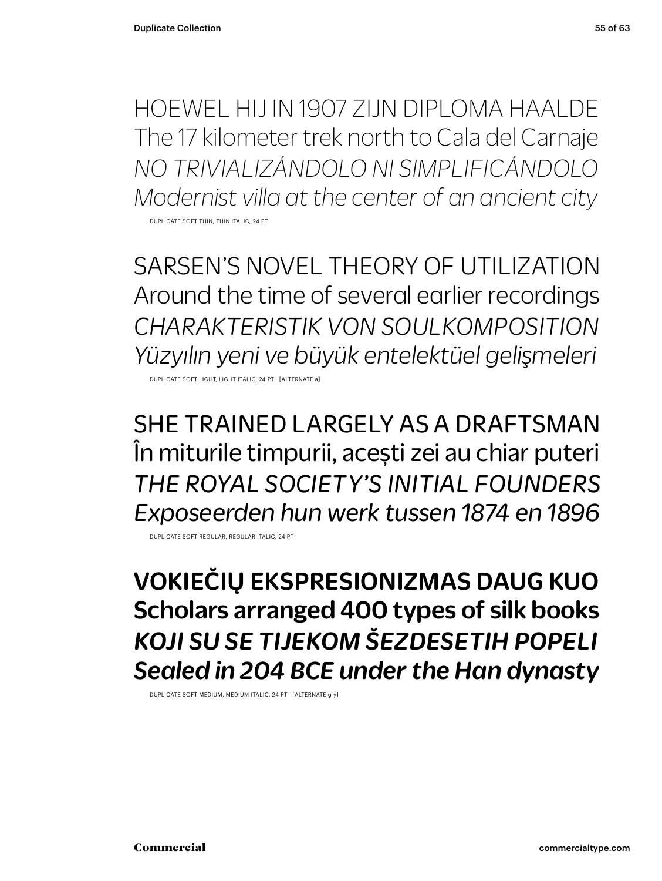HOEWEL HIJ IN 1907 ZIJN DIPLOMA HAALDE
The 17 kilometer trek north to Cala del Carnaje
*NO TRIVIALIZÁNDOLO NI SIMPLIFICÁNDOLO*
*Modernist villa at the center of an ancient city*

DUPLICATE SOFT THIN, THIN ITALIC, 24 PT

SARSEN'S NOVEL THEORY OF UTILIZATION
Around the time of several earlier recordings
*CHARAKTERISTIK VON SOULKOMPOSITION*
*Yüzyılın yeni ve büyük entelektüel gelişmeleri*

DUPLICATE SOFT LIGHT, LIGHT ITALIC, 24 PT [ALTERNATE a]

SHE TRAINED LARGELY AS A DRAFTSMAN
În miturile timpurii, acești zei au chiar puteri
*THE ROYAL SOCIETY'S INITIAL FOUNDERS*
*Exposeerden hun werk tussen 1874 en 1896*

DUPLICATE SOFT REGULAR, REGULAR ITALIC, 24 PT

**VOKIEČIŲ EKSPRESIONIZMAS DAUG KUO**
**Scholars arranged 400 types of silk books**
***KOJI SU SE TIJEKOM ŠEZDESETIH POPELI***
***Sealed in 204 BCE under the Han dynasty***

DUPLICATE SOFT MEDIUM, MEDIUM ITALIC, 24 PT [ALTERNATE g y]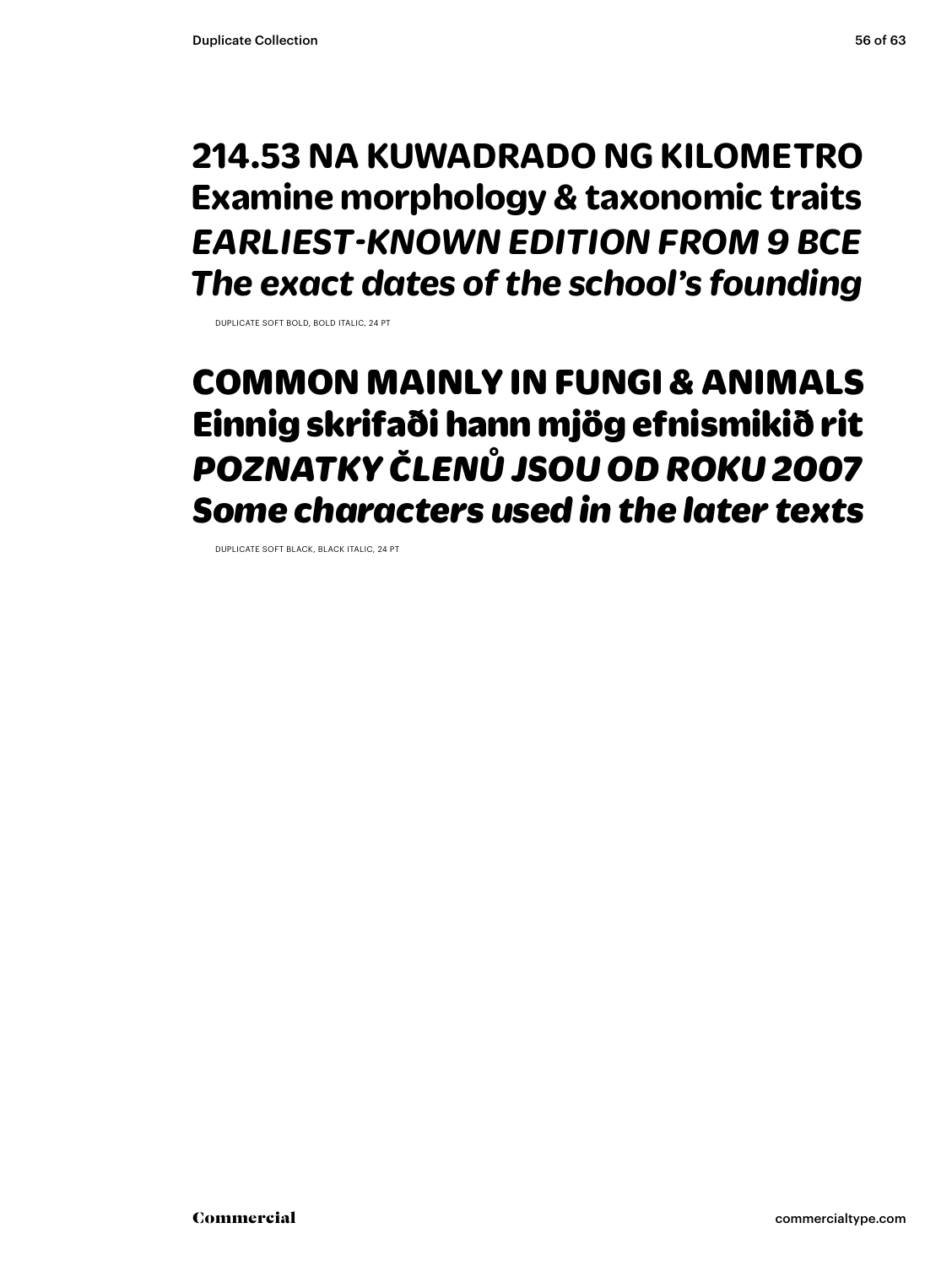**214.53 NA KUWADRADO NG KILOMETRO**
**Examine morphology & taxonomic traits**
***EARLIEST-KNOWN EDITION FROM 9 BCE***
***The exact dates of the school's founding***

DUPLICATE SOFT BOLD, BOLD ITALIC, 24 PT

**COMMON MAINLY IN FUNGI & ANIMALS**
**Einnig skrifaði hann mjög efnismikið rit**
***POZNATKY ČLENŮ JSOU OD ROKU 2007***
***Some characters used in the later texts***

DUPLICATE SOFT BLACK, BLACK ITALIC, 24 PT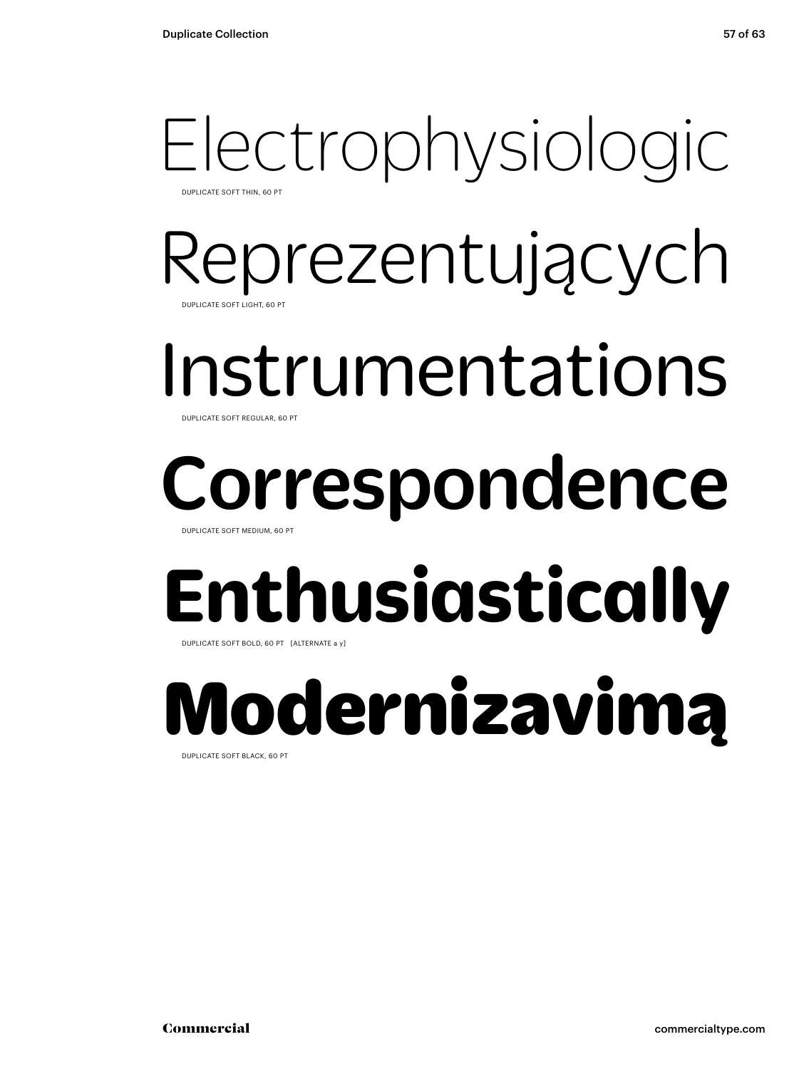Electrophysiologic

DUPLICATE SOFT THIN, 60 PT

Reprezentujących

DUPLICATE SOFT LIGHT, 60 PT

Instrumentations

DUPLICATE SOFT REGULAR, 60 PT

Correspondence

DUPLICATE SOFT MEDIUM, 60 PT

**Enthusiastically**

DUPLICATE SOFT BOLD, 60 PT [ALTERNATE a y]

**Modernizavimą**

DUPLICATE SOFT BLACK, 60 PT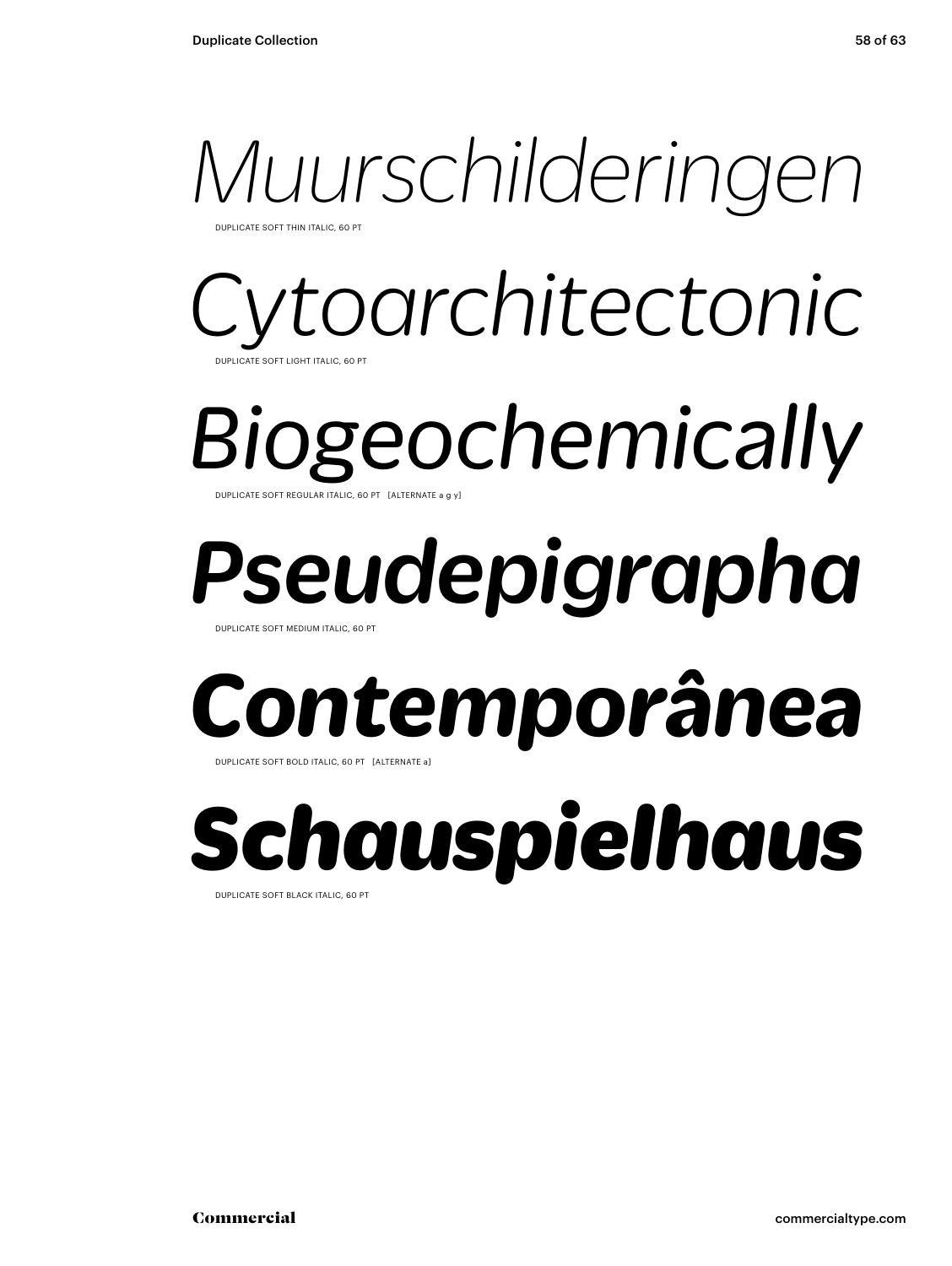*Muurschilderingen*

DUPLICATE SOFT THIN ITALIC, 60 PT

*Cytoarchitectonic*

DUPLICATE SOFT LIGHT ITALIC, 60 PT

*Biogeochemically*

DUPLICATE SOFT REGULAR ITALIC, 60 PT [ALTERNATE a g y]

***Pseudepigrapha***

DUPLICATE SOFT MEDIUM ITALIC, 60 PT

***Contemporânea***

DUPLICATE SOFT BOLD ITALIC, 60 PT [ALTERNATE a]

***Schauspielhaus***

DUPLICATE SOFT BLACK ITALIC, 60 PT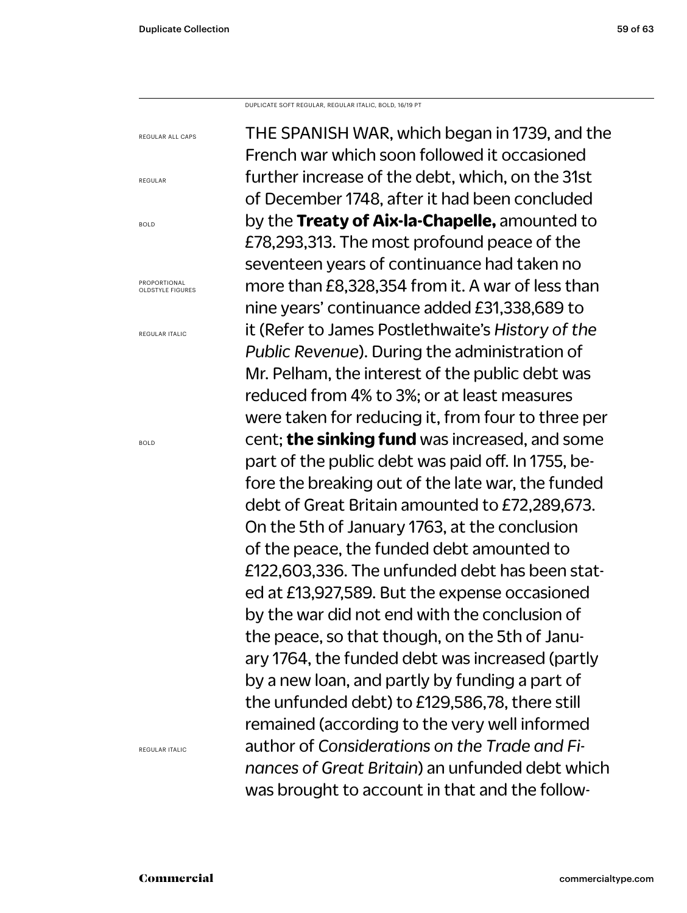DUPLICATE SOFT REGULAR, REGULAR ITALIC, BOLD, 16/19 PT

REGULAR ALL CAPS

REGULAR

BOLD

PROPORTIONAL OLDSTYLE FIGURES

REGULAR ITALIC

BOLD

REGULAR ITALIC

THE SPANISH WAR, which began in 1739, and the French war which soon followed it occasioned further increase of the debt, which, on the 31st of December 1748, after it had been concluded by the **Treaty of Aix-la-Chapelle,** amounted to £78,293,313. The most profound peace of the seventeen years of continuance had taken no more than £8,328,354 from it. A war of less than nine years' continuance added £31,338,689 to it (Refer to James Postlethwaite's *History of the Public Revenue*). During the administration of Mr. Pelham, the interest of the public debt was reduced from 4% to 3%; or at least measures were taken for reducing it, from four to three per cent; **the sinking fund** was increased, and some part of the public debt was paid off. In 1755, before the breaking out of the late war, the funded debt of Great Britain amounted to £72,289,673. On the 5th of January 1763, at the conclusion of the peace, the funded debt amounted to £122,603,336. The unfunded debt has been stated at £13,927,589. But the expense occasioned by the war did not end with the conclusion of the peace, so that though, on the 5th of January 1764, the funded debt was increased (partly by a new loan, and partly by funding a part of the unfunded debt) to £129,586,78, there still remained (according to the very well informed author of *Considerations on the Trade and Finances of Great Britain*) an unfunded debt which was brought to account in that and the follow-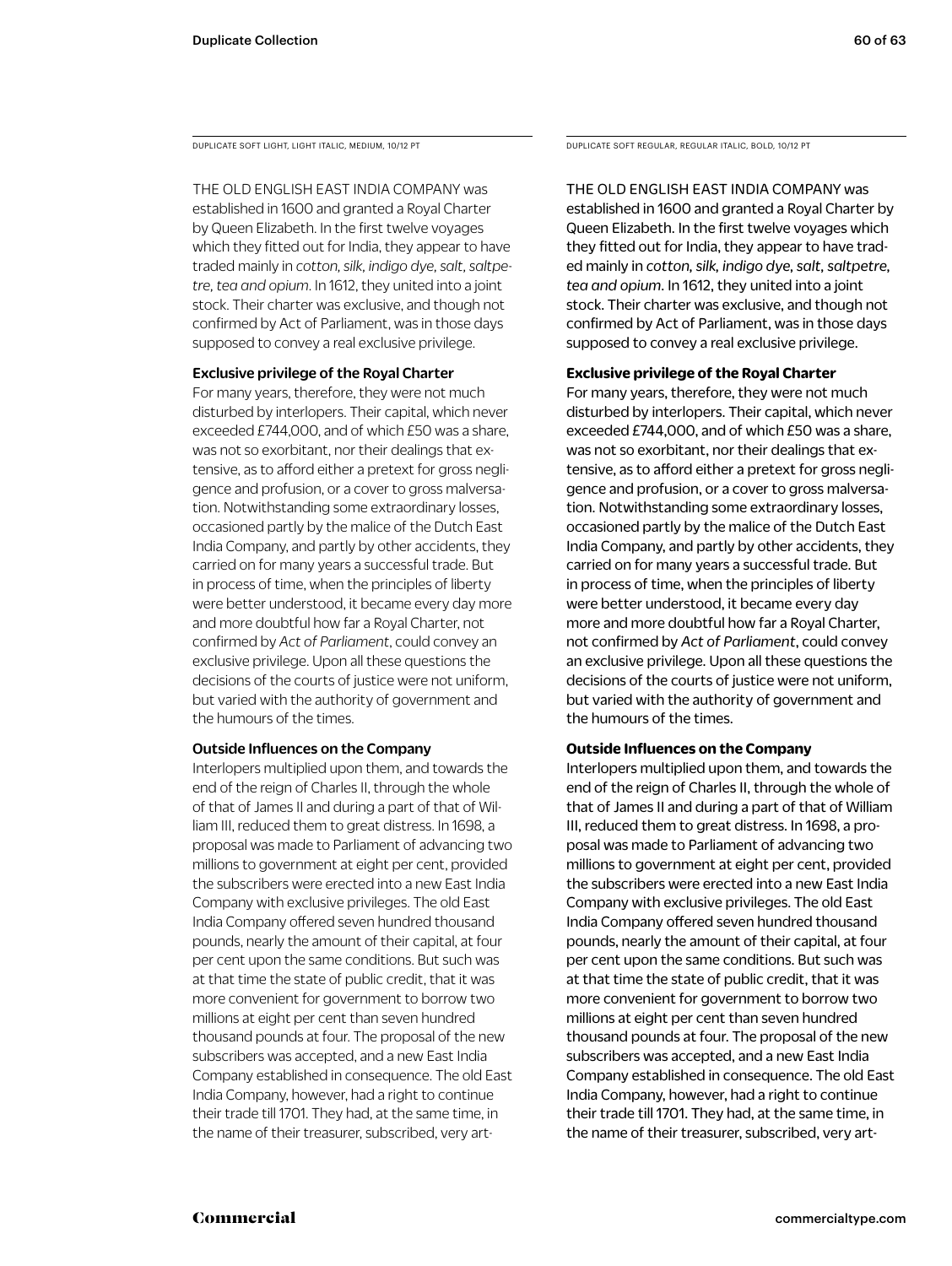DUPLICATE SOFT LIGHT, LIGHT ITALIC, MEDIUM, 10/12 PT

THE OLD ENGLISH EAST INDIA COMPANY was established in 1600 and granted a Royal Charter by Queen Elizabeth. In the first twelve voyages which they fitted out for India, they appear to have traded mainly in *cotton, silk, indigo dye, salt, saltpetre, tea and opium*. In 1612, they united into a joint stock. Their charter was exclusive, and though not confirmed by Act of Parliament, was in those days supposed to convey a real exclusive privilege.

**Exclusive privilege of the Royal Charter**

For many years, therefore, they were not much disturbed by interlopers. Their capital, which never exceeded £744,000, and of which £50 was a share, was not so exorbitant, nor their dealings that extensive, as to afford either a pretext for gross negligence and profusion, or a cover to gross malversation. Notwithstanding some extraordinary losses, occasioned partly by the malice of the Dutch East India Company, and partly by other accidents, they carried on for many years a successful trade. But in process of time, when the principles of liberty were better understood, it became every day more and more doubtful how far a Royal Charter, not confirmed by *Act of Parliament*, could convey an exclusive privilege. Upon all these questions the decisions of the courts of justice were not uniform, but varied with the authority of government and the humours of the times.

**Outside Influences on the Company**

Interlopers multiplied upon them, and towards the end of the reign of Charles II, through the whole of that of James II and during a part of that of William III, reduced them to great distress. In 1698, a proposal was made to Parliament of advancing two millions to government at eight per cent, provided the subscribers were erected into a new East India Company with exclusive privileges. The old East India Company offered seven hundred thousand pounds, nearly the amount of their capital, at four per cent upon the same conditions. But such was at that time the state of public credit, that it was more convenient for government to borrow two millions at eight per cent than seven hundred thousand pounds at four. The proposal of the new subscribers was accepted, and a new East India Company established in consequence. The old East India Company, however, had a right to continue their trade till 1701. They had, at the same time, in the name of their treasurer, subscribed, very art-

DUPLICATE SOFT REGULAR, REGULAR ITALIC, BOLD, 10/12 PT

THE OLD ENGLISH EAST INDIA COMPANY was established in 1600 and granted a Royal Charter by Queen Elizabeth. In the first twelve voyages which they fitted out for India, they appear to have traded mainly in *cotton, silk, indigo dye, salt, saltpetre, tea and opium*. In 1612, they united into a joint stock. Their charter was exclusive, and though not confirmed by Act of Parliament, was in those days supposed to convey a real exclusive privilege.

**Exclusive privilege of the Royal Charter**

For many years, therefore, they were not much disturbed by interlopers. Their capital, which never exceeded £744,000, and of which £50 was a share, was not so exorbitant, nor their dealings that extensive, as to afford either a pretext for gross negligence and profusion, or a cover to gross malversation. Notwithstanding some extraordinary losses, occasioned partly by the malice of the Dutch East India Company, and partly by other accidents, they carried on for many years a successful trade. But in process of time, when the principles of liberty were better understood, it became every day more and more doubtful how far a Royal Charter, not confirmed by *Act of Parliament*, could convey an exclusive privilege. Upon all these questions the decisions of the courts of justice were not uniform, but varied with the authority of government and the humours of the times.

**Outside Influences on the Company**

Interlopers multiplied upon them, and towards the end of the reign of Charles II, through the whole of that of James II and during a part of that of William III, reduced them to great distress. In 1698, a proposal was made to Parliament of advancing two millions to government at eight per cent, provided the subscribers were erected into a new East India Company with exclusive privileges. The old East India Company offered seven hundred thousand pounds, nearly the amount of their capital, at four per cent upon the same conditions. But such was at that time the state of public credit, that it was more convenient for government to borrow two millions at eight per cent than seven hundred thousand pounds at four. The proposal of the new subscribers was accepted, and a new East India Company established in consequence. The old East India Company, however, had a right to continue their trade till 1701. They had, at the same time, in the name of their treasurer, subscribed, very art-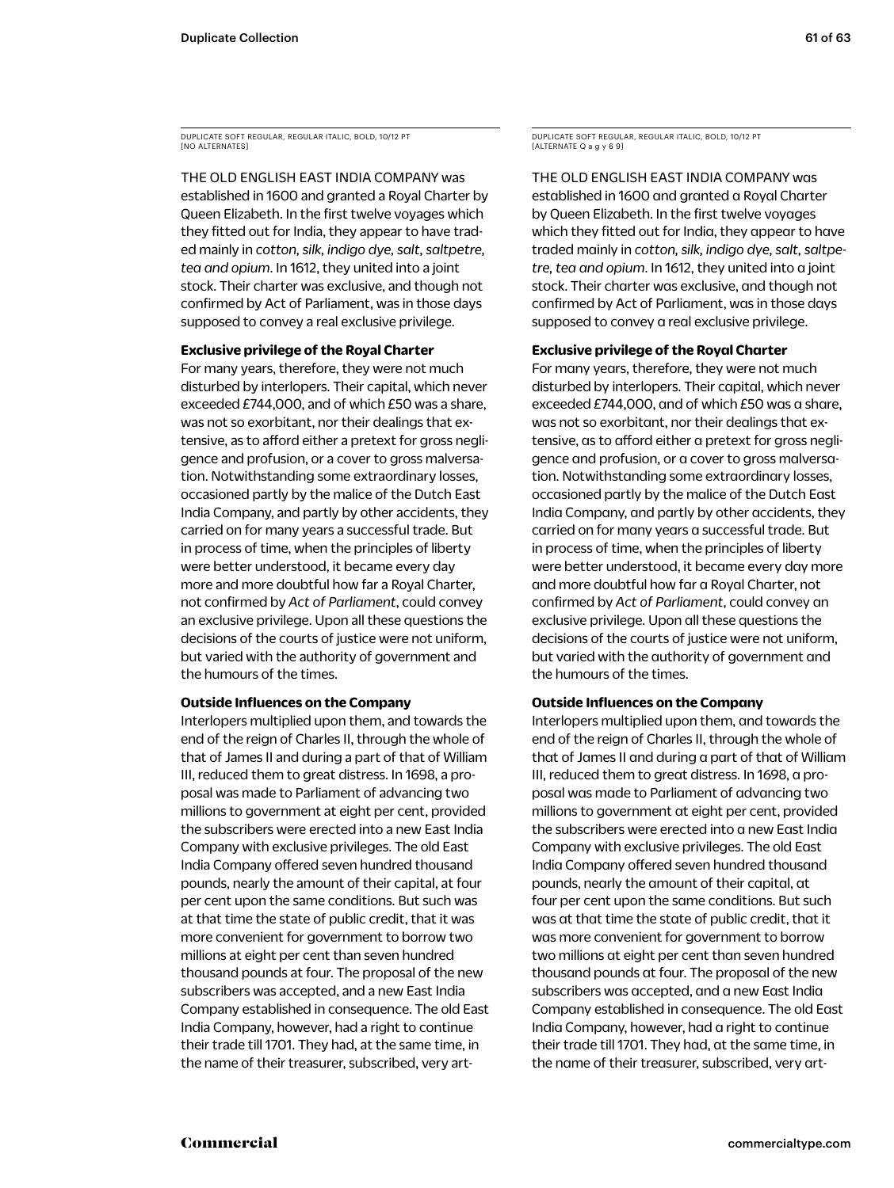DUPLICATE SOFT REGULAR, REGULAR ITALIC, BOLD, 10/12 PT
[NO ALTERNATES]

THE OLD ENGLISH EAST INDIA COMPANY was established in 1600 and granted a Royal Charter by Queen Elizabeth. In the first twelve voyages which they fitted out for India, they appear to have traded mainly in *cotton, silk, indigo dye, salt, saltpetre, tea and opium*. In 1612, they united into a joint stock. Their charter was exclusive, and though not confirmed by Act of Parliament, was in those days supposed to convey a real exclusive privilege.

**Exclusive privilege of the Royal Charter**

For many years, therefore, they were not much disturbed by interlopers. Their capital, which never exceeded £744,000, and of which £50 was a share, was not so exorbitant, nor their dealings that extensive, as to afford either a pretext for gross negligence and profusion, or a cover to gross malversation. Notwithstanding some extraordinary losses, occasioned partly by the malice of the Dutch East India Company, and partly by other accidents, they carried on for many years a successful trade. But in process of time, when the principles of liberty were better understood, it became every day more and more doubtful how far a Royal Charter, not confirmed by *Act of Parliament*, could convey an exclusive privilege. Upon all these questions the decisions of the courts of justice were not uniform, but varied with the authority of government and the humours of the times.

**Outside Influences on the Company**

Interlopers multiplied upon them, and towards the end of the reign of Charles II, through the whole of that of James II and during a part of that of William III, reduced them to great distress. In 1698, a proposal was made to Parliament of advancing two millions to government at eight per cent, provided the subscribers were erected into a new East India Company with exclusive privileges. The old East India Company offered seven hundred thousand pounds, nearly the amount of their capital, at four per cent upon the same conditions. But such was at that time the state of public credit, that it was more convenient for government to borrow two millions at eight per cent than seven hundred thousand pounds at four. The proposal of the new subscribers was accepted, and a new East India Company established in consequence. The old East India Company, however, had a right to continue their trade till 1701. They had, at the same time, in the name of their treasurer, subscribed, very art-

DUPLICATE SOFT REGULAR, REGULAR ITALIC, BOLD, 10/12 PT
[ALTERNATE Q a g y 6 9]

THE OLD ENGLISH EAST INDIA COMPANY was established in 1600 and granted a Royal Charter by Queen Elizabeth. In the first twelve voyages which they fitted out for India, they appear to have traded mainly in *cotton, silk, indigo dye, salt, saltpetre, tea and opium*. In 1612, they united into a joint stock. Their charter was exclusive, and though not confirmed by Act of Parliament, was in those days supposed to convey a real exclusive privilege.

**Exclusive privilege of the Royal Charter**

For many years, therefore, they were not much disturbed by interlopers. Their capital, which never exceeded £744,000, and of which £50 was a share, was not so exorbitant, nor their dealings that extensive, as to afford either a pretext for gross negligence and profusion, or a cover to gross malversation. Notwithstanding some extraordinary losses, occasioned partly by the malice of the Dutch East India Company, and partly by other accidents, they carried on for many years a successful trade. But in process of time, when the principles of liberty were better understood, it became every day more and more doubtful how far a Royal Charter, not confirmed by *Act of Parliament*, could convey an exclusive privilege. Upon all these questions the decisions of the courts of justice were not uniform, but varied with the authority of government and the humours of the times.

**Outside Influences on the Company**

Interlopers multiplied upon them, and towards the end of the reign of Charles II, through the whole of that of James II and during a part of that of William III, reduced them to great distress. In 1698, a proposal was made to Parliament of advancing two millions to government at eight per cent, provided the subscribers were erected into a new East India Company with exclusive privileges. The old East India Company offered seven hundred thousand pounds, nearly the amount of their capital, at four per cent upon the same conditions. But such was at that time the state of public credit, that it was more convenient for government to borrow two millions at eight per cent than seven hundred thousand pounds at four. The proposal of the new subscribers was accepted, and a new East India Company established in consequence. The old East India Company, however, had a right to continue their trade till 1701. They had, at the same time, in the name of their treasurer, subscribed, very art-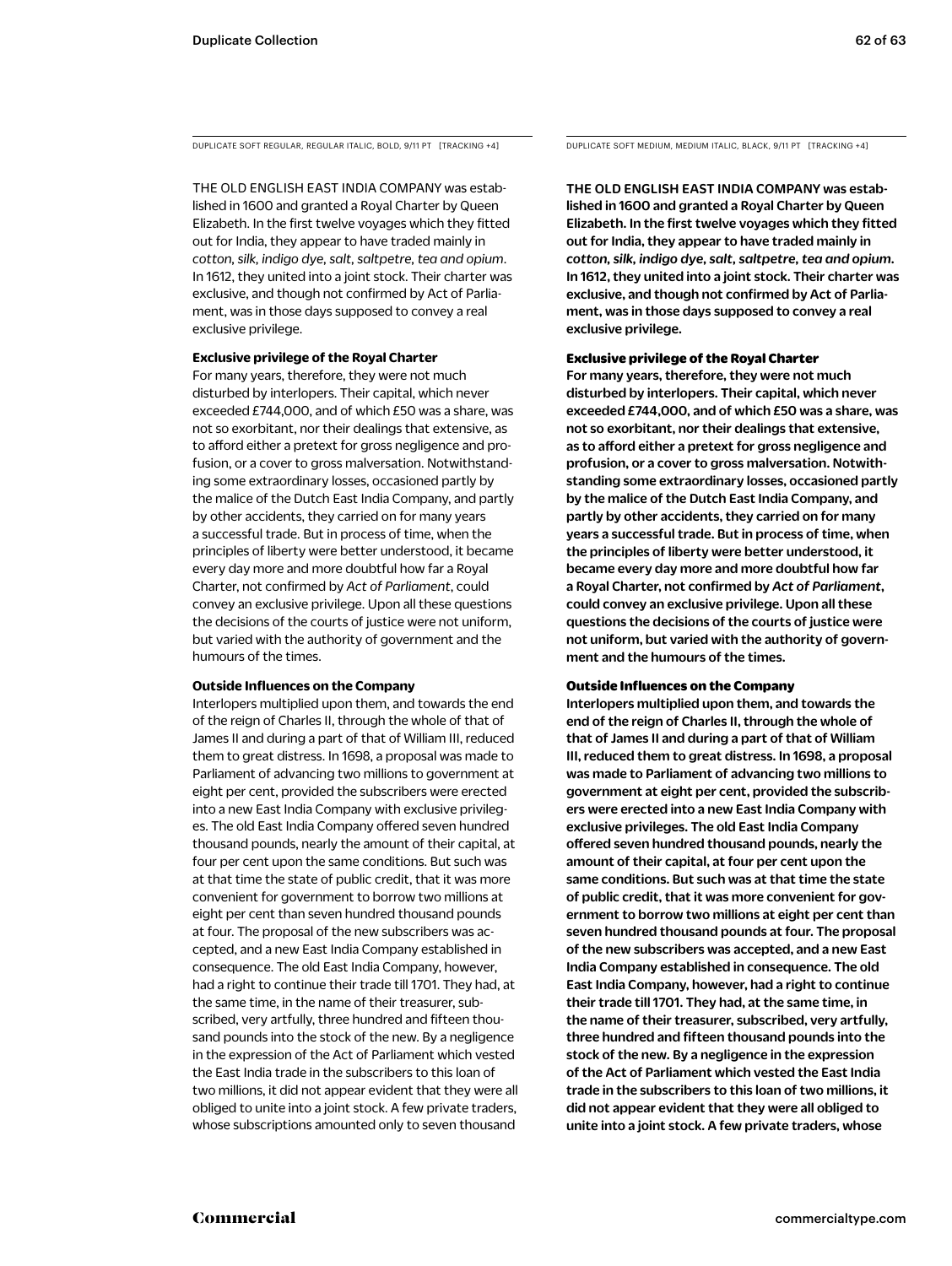DUPLICATE SOFT REGULAR, REGULAR ITALIC, BOLD, 9/11 PT [TRACKING +4]

THE OLD ENGLISH EAST INDIA COMPANY was established in 1600 and granted a Royal Charter by Queen Elizabeth. In the first twelve voyages which they fitted out for India, they appear to have traded mainly in *cotton, silk, indigo dye, salt, saltpetre, tea and opium*. In 1612, they united into a joint stock. Their charter was exclusive, and though not confirmed by Act of Parliament, was in those days supposed to convey a real exclusive privilege.

**Exclusive privilege of the Royal Charter**

For many years, therefore, they were not much disturbed by interlopers. Their capital, which never exceeded £744,000, and of which £50 was a share, was not so exorbitant, nor their dealings that extensive, as to afford either a pretext for gross negligence and profusion, or a cover to gross malversation. Notwithstanding some extraordinary losses, occasioned partly by the malice of the Dutch East India Company, and partly by other accidents, they carried on for many years a successful trade. But in process of time, when the principles of liberty were better understood, it became every day more and more doubtful how far a Royal Charter, not confirmed by *Act of Parliament*, could convey an exclusive privilege. Upon all these questions the decisions of the courts of justice were not uniform, but varied with the authority of government and the humours of the times.

**Outside Influences on the Company**

Interlopers multiplied upon them, and towards the end of the reign of Charles II, through the whole of that of James II and during a part of that of William III, reduced them to great distress. In 1698, a proposal was made to Parliament of advancing two millions to government at eight per cent, provided the subscribers were erected into a new East India Company with exclusive privileges. The old East India Company offered seven hundred thousand pounds, nearly the amount of their capital, at four per cent upon the same conditions. But such was at that time the state of public credit, that it was more convenient for government to borrow two millions at eight per cent than seven hundred thousand pounds at four. The proposal of the new subscribers was accepted, and a new East India Company established in consequence. The old East India Company, however, had a right to continue their trade till 1701. They had, at the same time, in the name of their treasurer, subscribed, very artfully, three hundred and fifteen thousand pounds into the stock of the new. By a negligence in the expression of the Act of Parliament which vested the East India trade in the subscribers to this loan of two millions, it did not appear evident that they were all obliged to unite into a joint stock. A few private traders, whose subscriptions amounted only to seven thousand

DUPLICATE SOFT MEDIUM, MEDIUM ITALIC, BLACK, 9/11 PT [TRACKING +4]

**THE OLD ENGLISH EAST INDIA COMPANY was established in 1600 and granted a Royal Charter by Queen Elizabeth. In the first twelve voyages which they fitted out for India, they appear to have traded mainly in *cotton, silk, indigo dye, salt, saltpetre, tea and opium*. In 1612, they united into a joint stock. Their charter was exclusive, and though not confirmed by Act of Parliament, was in those days supposed to convey a real exclusive privilege.**

**Exclusive privilege of the Royal Charter**

**For many years, therefore, they were not much disturbed by interlopers. Their capital, which never exceeded £744,000, and of which £50 was a share, was not so exorbitant, nor their dealings that extensive, as to afford either a pretext for gross negligence and profusion, or a cover to gross malversation. Notwithstanding some extraordinary losses, occasioned partly by the malice of the Dutch East India Company, and partly by other accidents, they carried on for many years a successful trade. But in process of time, when the principles of liberty were better understood, it became every day more and more doubtful how far a Royal Charter, not confirmed by *Act of Parliament*, could convey an exclusive privilege. Upon all these questions the decisions of the courts of justice were not uniform, but varied with the authority of government and the humours of the times.**

**Outside Influences on the Company**

**Interlopers multiplied upon them, and towards the end of the reign of Charles II, through the whole of that of James II and during a part of that of William III, reduced them to great distress. In 1698, a proposal was made to Parliament of advancing two millions to government at eight per cent, provided the subscribers were erected into a new East India Company with exclusive privileges. The old East India Company offered seven hundred thousand pounds, nearly the amount of their capital, at four per cent upon the same conditions. But such was at that time the state of public credit, that it was more convenient for government to borrow two millions at eight per cent than seven hundred thousand pounds at four. The proposal of the new subscribers was accepted, and a new East India Company established in consequence. The old East India Company, however, had a right to continue their trade till 1701. They had, at the same time, in the name of their treasurer, subscribed, very artfully, three hundred and fifteen thousand pounds into the stock of the new. By a negligence in the expression of the Act of Parliament which vested the East India trade in the subscribers to this loan of two millions, it did not appear evident that they were all obliged to unite into a joint stock. A few private traders, whose**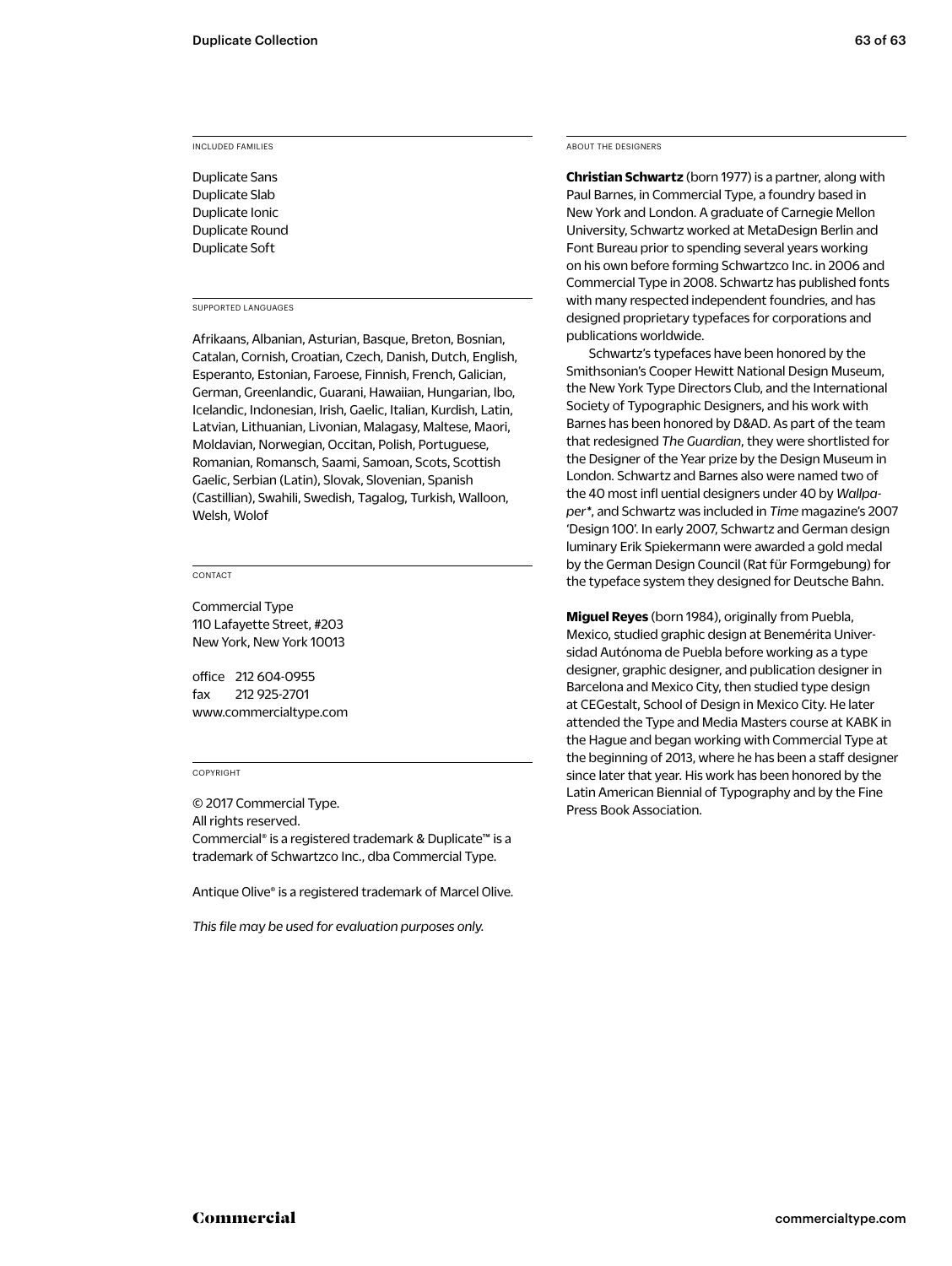## INCLUDED FAMILIES

Duplicate Sans
Duplicate Slab
Duplicate Ionic
Duplicate Round
Duplicate Soft

## SUPPORTED LANGUAGES

Afrikaans, Albanian, Asturian, Basque, Breton, Bosnian, Catalan, Cornish, Croatian, Czech, Danish, Dutch, English, Esperanto, Estonian, Faroese, Finnish, French, Galician, German, Greenlandic, Guarani, Hawaiian, Hungarian, Ibo, Icelandic, Indonesian, Irish, Gaelic, Italian, Kurdish, Latin, Latvian, Lithuanian, Livonian, Malagasy, Maltese, Maori, Moldavian, Norwegian, Occitan, Polish, Portuguese, Romanian, Romansch, Saami, Samoan, Scots, Scottish Gaelic, Serbian (Latin), Slovak, Slovenian, Spanish (Castillian), Swahili, Swedish, Tagalog, Turkish, Walloon, Welsh, Wolof

## CONTACT

Commercial Type
110 Lafayette Street, #203
New York, New York 10013

office 212 604-0955
fax 212 925-2701
www.commercialtype.com

## COPYRIGHT

© 2017 Commercial Type.
All rights reserved.
Commercial® is a registered trademark & Duplicate™ is a trademark of Schwartzco Inc., dba Commercial Type.

Antique Olive® is a registered trademark of Marcel Olive.

*This file may be used for evaluation purposes only.*

## ABOUT THE DESIGNERS

**Christian Schwartz** (born 1977) is a partner, along with Paul Barnes, in Commercial Type, a foundry based in New York and London. A graduate of Carnegie Mellon University, Schwartz worked at MetaDesign Berlin and Font Bureau prior to spending several years working on his own before forming Schwartzco Inc. in 2006 and Commercial Type in 2008. Schwartz has published fonts with many respected independent foundries, and has designed proprietary typefaces for corporations and publications worldwide.

Schwartz's typefaces have been honored by the Smithsonian's Cooper Hewitt National Design Museum, the New York Type Directors Club, and the International Society of Typographic Designers, and his work with Barnes has been honored by D&AD. As part of the team that redesigned *The Guardian*, they were shortlisted for the Designer of the Year prize by the Design Museum in London. Schwartz and Barnes also were named two of the 40 most infl uential designers under 40 by *Wallpaper\**, and Schwartz was included in *Time* magazine's 2007 'Design 100'. In early 2007, Schwartz and German design luminary Erik Spiekermann were awarded a gold medal by the German Design Council (Rat für Formgebung) for the typeface system they designed for Deutsche Bahn.

**Miguel Reyes** (born 1984), originally from Puebla, Mexico, studied graphic design at Benemérita Universidad Autónoma de Puebla before working as a type designer, graphic designer, and publication designer in Barcelona and Mexico City, then studied type design at CEGestalt, School of Design in Mexico City. He later attended the Type and Media Masters course at KABK in the Hague and began working with Commercial Type at the beginning of 2013, where he has been a staff designer since later that year. His work has been honored by the Latin American Biennial of Typography and by the Fine Press Book Association.